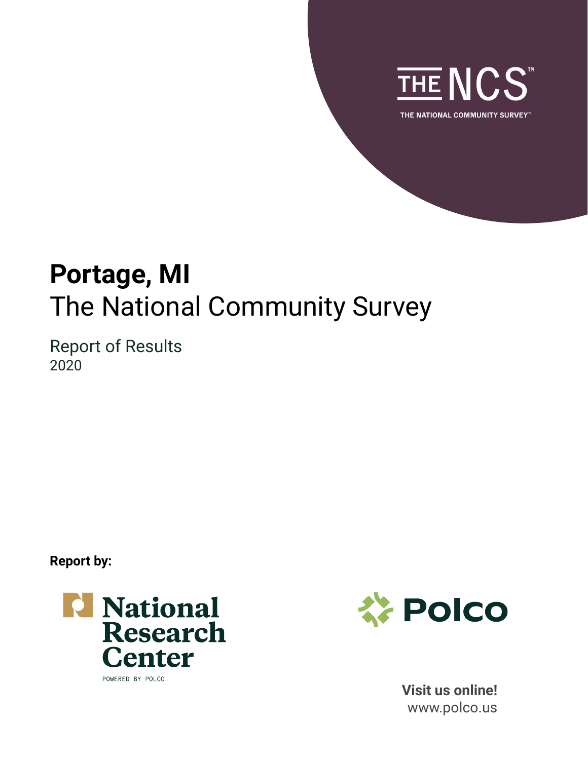THE NCS™

THE NATIONAL COMMUNITY SURVEY™

# Portage, MI

## The National Community Survey

Report of Results

2020

**Report by:**

National Research Center

POWERED BY POLCO

Polco

**Visit us online!**

www.polco.us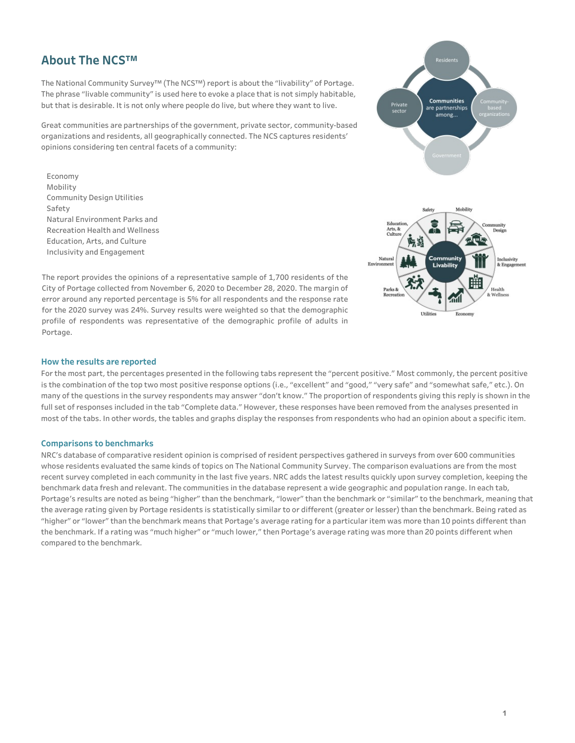## About The NCS™

The National Community Survey™ (The NCS™) report is about the "livability" of Portage. The phrase "livable community" is used here to evoke a place that is not simply habitable, but that is desirable. It is not only where people do live, but where they want to live.

Great communities are partnerships of the government, private sector, community-based organizations and residents, all geographically connected. The NCS captures residents' opinions considering ten central facets of a community:

Economy
Mobility
Community Design Utilities
Safety
Natural Environment Parks and Recreation Health and Wellness
Education, Arts, and Culture
Inclusivity and Engagement

The report provides the opinions of a representative sample of 1,700 residents of the City of Portage collected from November 6, 2020 to December 28, 2020. The margin of error around any reported percentage is 5% for all respondents and the response rate for the 2020 survey was 24%. Survey results were weighted so that the demographic profile of respondents was representative of the demographic profile of adults in Portage.

### How the results are reported

For the most part, the percentages presented in the following tabs represent the "percent positive." Most commonly, the percent positive is the combination of the top two most positive response options (i.e., "excellent" and "good," "very safe" and "somewhat safe," etc.). On many of the questions in the survey respondents may answer "don't know." The proportion of respondents giving this reply is shown in the full set of responses included in the tab "Complete data." However, these responses have been removed from the analyses presented in most of the tabs. In other words, the tables and graphs display the responses from respondents who had an opinion about a specific item.

### Comparisons to benchmarks

NRC's database of comparative resident opinion is comprised of resident perspectives gathered in surveys from over 600 communities whose residents evaluated the same kinds of topics on The National Community Survey. The comparison evaluations are from the most recent survey completed in each community in the last five years. NRC adds the latest results quickly upon survey completion, keeping the benchmark data fresh and relevant. The communities in the database represent a wide geographic and population range. In each tab, Portage's results are noted as being "higher" than the benchmark, "lower" than the benchmark or "similar" to the benchmark, meaning that the average rating given by Portage residents is statistically similar to or different (greater or lesser) than the benchmark. Being rated as "higher" or "lower" than the benchmark means that Portage's average rating for a particular item was more than 10 points different than the benchmark. If a rating was "much higher" or "much lower," then Portage's average rating was more than 20 points different when compared to the benchmark.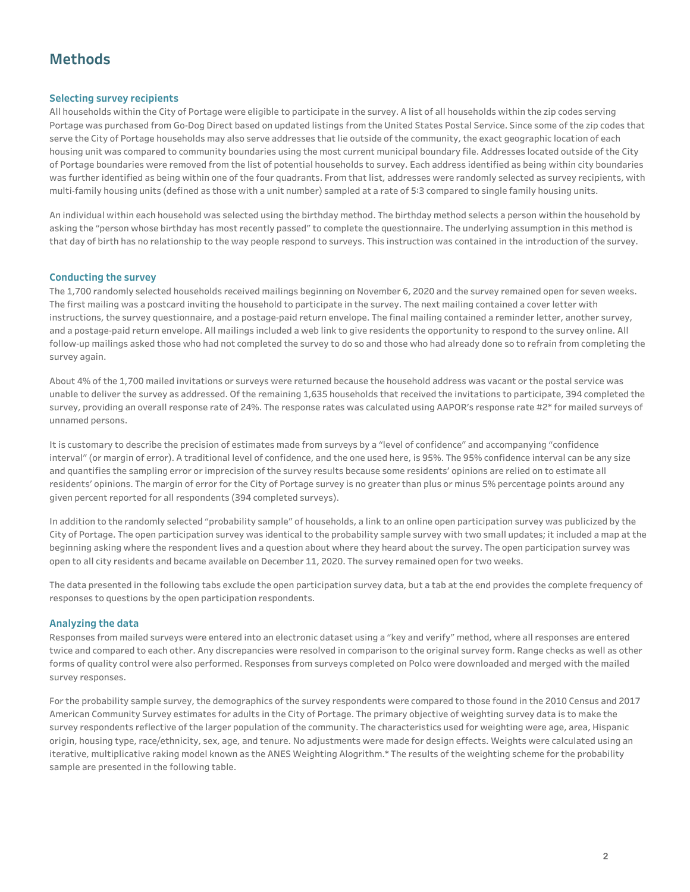# Methods

### Selecting survey recipients

All households within the City of Portage were eligible to participate in the survey. A list of all households within the zip codes serving Portage was purchased from Go-Dog Direct based on updated listings from the United States Postal Service. Since some of the zip codes that serve the City of Portage households may also serve addresses that lie outside of the community, the exact geographic location of each housing unit was compared to community boundaries using the most current municipal boundary file. Addresses located outside of the City of Portage boundaries were removed from the list of potential households to survey. Each address identified as being within city boundaries was further identified as being within one of the four quadrants. From that list, addresses were randomly selected as survey recipients, with multi-family housing units (defined as those with a unit number) sampled at a rate of 5:3 compared to single family housing units.

An individual within each household was selected using the birthday method. The birthday method selects a person within the household by asking the "person whose birthday has most recently passed" to complete the questionnaire. The underlying assumption in this method is that day of birth has no relationship to the way people respond to surveys. This instruction was contained in the introduction of the survey.

### Conducting the survey

The 1,700 randomly selected households received mailings beginning on November 6, 2020 and the survey remained open for seven weeks. The first mailing was a postcard inviting the household to participate in the survey. The next mailing contained a cover letter with instructions, the survey questionnaire, and a postage-paid return envelope. The final mailing contained a reminder letter, another survey, and a postage-paid return envelope. All mailings included a web link to give residents the opportunity to respond to the survey online. All follow-up mailings asked those who had not completed the survey to do so and those who had already done so to refrain from completing the survey again.

About 4% of the 1,700 mailed invitations or surveys were returned because the household address was vacant or the postal service was unable to deliver the survey as addressed. Of the remaining 1,635 households that received the invitations to participate, 394 completed the survey, providing an overall response rate of 24%. The response rates was calculated using AAPOR's response rate #2* for mailed surveys of unnamed persons.

It is customary to describe the precision of estimates made from surveys by a "level of confidence" and accompanying "confidence interval" (or margin of error). A traditional level of confidence, and the one used here, is 95%. The 95% confidence interval can be any size and quantifies the sampling error or imprecision of the survey results because some residents' opinions are relied on to estimate all residents' opinions. The margin of error for the City of Portage survey is no greater than plus or minus 5% percentage points around any given percent reported for all respondents (394 completed surveys).

In addition to the randomly selected "probability sample" of households, a link to an online open participation survey was publicized by the City of Portage. The open participation survey was identical to the probability sample survey with two small updates; it included a map at the beginning asking where the respondent lives and a question about where they heard about the survey. The open participation survey was open to all city residents and became available on December 11, 2020. The survey remained open for two weeks.

The data presented in the following tabs exclude the open participation survey data, but a tab at the end provides the complete frequency of responses to questions by the open participation respondents.

### Analyzing the data

Responses from mailed surveys were entered into an electronic dataset using a "key and verify" method, where all responses are entered twice and compared to each other. Any discrepancies were resolved in comparison to the original survey form. Range checks as well as other forms of quality control were also performed. Responses from surveys completed on Polco were downloaded and merged with the mailed survey responses.

For the probability sample survey, the demographics of the survey respondents were compared to those found in the 2010 Census and 2017 American Community Survey estimates for adults in the City of Portage. The primary objective of weighting survey data is to make the survey respondents reflective of the larger population of the community. The characteristics used for weighting were age, area, Hispanic origin, housing type, race/ethnicity, sex, age, and tenure. No adjustments were made for design effects. Weights were calculated using an iterative, multiplicative raking model known as the ANES Weighting Alogrithm.* The results of the weighting scheme for the probability sample are presented in the following table.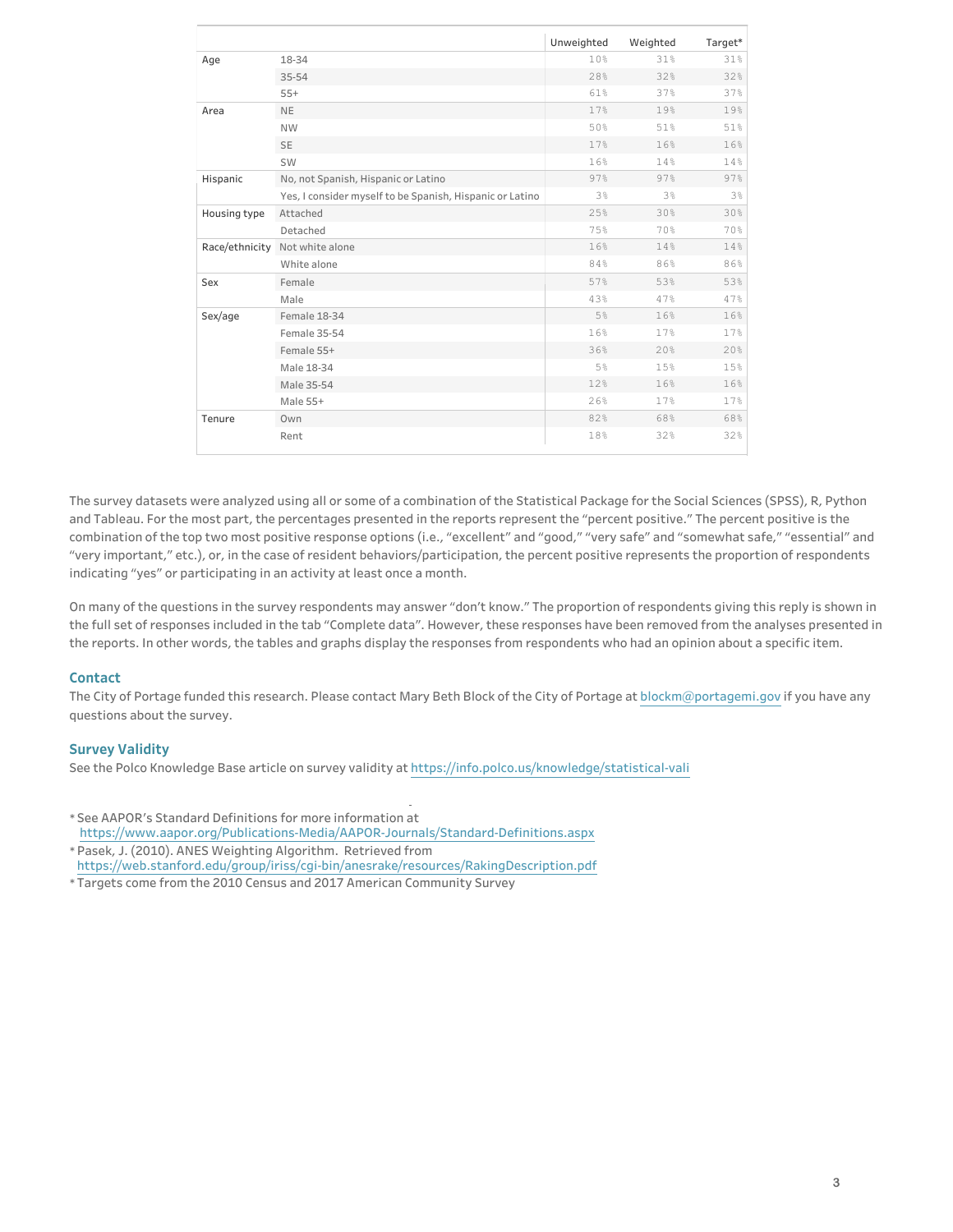| | | Unweighted | Weighted | Target* |
|---|---|---|---|---|
| Age | 18-34 | 10% | 31% | 31% |
| | 35-54 | 28% | 32% | 32% |
| | 55+ | 61% | 37% | 37% |
| Area | NE | 17% | 19% | 19% |
| | NW | 50% | 51% | 51% |
| | SE | 17% | 16% | 16% |
| | SW | 16% | 14% | 14% |
| Hispanic | No, not Spanish, Hispanic or Latino | 97% | 97% | 97% |
| | Yes, I consider myself to be Spanish, Hispanic or Latino | 3% | 3% | 3% |
| Housing type | Attached | 25% | 30% | 30% |
| | Detached | 75% | 70% | 70% |
| Race/ethnicity | Not white alone | 16% | 14% | 14% |
| | White alone | 84% | 86% | 86% |
| Sex | Female | 57% | 53% | 53% |
| | Male | 43% | 47% | 47% |
| Sex/age | Female 18-34 | 5% | 16% | 16% |
| | Female 35-54 | 16% | 17% | 17% |
| | Female 55+ | 36% | 20% | 20% |
| | Male 18-34 | 5% | 15% | 15% |
| | Male 35-54 | 12% | 16% | 16% |
| | Male 55+ | 26% | 17% | 17% |
| Tenure | Own | 82% | 68% | 68% |
| | Rent | 18% | 32% | 32% |

The survey datasets were analyzed using all or some of a combination of the Statistical Package for the Social Sciences (SPSS), R, Python and Tableau. For the most part, the percentages presented in the reports represent the "percent positive." The percent positive is the combination of the top two most positive response options (i.e., "excellent" and "good," "very safe" and "somewhat safe," "essential" and "very important," etc.), or, in the case of resident behaviors/participation, the percent positive represents the proportion of respondents indicating "yes" or participating in an activity at least once a month.

On many of the questions in the survey respondents may answer "don't know." The proportion of respondents giving this reply is shown in the full set of responses included in the tab "Complete data". However, these responses have been removed from the analyses presented in the reports. In other words, the tables and graphs display the responses from respondents who had an opinion about a specific item.

## Contact

The City of Portage funded this research. Please contact Mary Beth Block of the City of Portage at blockm@portagemi.gov if you have any questions about the survey.

## Survey Validity

See the Polco Knowledge Base article on survey validity at https://info.polco.us/knowledge/statistical-vali

* See AAPOR's Standard Definitions for more information at https://www.aapor.org/Publications-Media/AAPOR-Journals/Standard-Definitions.aspx
* Pasek, J. (2010). ANES Weighting Algorithm. Retrieved from https://web.stanford.edu/group/iriss/cgi-bin/anesrake/resources/RakingDescription.pdf
* Targets come from the 2010 Census and 2017 American Community Survey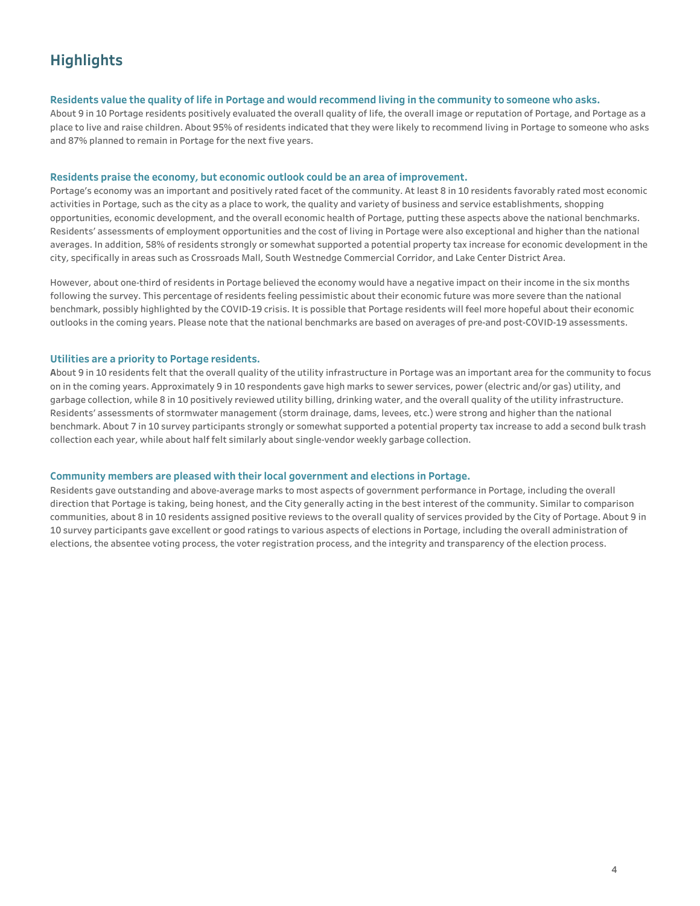# Highlights

### Residents value the quality of life in Portage and would recommend living in the community to someone who asks.

About 9 in 10 Portage residents positively evaluated the overall quality of life, the overall image or reputation of Portage, and Portage as a place to live and raise children. About 95% of residents indicated that they were likely to recommend living in Portage to someone who asks and 87% planned to remain in Portage for the next five years.

### Residents praise the economy, but economic outlook could be an area of improvement.

Portage's economy was an important and positively rated facet of the community. At least 8 in 10 residents favorably rated most economic activities in Portage, such as the city as a place to work, the quality and variety of business and service establishments, shopping opportunities, economic development, and the overall economic health of Portage, putting these aspects above the national benchmarks. Residents' assessments of employment opportunities and the cost of living in Portage were also exceptional and higher than the national averages. In addition, 58% of residents strongly or somewhat supported a potential property tax increase for economic development in the city, specifically in areas such as Crossroads Mall, South Westnedge Commercial Corridor, and Lake Center District Area.

However, about one-third of residents in Portage believed the economy would have a negative impact on their income in the six months following the survey. This percentage of residents feeling pessimistic about their economic future was more severe than the national benchmark, possibly highlighted by the COVID-19 crisis. It is possible that Portage residents will feel more hopeful about their economic outlooks in the coming years. Please note that the national benchmarks are based on averages of pre-and post-COVID-19 assessments.

### Utilities are a priority to Portage residents.

About 9 in 10 residents felt that the overall quality of the utility infrastructure in Portage was an important area for the community to focus on in the coming years. Approximately 9 in 10 respondents gave high marks to sewer services, power (electric and/or gas) utility, and garbage collection, while 8 in 10 positively reviewed utility billing, drinking water, and the overall quality of the utility infrastructure. Residents' assessments of stormwater management (storm drainage, dams, levees, etc.) were strong and higher than the national benchmark. About 7 in 10 survey participants strongly or somewhat supported a potential property tax increase to add a second bulk trash collection each year, while about half felt similarly about single-vendor weekly garbage collection.

### Community members are pleased with their local government and elections in Portage.

Residents gave outstanding and above-average marks to most aspects of government performance in Portage, including the overall direction that Portage is taking, being honest, and the City generally acting in the best interest of the community. Similar to comparison communities, about 8 in 10 residents assigned positive reviews to the overall quality of services provided by the City of Portage. About 9 in 10 survey participants gave excellent or good ratings to various aspects of elections in Portage, including the overall administration of elections, the absentee voting process, the voter registration process, and the integrity and transparency of the election process.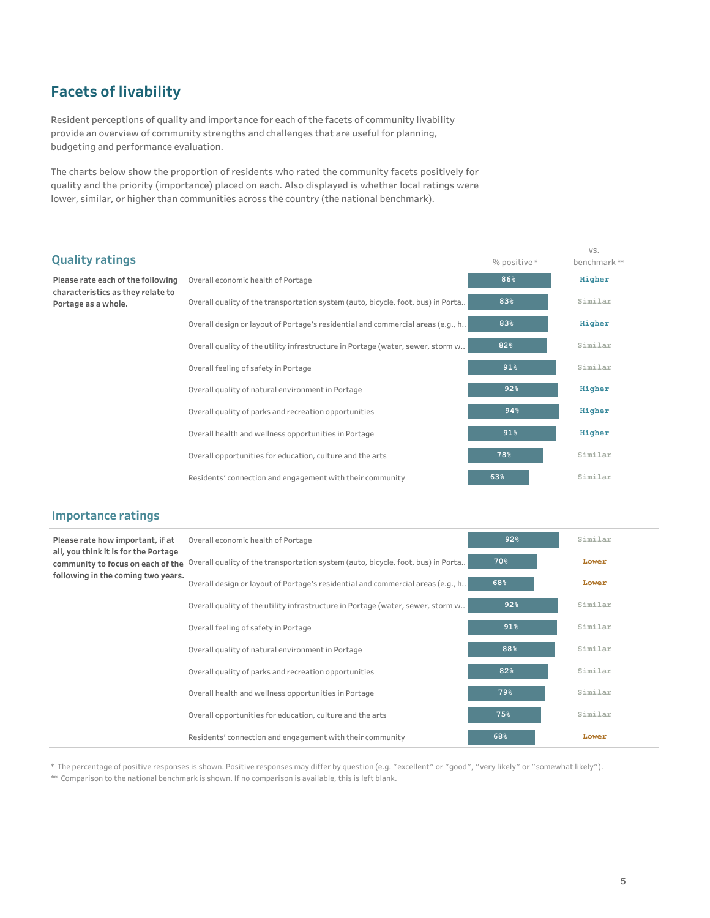## Facets of livability

Resident perceptions of quality and importance for each of the facets of community livability provide an overview of community strengths and challenges that are useful for planning, budgeting and performance evaluation.

The charts below show the proportion of residents who rated the community facets positively for quality and the priority (importance) placed on each. Also displayed is whether local ratings were lower, similar, or higher than communities across the country (the national benchmark).

### Quality ratings

**Please rate each of the following characteristics as they relate to Portage as a whole.**

| | % positive * | vs. benchmark ** |
|---|---|---|
| Overall economic health of Portage | 86% | Higher |
| Overall quality of the transportation system (auto, bicycle, foot, bus) in Porta.. | 83% | Similar |
| Overall design or layout of Portage's residential and commercial areas (e.g., h.. | 83% | Higher |
| Overall quality of the utility infrastructure in Portage (water, sewer, storm w.. | 82% | Similar |
| Overall feeling of safety in Portage | 91% | Similar |
| Overall quality of natural environment in Portage | 92% | Higher |
| Overall quality of parks and recreation opportunities | 94% | Higher |
| Overall health and wellness opportunities in Portage | 91% | Higher |
| Overall opportunities for education, culture and the arts | 78% | Similar |
| Residents' connection and engagement with their community | 63% | Similar |

### Importance ratings

**Please rate how important, if at all, you think it is for the Portage community to focus on each of the following in the coming two years.**

| | % positive * | vs. benchmark ** |
|---|---|---|
| Overall economic health of Portage | 92% | Similar |
| Overall quality of the transportation system (auto, bicycle, foot, bus) in Porta.. | 70% | Lower |
| Overall design or layout of Portage's residential and commercial areas (e.g., h.. | 68% | Lower |
| Overall quality of the utility infrastructure in Portage (water, sewer, storm w.. | 92% | Similar |
| Overall feeling of safety in Portage | 91% | Similar |
| Overall quality of natural environment in Portage | 88% | Similar |
| Overall quality of parks and recreation opportunities | 82% | Similar |
| Overall health and wellness opportunities in Portage | 79% | Similar |
| Overall opportunities for education, culture and the arts | 75% | Similar |
| Residents' connection and engagement with their community | 68% | Lower |

\* The percentage of positive responses is shown. Positive responses may differ by question (e.g. "excellent" or "good", "very likely" or "somewhat likely").

\*\* Comparison to the national benchmark is shown. If no comparison is available, this is left blank.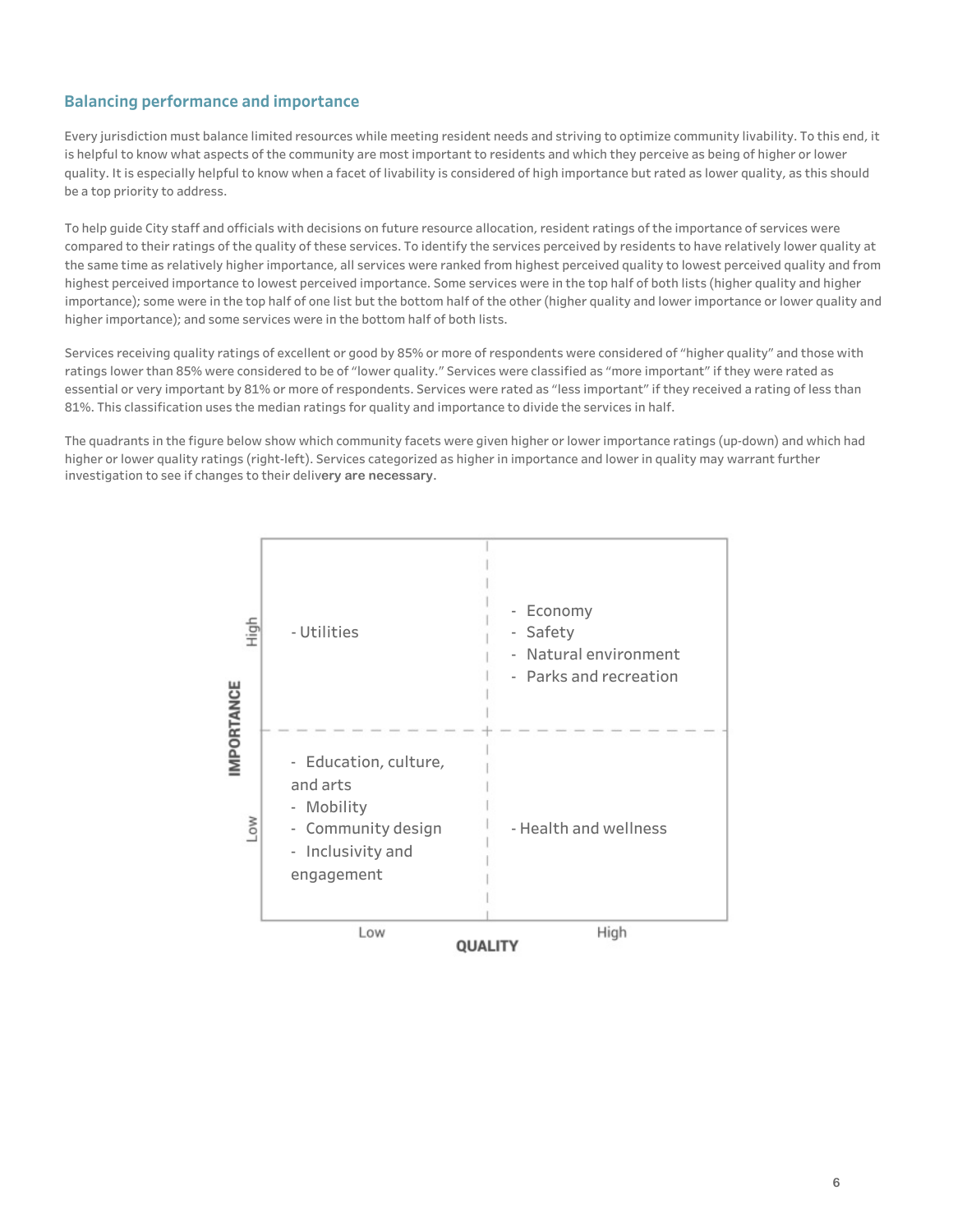## Balancing performance and importance

Every jurisdiction must balance limited resources while meeting resident needs and striving to optimize community livability. To this end, it is helpful to know what aspects of the community are most important to residents and which they perceive as being of higher or lower quality. It is especially helpful to know when a facet of livability is considered of high importance but rated as lower quality, as this should be a top priority to address.

To help guide City staff and officials with decisions on future resource allocation, resident ratings of the importance of services were compared to their ratings of the quality of these services. To identify the services perceived by residents to have relatively lower quality at the same time as relatively higher importance, all services were ranked from highest perceived quality to lowest perceived quality and from highest perceived importance to lowest perceived importance. Some services were in the top half of both lists (higher quality and higher importance); some were in the top half of one list but the bottom half of the other (higher quality and lower importance or lower quality and higher importance); and some services were in the bottom half of both lists.

Services receiving quality ratings of excellent or good by 85% or more of respondents were considered of "higher quality" and those with ratings lower than 85% were considered to be of "lower quality." Services were classified as "more important" if they were rated as essential or very important by 81% or more of respondents. Services were rated as "less important" if they received a rating of less than 81%. This classification uses the median ratings for quality and importance to divide the services in half.

The quadrants in the figure below show which community facets were given higher or lower importance ratings (up-down) and which had higher or lower quality ratings (right-left). Services categorized as higher in importance and lower in quality may warrant further investigation to see if changes to their delivery are necessary.

| IMPORTANCE / QUALITY | Low | High |
| --- | --- | --- |
| High | - Utilities | - Economy<br>- Safety<br>- Natural environment<br>- Parks and recreation |
| Low | - Education, culture, and arts<br>- Mobility<br>- Community design<br>- Inclusivity and engagement | - Health and wellness |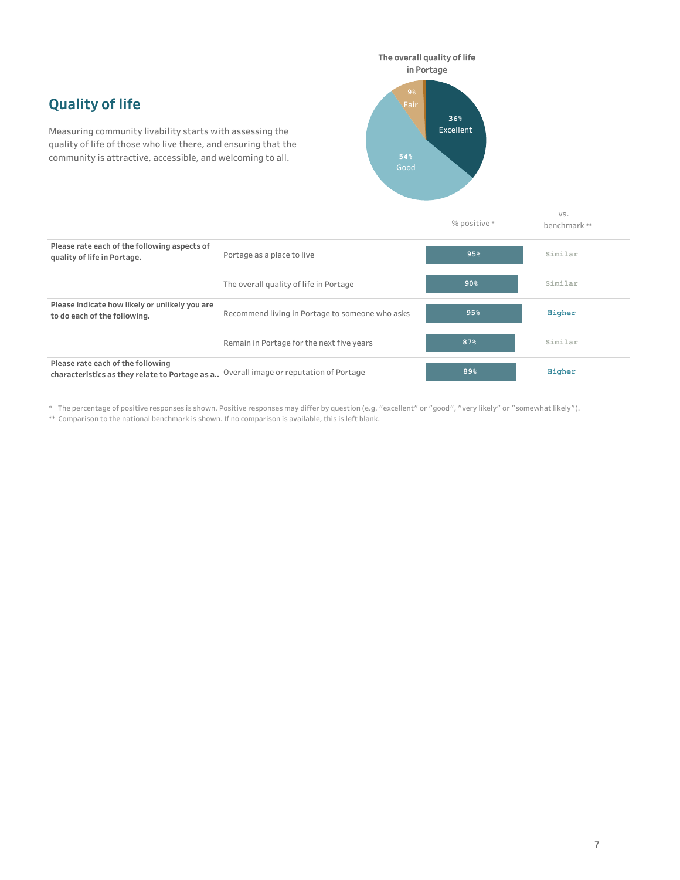## Quality of life

Measuring community livability starts with assessing the quality of life of those who live there, and ensuring that the community is attractive, accessible, and welcoming to all.

**The overall quality of life in Portage**

- Excellent: 36%
- Good: 54%
- Fair: 9%

| | | % positive * | vs. benchmark ** |
|---|---|---|---|
| **Please rate each of the following aspects of quality of life in Portage.** | Portage as a place to live | 95% | Similar |
| | The overall quality of life in Portage | 90% | Similar |
| **Please indicate how likely or unlikely you are to do each of the following.** | Recommend living in Portage to someone who asks | 95% | Higher |
| | Remain in Portage for the next five years | 87% | Similar |
| **Please rate each of the following characteristics as they relate to Portage as a..** | Overall image or reputation of Portage | 89% | Higher |

\* The percentage of positive responses is shown. Positive responses may differ by question (e.g. "excellent" or "good", "very likely" or "somewhat likely").

\** Comparison to the national benchmark is shown. If no comparison is available, this is left blank.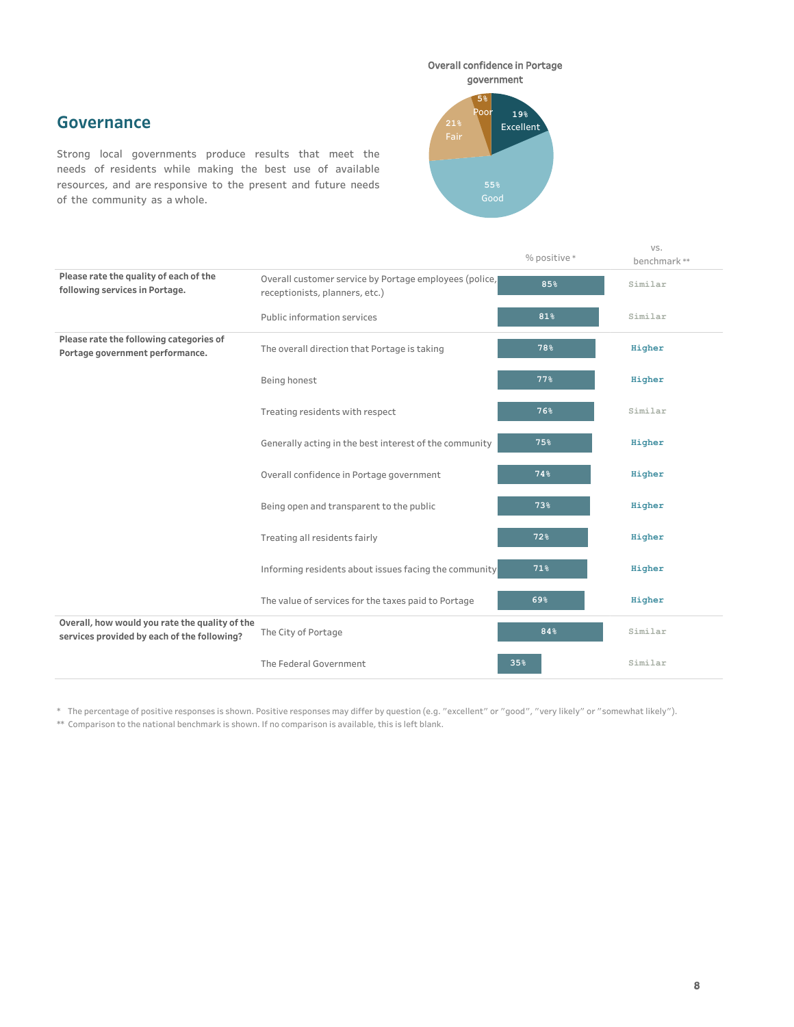## Governance

Strong local governments produce results that meet the needs of residents while making the best use of available resources, and are responsive to the present and future needs of the community as a whole.

**Overall confidence in Portage government**

| Rating | Percent |
|---|---|
| Excellent | 19% |
| Good | 55% |
| Fair | 21% |
| Poor | 5% |

| | | % positive * | vs. benchmark ** |
|---|---|---|---|
| **Please rate the quality of each of the following services in Portage.** | Overall customer service by Portage employees (police, receptionists, planners, etc.) | 85% | Similar |
| | Public information services | 81% | Similar |
| **Please rate the following categories of Portage government performance.** | The overall direction that Portage is taking | 78% | Higher |
| | Being honest | 77% | Higher |
| | Treating residents with respect | 76% | Similar |
| | Generally acting in the best interest of the community | 75% | Higher |
| | Overall confidence in Portage government | 74% | Higher |
| | Being open and transparent to the public | 73% | Higher |
| | Treating all residents fairly | 72% | Higher |
| | Informing residents about issues facing the community | 71% | Higher |
| | The value of services for the taxes paid to Portage | 69% | Higher |
| **Overall, how would you rate the quality of the services provided by each of the following?** | The City of Portage | 84% | Similar |
| | The Federal Government | 35% | Similar |

\* The percentage of positive responses is shown. Positive responses may differ by question (e.g. "excellent" or "good", "very likely" or "somewhat likely").

\*\* Comparison to the national benchmark is shown. If no comparison is available, this is left blank.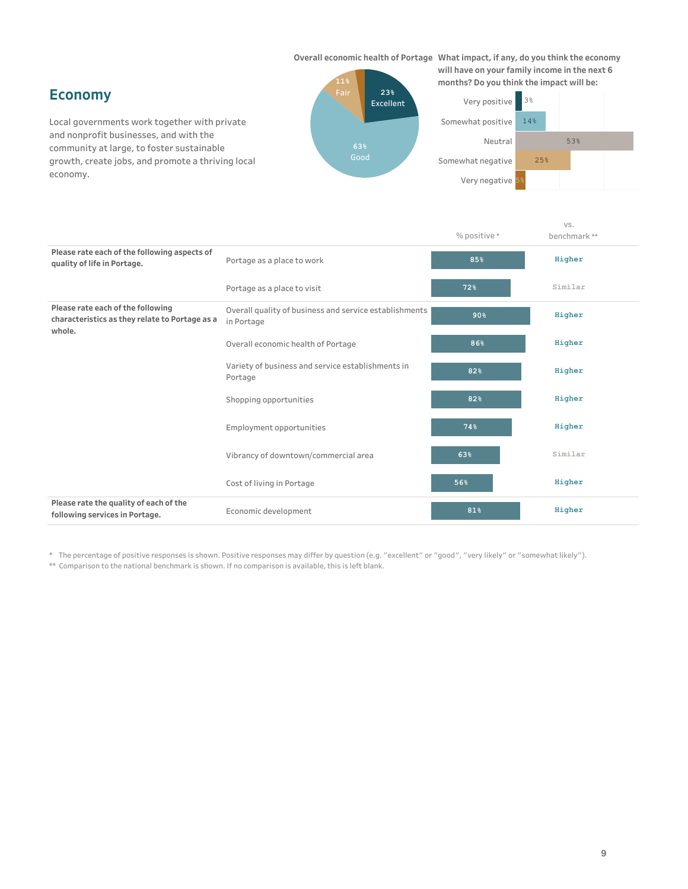## Economy

Local governments work together with private and nonprofit businesses, and with the community at large, to foster sustainable growth, create jobs, and promote a thriving local economy.

**Overall economic health of Portage**

| Rating | Percent |
|---|---|
| Excellent | 23% |
| Good | 63% |
| Fair | 11% |

**What impact, if any, do you think the economy will have on your family income in the next 6 months? Do you think the impact will be:**

| Response | Percent |
|---|---|
| Very positive | 3% |
| Somewhat positive | 14% |
| Neutral | 53% |
| Somewhat negative | 25% |
| Very negative | 5% |

| | | % positive * | vs. benchmark ** |
|---|---|---|---|
| **Please rate each of the following aspects of quality of life in Portage.** | Portage as a place to work | 85% | Higher |
| | Portage as a place to visit | 72% | Similar |
| **Please rate each of the following characteristics as they relate to Portage as a whole.** | Overall quality of business and service establishments in Portage | 90% | Higher |
| | Overall economic health of Portage | 86% | Higher |
| | Variety of business and service establishments in Portage | 82% | Higher |
| | Shopping opportunities | 82% | Higher |
| | Employment opportunities | 74% | Higher |
| | Vibrancy of downtown/commercial area | 63% | Similar |
| | Cost of living in Portage | 56% | Higher |
| **Please rate the quality of each of the following services in Portage.** | Economic development | 81% | Higher |

\* The percentage of positive responses is shown. Positive responses may differ by question (e.g. "excellent" or "good", "very likely" or "somewhat likely").

\** Comparison to the national benchmark is shown. If no comparison is available, this is left blank.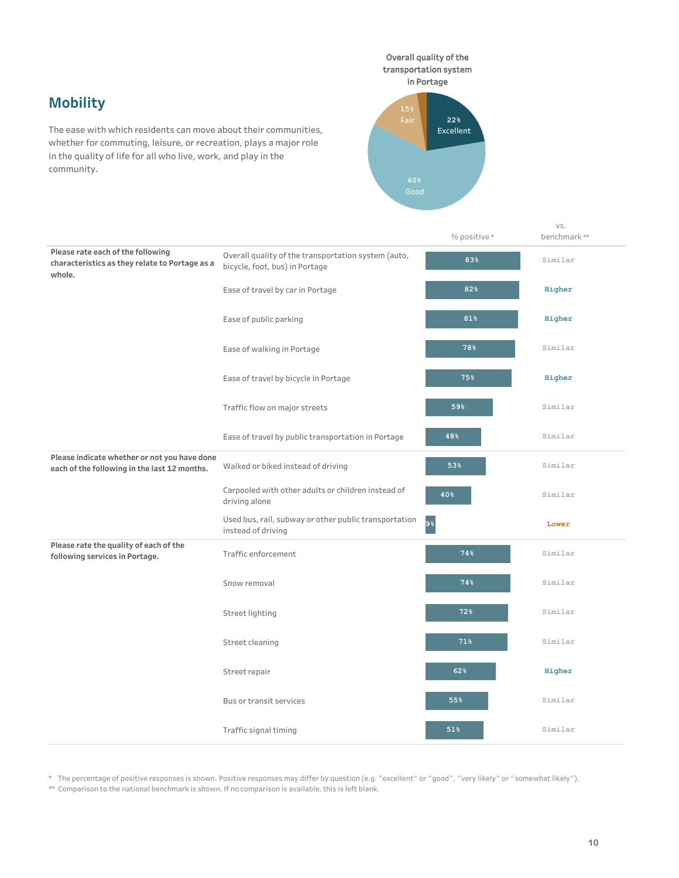## Mobility

The ease with which residents can move about their communities, whether for commuting, leisure, or recreation, plays a major role in the quality of life for all who live, work, and play in the community.

**Overall quality of the transportation system in Portage**

- 22% Excellent
- 60% Good
- 15% Fair

| | | % positive * | vs. benchmark ** |
|---|---|---|---|
| **Please rate each of the following characteristics as they relate to Portage as a whole.** | Overall quality of the transportation system (auto, bicycle, foot, bus) in Portage | 83% | Similar |
| | Ease of travel by car in Portage | 82% | Higher |
| | Ease of public parking | 81% | Higher |
| | Ease of walking in Portage | 78% | Similar |
| | Ease of travel by bicycle in Portage | 75% | Higher |
| | Traffic flow on major streets | 59% | Similar |
| | Ease of travel by public transportation in Portage | 48% | Similar |
| **Please indicate whether or not you have done each of the following in the last 12 months.** | Walked or biked instead of driving | 53% | Similar |
| | Carpooled with other adults or children instead of driving alone | 40% | Similar |
| | Used bus, rail, subway or other public transportation instead of driving | 9% | Lower |
| **Please rate the quality of each of the following services in Portage.** | Traffic enforcement | 74% | Similar |
| | Snow removal | 74% | Similar |
| | Street lighting | 72% | Similar |
| | Street cleaning | 71% | Similar |
| | Street repair | 62% | Higher |
| | Bus or transit services | 55% | Similar |
| | Traffic signal timing | 51% | Similar |

\* The percentage of positive responses is shown. Positive responses may differ by question (e.g. "excellent" or "good", "very likely" or "somewhat likely").

\*\* Comparison to the national benchmark is shown. If no comparison is available, this is left blank.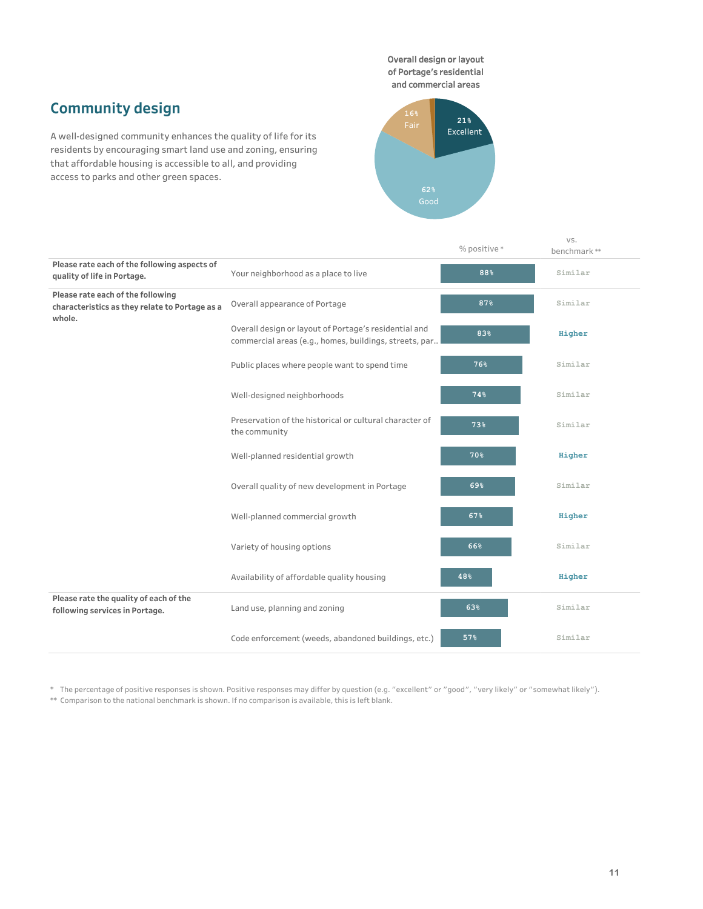## Community design

A well-designed community enhances the quality of life for its residents by encouraging smart land use and zoning, ensuring that affordable housing is accessible to all, and providing access to parks and other green spaces.

**Overall design or layout of Portage's residential and commercial areas**

- 21% Excellent
- 62% Good
- 16% Fair

| | | % positive * | vs. benchmark ** |
|---|---|---|---|
| **Please rate each of the following aspects of quality of life in Portage.** | Your neighborhood as a place to live | 88% | Similar |
| **Please rate each of the following characteristics as they relate to Portage as a whole.** | Overall appearance of Portage | 87% | Similar |
| | Overall design or layout of Portage's residential and commercial areas (e.g., homes, buildings, streets, par.. | 83% | Higher |
| | Public places where people want to spend time | 76% | Similar |
| | Well-designed neighborhoods | 74% | Similar |
| | Preservation of the historical or cultural character of the community | 73% | Similar |
| | Well-planned residential growth | 70% | Higher |
| | Overall quality of new development in Portage | 69% | Similar |
| | Well-planned commercial growth | 67% | Higher |
| | Variety of housing options | 66% | Similar |
| | Availability of affordable quality housing | 48% | Higher |
| **Please rate the quality of each of the following services in Portage.** | Land use, planning and zoning | 63% | Similar |
| | Code enforcement (weeds, abandoned buildings, etc.) | 57% | Similar |

\* The percentage of positive responses is shown. Positive responses may differ by question (e.g. "excellent" or "good", "very likely" or "somewhat likely").

\*\* Comparison to the national benchmark is shown. If no comparison is available, this is left blank.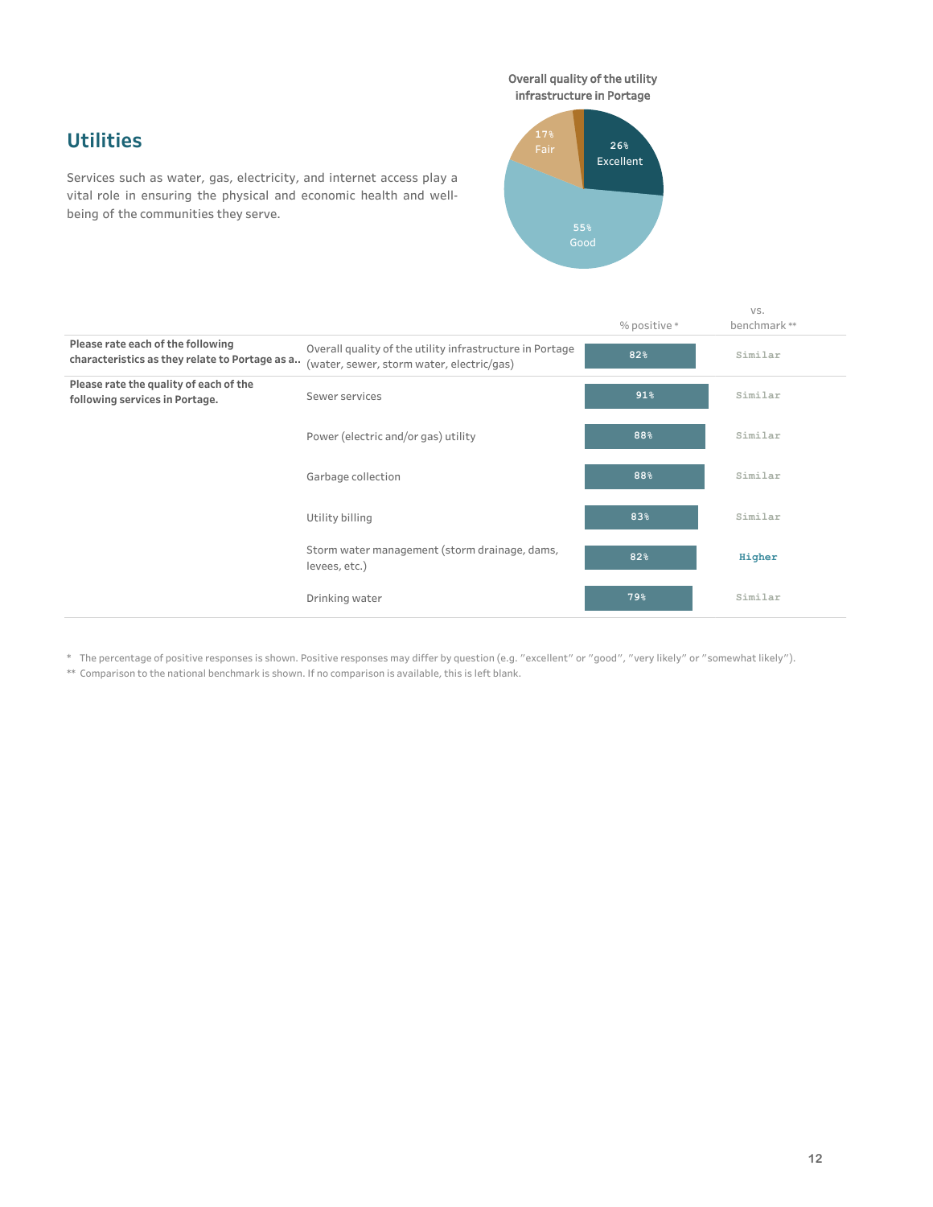## Utilities

Services such as water, gas, electricity, and internet access play a vital role in ensuring the physical and economic health and well-being of the communities they serve.

**Overall quality of the utility infrastructure in Portage**

- 26% Excellent
- 55% Good
- 17% Fair

| | | % positive * | vs. benchmark ** |
|---|---|---|---|
| **Please rate each of the following characteristics as they relate to Portage as a..** | Overall quality of the utility infrastructure in Portage (water, sewer, storm water, electric/gas) | 82% | Similar |
| **Please rate the quality of each of the following services in Portage.** | Sewer services | 91% | Similar |
| | Power (electric and/or gas) utility | 88% | Similar |
| | Garbage collection | 88% | Similar |
| | Utility billing | 83% | Similar |
| | Storm water management (storm drainage, dams, levees, etc.) | 82% | Higher |
| | Drinking water | 79% | Similar |

\* The percentage of positive responses is shown. Positive responses may differ by question (e.g. "excellent" or "good", "very likely" or "somewhat likely").

\** Comparison to the national benchmark is shown. If no comparison is available, this is left blank.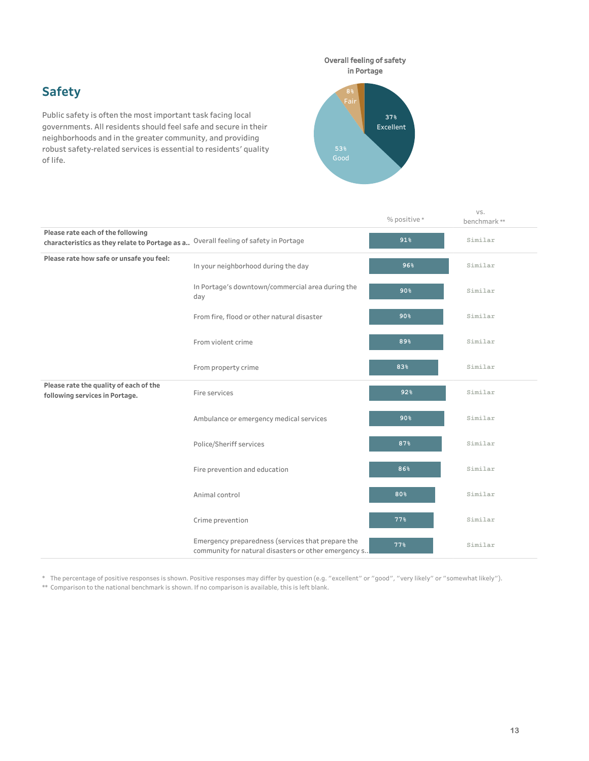## Safety

Public safety is often the most important task facing local governments. All residents should feel safe and secure in their neighborhoods and in the greater community, and providing robust safety-related services is essential to residents' quality of life.

**Overall feeling of safety in Portage**

- 37% Excellent
- 53% Good
- 8% Fair

| | | % positive * | vs. benchmark ** |
|---|---|---|---|
| **Please rate each of the following characteristics as they relate to Portage as a..** | Overall feeling of safety in Portage | 91% | Similar |
| **Please rate how safe or unsafe you feel:** | In your neighborhood during the day | 96% | Similar |
| | In Portage's downtown/commercial area during the day | 90% | Similar |
| | From fire, flood or other natural disaster | 90% | Similar |
| | From violent crime | 89% | Similar |
| | From property crime | 83% | Similar |
| **Please rate the quality of each of the following services in Portage.** | Fire services | 92% | Similar |
| | Ambulance or emergency medical services | 90% | Similar |
| | Police/Sheriff services | 87% | Similar |
| | Fire prevention and education | 86% | Similar |
| | Animal control | 80% | Similar |
| | Crime prevention | 77% | Similar |
| | Emergency preparedness (services that prepare the community for natural disasters or other emergency s.. | 77% | Similar |

\* The percentage of positive responses is shown. Positive responses may differ by question (e.g. "excellent" or "good", "very likely" or "somewhat likely").

\** Comparison to the national benchmark is shown. If no comparison is available, this is left blank.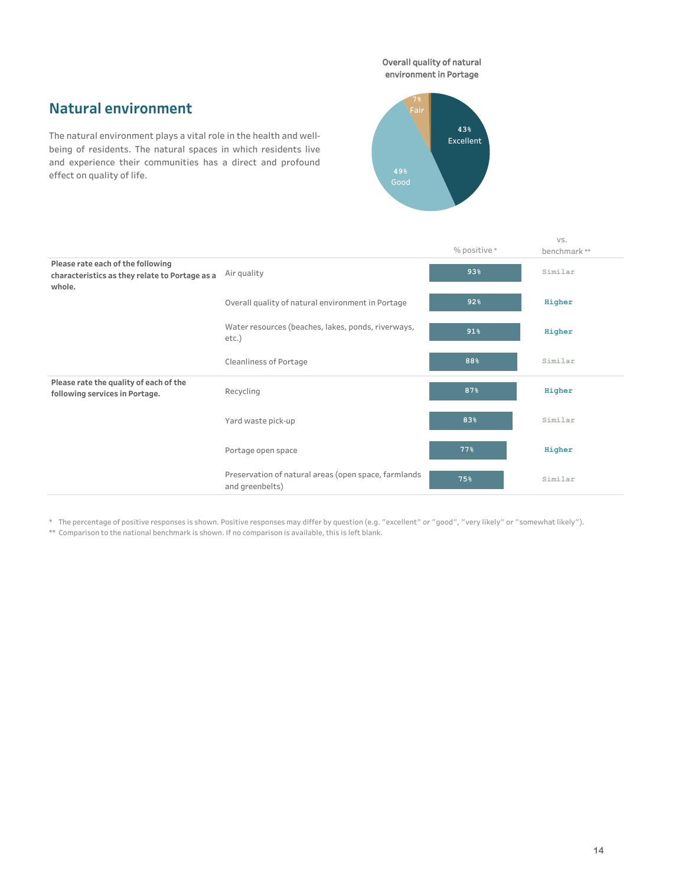## Natural environment

The natural environment plays a vital role in the health and well-being of residents. The natural spaces in which residents live and experience their communities has a direct and profound effect on quality of life.

**Overall quality of natural environment in Portage**

| Rating | Percent |
|---|---|
| Excellent | 43% |
| Good | 49% |
| Fair | 7% |

| | | % positive * | vs. benchmark ** |
|---|---|---|---|
| **Please rate each of the following characteristics as they relate to Portage as a whole.** | Air quality | 93% | Similar |
| | Overall quality of natural environment in Portage | 92% | Higher |
| | Water resources (beaches, lakes, ponds, riverways, etc.) | 91% | Higher |
| | Cleanliness of Portage | 88% | Similar |
| **Please rate the quality of each of the following services in Portage.** | Recycling | 87% | Higher |
| | Yard waste pick-up | 83% | Similar |
| | Portage open space | 77% | Higher |
| | Preservation of natural areas (open space, farmlands and greenbelts) | 75% | Similar |

\* The percentage of positive responses is shown. Positive responses may differ by question (e.g. "excellent" or "good", "very likely" or "somewhat likely").

\** Comparison to the national benchmark is shown. If no comparison is available, this is left blank.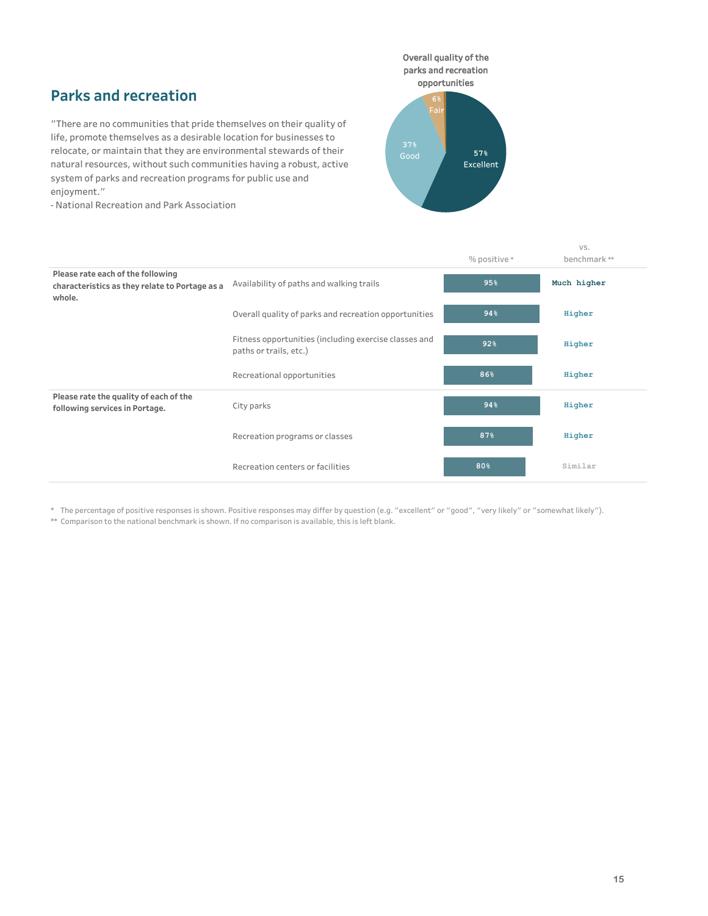## Parks and recreation

"There are no communities that pride themselves on their quality of life, promote themselves as a desirable location for businesses to relocate, or maintain that they are environmental stewards of their natural resources, without such communities having a robust, active system of parks and recreation programs for public use and enjoyment."
- National Recreation and Park Association

**Overall quality of the parks and recreation opportunities**

- 57% Excellent
- 37% Good
- 6% Fair

| | | % positive * | vs. benchmark ** |
|---|---|---|---|
| **Please rate each of the following characteristics as they relate to Portage as a whole.** | Availability of paths and walking trails | 95% | Much higher |
| | Overall quality of parks and recreation opportunities | 94% | Higher |
| | Fitness opportunities (including exercise classes and paths or trails, etc.) | 92% | Higher |
| | Recreational opportunities | 86% | Higher |
| **Please rate the quality of each of the following services in Portage.** | City parks | 94% | Higher |
| | Recreation programs or classes | 87% | Higher |
| | Recreation centers or facilities | 80% | Similar |

\* The percentage of positive responses is shown. Positive responses may differ by question (e.g. "excellent" or "good", "very likely" or "somewhat likely").

\** Comparison to the national benchmark is shown. If no comparison is available, this is left blank.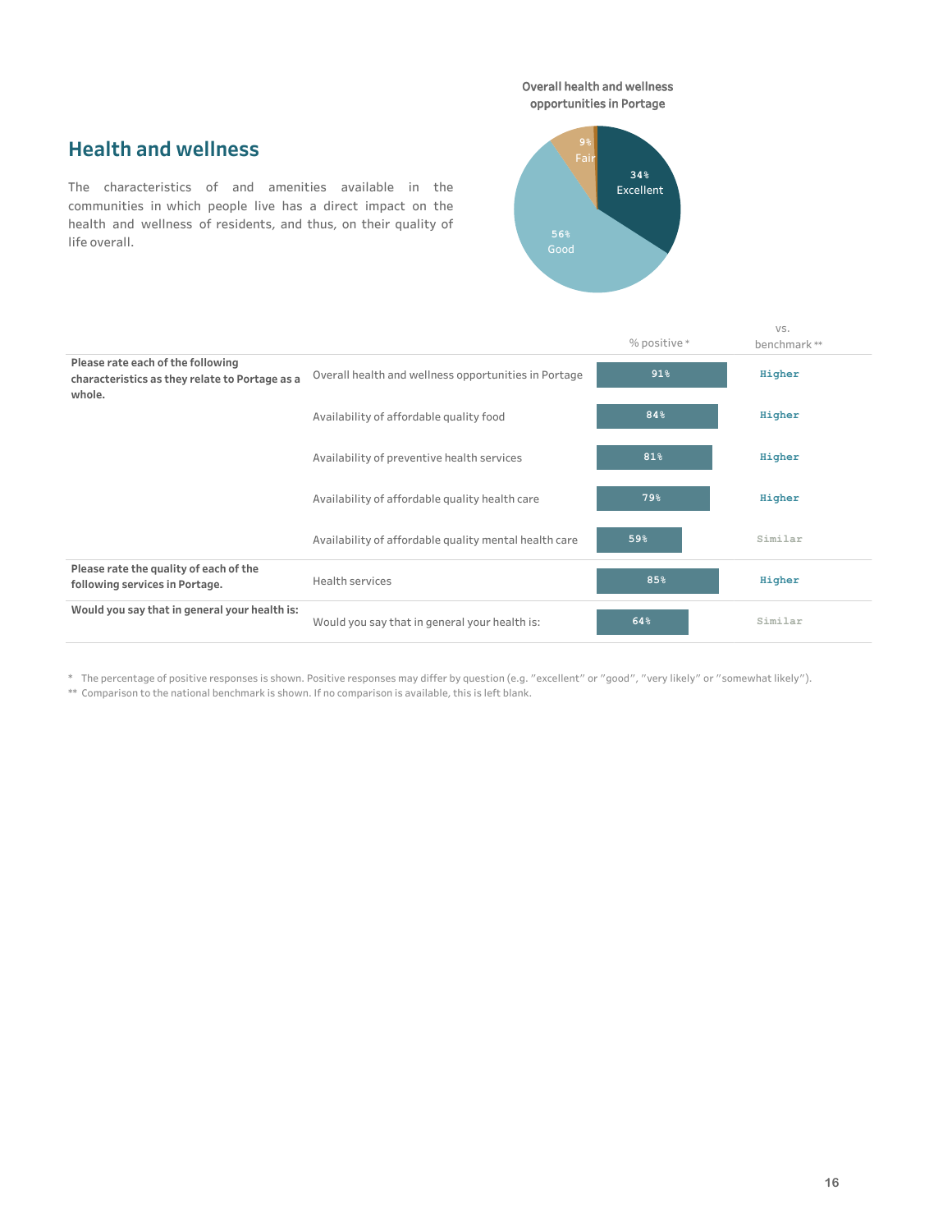## Health and wellness

The characteristics of and amenities available in the communities in which people live has a direct impact on the health and wellness of residents, and thus, on their quality of life overall.

**Overall health and wellness opportunities in Portage**

- 34% Excellent
- 56% Good
- 9% Fair

| | | % positive * | vs. benchmark ** |
|---|---|---|---|
| **Please rate each of the following characteristics as they relate to Portage as a whole.** | Overall health and wellness opportunities in Portage | 91% | Higher |
| | Availability of affordable quality food | 84% | Higher |
| | Availability of preventive health services | 81% | Higher |
| | Availability of affordable quality health care | 79% | Higher |
| | Availability of affordable quality mental health care | 59% | Similar |
| **Please rate the quality of each of the following services in Portage.** | Health services | 85% | Higher |
| **Would you say that in general your health is:** | Would you say that in general your health is: | 64% | Similar |

\* The percentage of positive responses is shown. Positive responses may differ by question (e.g. "excellent" or "good", "very likely" or "somewhat likely").

\** Comparison to the national benchmark is shown. If no comparison is available, this is left blank.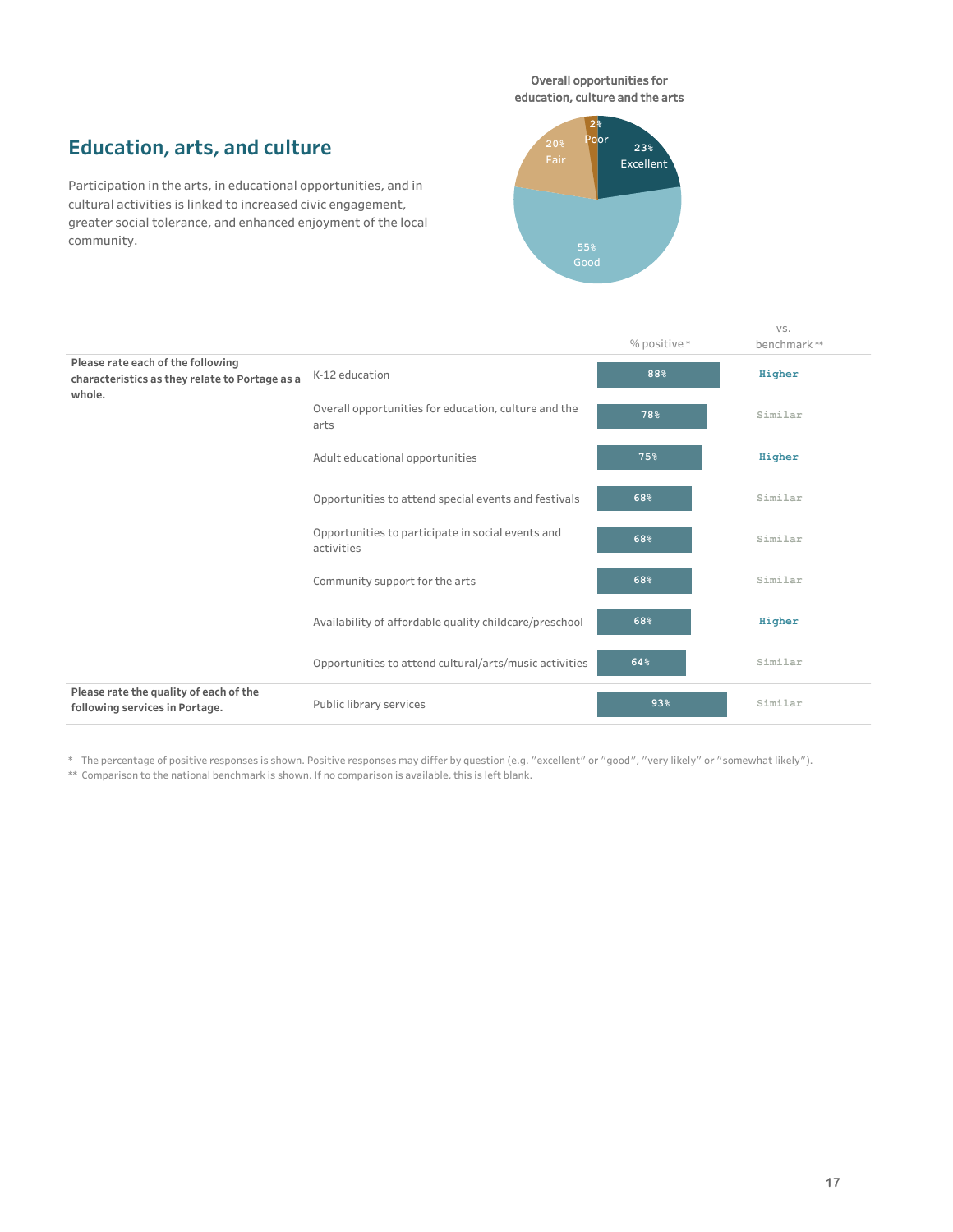## Education, arts, and culture

Participation in the arts, in educational opportunities, and in cultural activities is linked to increased civic engagement, greater social tolerance, and enhanced enjoyment of the local community.

**Overall opportunities for education, culture and the arts**

| Rating | Percent |
|---|---|
| Excellent | 23% |
| Good | 55% |
| Fair | 20% |
| Poor | 2% |

| | | % positive * | vs. benchmark ** |
|---|---|---|---|
| **Please rate each of the following characteristics as they relate to Portage as a whole.** | K-12 education | 88% | Higher |
| | Overall opportunities for education, culture and the arts | 78% | Similar |
| | Adult educational opportunities | 75% | Higher |
| | Opportunities to attend special events and festivals | 68% | Similar |
| | Opportunities to participate in social events and activities | 68% | Similar |
| | Community support for the arts | 68% | Similar |
| | Availability of affordable quality childcare/preschool | 68% | Higher |
| | Opportunities to attend cultural/arts/music activities | 64% | Similar |
| **Please rate the quality of each of the following services in Portage.** | Public library services | 93% | Similar |

* The percentage of positive responses is shown. Positive responses may differ by question (e.g. "excellent" or "good", "very likely" or "somewhat likely").
** Comparison to the national benchmark is shown. If no comparison is available, this is left blank.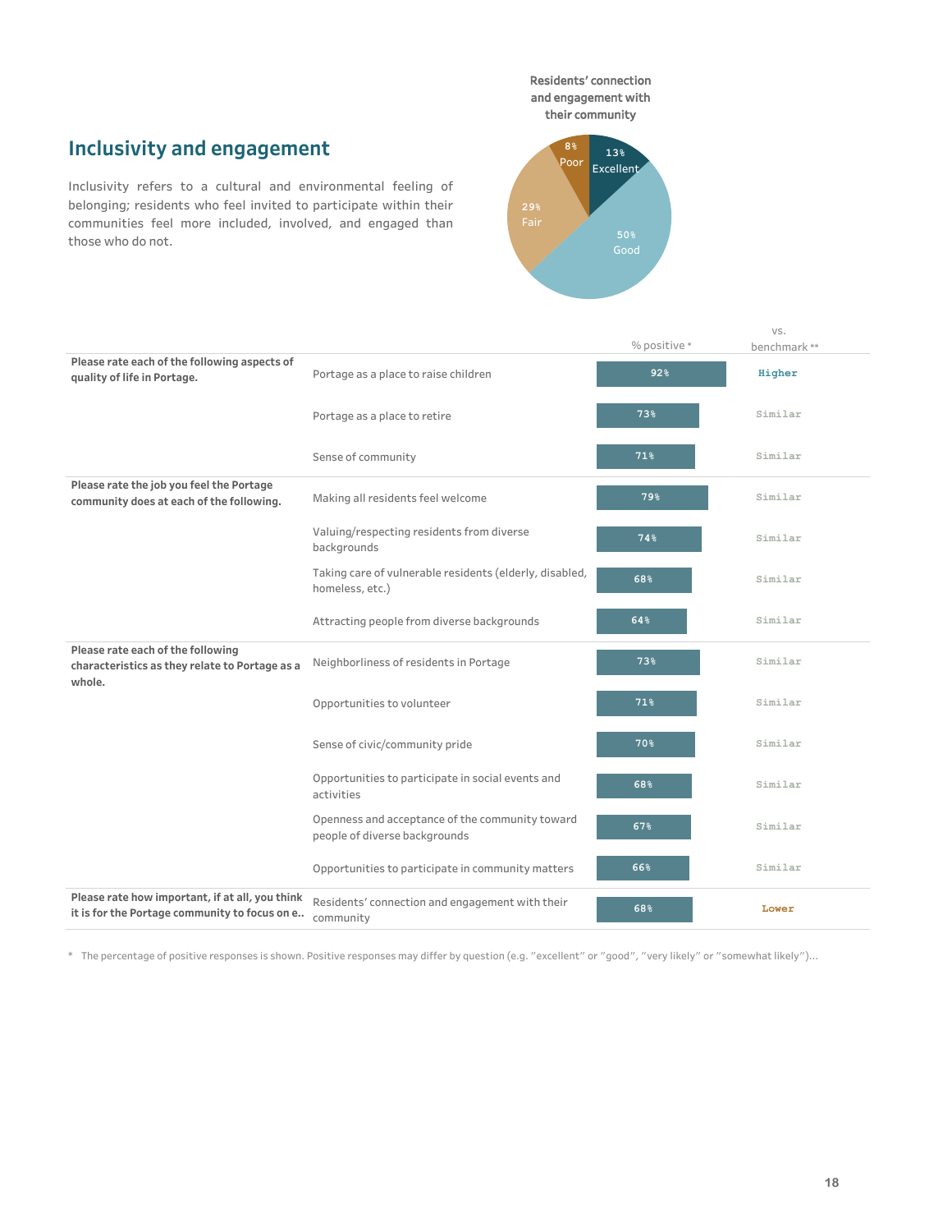## Inclusivity and engagement

Inclusivity refers to a cultural and environmental feeling of belonging; residents who feel invited to participate within their communities feel more included, involved, and engaged than those who do not.

**Residents' connection and engagement with their community**

| Rating | Percent |
| --- | --- |
| Excellent | 13% |
| Good | 50% |
| Fair | 29% |
| Poor | 8% |

| Question | Item | % positive * | vs. benchmark ** |
| --- | --- | --- | --- |
| **Please rate each of the following aspects of quality of life in Portage.** | Portage as a place to raise children | 92% | Higher |
| | Portage as a place to retire | 73% | Similar |
| | Sense of community | 71% | Similar |
| **Please rate the job you feel the Portage community does at each of the following.** | Making all residents feel welcome | 79% | Similar |
| | Valuing/respecting residents from diverse backgrounds | 74% | Similar |
| | Taking care of vulnerable residents (elderly, disabled, homeless, etc.) | 68% | Similar |
| | Attracting people from diverse backgrounds | 64% | Similar |
| **Please rate each of the following characteristics as they relate to Portage as a whole.** | Neighborliness of residents in Portage | 73% | Similar |
| | Opportunities to volunteer | 71% | Similar |
| | Sense of civic/community pride | 70% | Similar |
| | Opportunities to participate in social events and activities | 68% | Similar |
| | Openness and acceptance of the community toward people of diverse backgrounds | 67% | Similar |
| | Opportunities to participate in community matters | 66% | Similar |
| **Please rate how important, if at all, you think it is for the Portage community to focus on e..** | Residents' connection and engagement with their community | 68% | Lower |

\* The percentage of positive responses is shown. Positive responses may differ by question (e.g. "excellent" or "good", "very likely" or "somewhat likely")...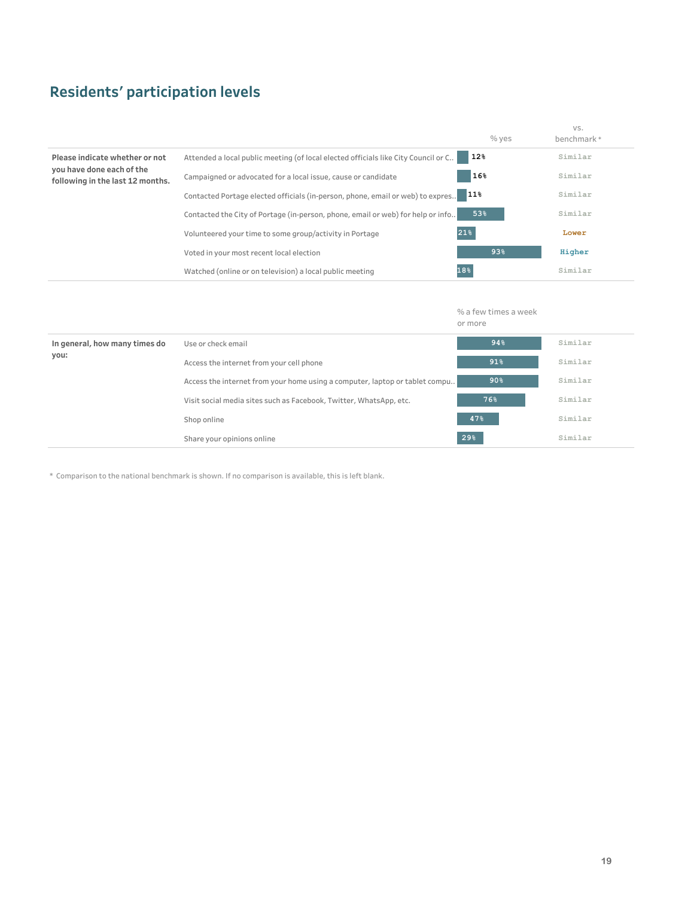## Residents' participation levels

| | | % yes | vs. benchmark* |
|---|---|---|---|
| Please indicate whether or not you have done each of the following in the last 12 months. | Attended a local public meeting (of local elected officials like City Council or C.. | 12% | Similar |
| | Campaigned or advocated for a local issue, cause or candidate | 16% | Similar |
| | Contacted Portage elected officials (in-person, phone, email or web) to expres.. | 11% | Similar |
| | Contacted the City of Portage (in-person, phone, email or web) for help or info.. | 53% | Similar |
| | Volunteered your time to some group/activity in Portage | 21% | Lower |
| | Voted in your most recent local election | 93% | Higher |
| | Watched (online or on television) a local public meeting | 18% | Similar |

| | | % a few times a week or more | vs. benchmark* |
|---|---|---|---|
| In general, how many times do you: | Use or check email | 94% | Similar |
| | Access the internet from your cell phone | 91% | Similar |
| | Access the internet from your home using a computer, laptop or tablet compu.. | 90% | Similar |
| | Visit social media sites such as Facebook, Twitter, WhatsApp, etc. | 76% | Similar |
| | Shop online | 47% | Similar |
| | Share your opinions online | 29% | Similar |

* Comparison to the national benchmark is shown. If no comparison is available, this is left blank.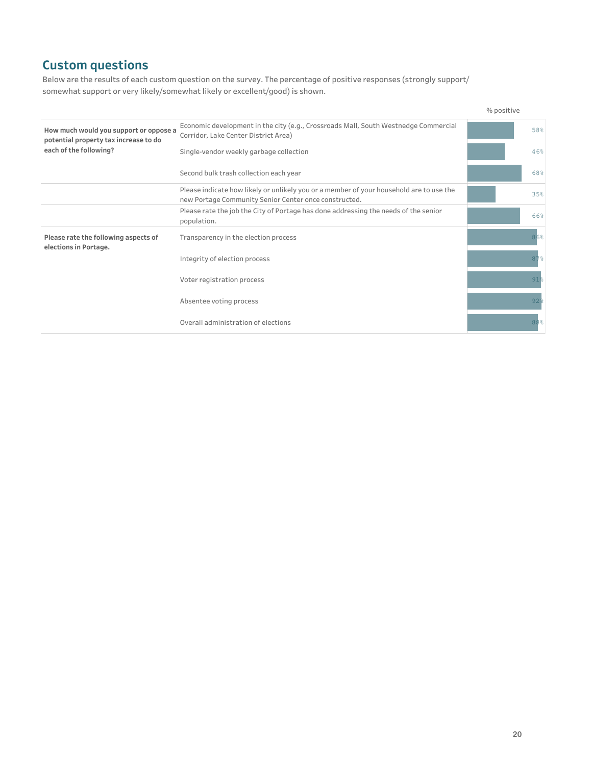## Custom questions

Below are the results of each custom question on the survey. The percentage of positive responses (strongly support/ somewhat support or very likely/somewhat likely or excellent/good) is shown.

| Question | Item | % positive |
| --- | --- | --- |
| **How much would you support or oppose a potential property tax increase to do each of the following?** | Economic development in the city (e.g., Crossroads Mall, South Westnedge Commercial Corridor, Lake Center District Area) | 58% |
| | Single-vendor weekly garbage collection | 46% |
| | Second bulk trash collection each year | 68% |
| | Please indicate how likely or unlikely you or a member of your household are to use the new Portage Community Senior Center once constructed. | 35% |
| | Please rate the job the City of Portage has done addressing the needs of the senior population. | 66% |
| **Please rate the following aspects of elections in Portage.** | Transparency in the election process | 86% |
| | Integrity of election process | 87% |
| | Voter registration process | 91% |
| | Absentee voting process | 92% |
| | Overall administration of elections | 88% |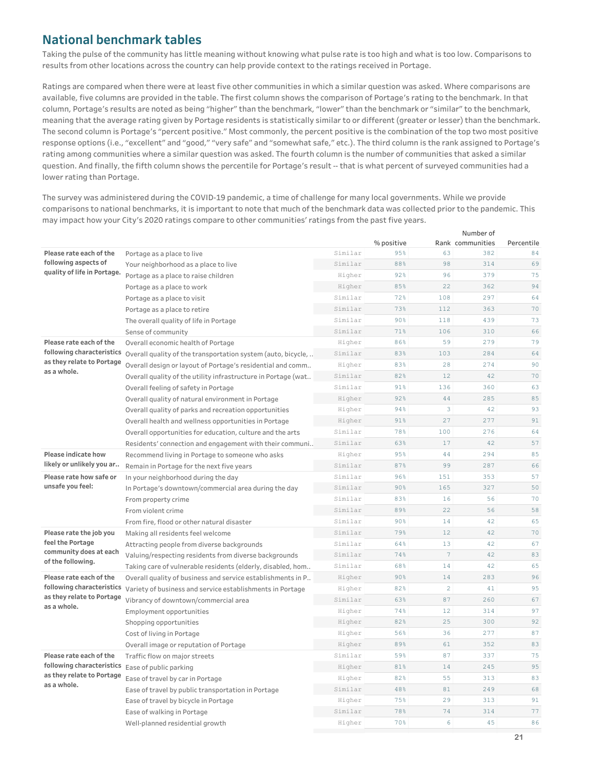## National benchmark tables

Taking the pulse of the community has little meaning without knowing what pulse rate is too high and what is too low. Comparisons to results from other locations across the country can help provide context to the ratings received in Portage.

Ratings are compared when there were at least five other communities in which a similar question was asked. Where comparisons are available, five columns are provided in the table. The first column shows the comparison of Portage's rating to the benchmark. In that column, Portage's results are noted as being "higher" than the benchmark, "lower" than the benchmark or "similar" to the benchmark, meaning that the average rating given by Portage residents is statistically similar to or different (greater or lesser) than the benchmark. The second column is Portage's "percent positive." Most commonly, the percent positive is the combination of the top two most positive response options (i.e., "excellent" and "good," "very safe" and "somewhat safe," etc.). The third column is the rank assigned to Portage's rating among communities where a similar question was asked. The fourth column is the number of communities that asked a similar question. And finally, the fifth column shows the percentile for Portage's result -- that is what percent of surveyed communities had a lower rating than Portage.

The survey was administered during the COVID-19 pandemic, a time of challenge for many local governments. While we provide comparisons to national benchmarks, it is important to note that much of the benchmark data was collected prior to the pandemic. This may impact how your City's 2020 ratings compare to other communities' ratings from the past five years.

| | | | % positive | Rank | Number of communities | Percentile |
|---|---|---|---|---|---|---|
| Please rate each of the following aspects of quality of life in Portage. | Portage as a place to live | Similar | 95% | 63 | 382 | 84 |
| | Your neighborhood as a place to live | Similar | 88% | 98 | 314 | 69 |
| | Portage as a place to raise children | Higher | 92% | 96 | 379 | 75 |
| | Portage as a place to work | Higher | 85% | 22 | 362 | 94 |
| | Portage as a place to visit | Similar | 72% | 108 | 297 | 64 |
| | Portage as a place to retire | Similar | 73% | 112 | 363 | 70 |
| | The overall quality of life in Portage | Similar | 90% | 118 | 439 | 73 |
| | Sense of community | Similar | 71% | 106 | 310 | 66 |
| Please rate each of the following characteristics as they relate to Portage as a whole. | Overall economic health of Portage | Higher | 86% | 59 | 279 | 79 |
| | Overall quality of the transportation system (auto, bicycle, .. | Similar | 83% | 103 | 284 | 64 |
| | Overall design or layout of Portage's residential and comm.. | Higher | 83% | 28 | 274 | 90 |
| | Overall quality of the utility infrastructure in Portage (wat.. | Similar | 82% | 12 | 42 | 70 |
| | Overall feeling of safety in Portage | Similar | 91% | 136 | 360 | 63 |
| | Overall quality of natural environment in Portage | Higher | 92% | 44 | 285 | 85 |
| | Overall quality of parks and recreation opportunities | Higher | 94% | 3 | 42 | 93 |
| | Overall health and wellness opportunities in Portage | Higher | 91% | 27 | 277 | 91 |
| | Overall opportunities for education, culture and the arts | Similar | 78% | 100 | 276 | 64 |
| | Residents' connection and engagement with their communi.. | Similar | 63% | 17 | 42 | 57 |
| Please indicate how likely or unlikely you ar.. | Recommend living in Portage to someone who asks | Higher | 95% | 44 | 294 | 85 |
| | Remain in Portage for the next five years | Similar | 87% | 99 | 287 | 66 |
| Please rate how safe or unsafe you feel: | In your neighborhood during the day | Similar | 96% | 151 | 353 | 57 |
| | In Portage's downtown/commercial area during the day | Similar | 90% | 165 | 327 | 50 |
| | From property crime | Similar | 83% | 16 | 56 | 70 |
| | From violent crime | Similar | 89% | 22 | 56 | 58 |
| | From fire, flood or other natural disaster | Similar | 90% | 14 | 42 | 65 |
| Please rate the job you feel the Portage community does at each of the following. | Making all residents feel welcome | Similar | 79% | 12 | 42 | 70 |
| | Attracting people from diverse backgrounds | Similar | 64% | 13 | 42 | 67 |
| | Valuing/respecting residents from diverse backgrounds | Similar | 74% | 7 | 42 | 83 |
| | Taking care of vulnerable residents (elderly, disabled, hom.. | Similar | 68% | 14 | 42 | 65 |
| Please rate each of the following characteristics as they relate to Portage as a whole. | Overall quality of business and service establishments in P.. | Higher | 90% | 14 | 283 | 96 |
| | Variety of business and service establishments in Portage | Higher | 82% | 2 | 41 | 95 |
| | Vibrancy of downtown/commercial area | Similar | 63% | 87 | 260 | 67 |
| | Employment opportunities | Higher | 74% | 12 | 314 | 97 |
| | Shopping opportunities | Higher | 82% | 25 | 300 | 92 |
| | Cost of living in Portage | Higher | 56% | 36 | 277 | 87 |
| | Overall image or reputation of Portage | Higher | 89% | 61 | 352 | 83 |
| Please rate each of the following characteristics as they relate to Portage as a whole. | Traffic flow on major streets | Similar | 59% | 87 | 337 | 75 |
| | Ease of public parking | Higher | 81% | 14 | 245 | 95 |
| | Ease of travel by car in Portage | Higher | 82% | 55 | 313 | 83 |
| | Ease of travel by public transportation in Portage | Similar | 48% | 81 | 249 | 68 |
| | Ease of travel by bicycle in Portage | Higher | 75% | 29 | 313 | 91 |
| | Ease of walking in Portage | Similar | 78% | 74 | 314 | 77 |
| | Well-planned residential growth | Higher | 70% | 6 | 45 | 86 |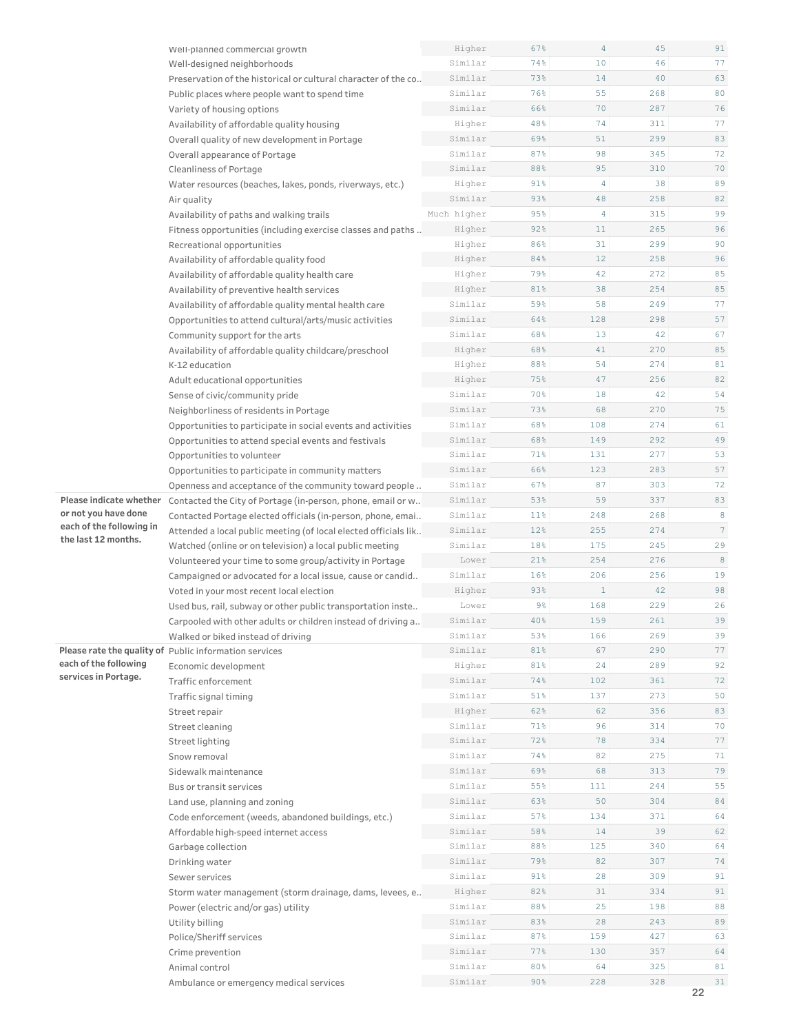| | | | | | | |
|---|---|---|---|---|---|---|
| | Well-planned commercial growth | Higher | 67% | 4 | 45 | 91 |
| | Well-designed neighborhoods | Similar | 74% | 10 | 46 | 77 |
| | Preservation of the historical or cultural character of the co.. | Similar | 73% | 14 | 40 | 63 |
| | Public places where people want to spend time | Similar | 76% | 55 | 268 | 80 |
| | Variety of housing options | Similar | 66% | 70 | 287 | 76 |
| | Availability of affordable quality housing | Higher | 48% | 74 | 311 | 77 |
| | Overall quality of new development in Portage | Similar | 69% | 51 | 299 | 83 |
| | Overall appearance of Portage | Similar | 87% | 98 | 345 | 72 |
| | Cleanliness of Portage | Similar | 88% | 95 | 310 | 70 |
| | Water resources (beaches, lakes, ponds, riverways, etc.) | Higher | 91% | 4 | 38 | 89 |
| | Air quality | Similar | 93% | 48 | 258 | 82 |
| | Availability of paths and walking trails | Much higher | 95% | 4 | 315 | 99 |
| | Fitness opportunities (including exercise classes and paths .. | Higher | 92% | 11 | 265 | 96 |
| | Recreational opportunities | Higher | 86% | 31 | 299 | 90 |
| | Availability of affordable quality food | Higher | 84% | 12 | 258 | 96 |
| | Availability of affordable quality health care | Higher | 79% | 42 | 272 | 85 |
| | Availability of preventive health services | Higher | 81% | 38 | 254 | 85 |
| | Availability of affordable quality mental health care | Similar | 59% | 58 | 249 | 77 |
| | Opportunities to attend cultural/arts/music activities | Similar | 64% | 128 | 298 | 57 |
| | Community support for the arts | Similar | 68% | 13 | 42 | 67 |
| | Availability of affordable quality childcare/preschool | Higher | 68% | 41 | 270 | 85 |
| | K-12 education | Higher | 88% | 54 | 274 | 81 |
| | Adult educational opportunities | Higher | 75% | 47 | 256 | 82 |
| | Sense of civic/community pride | Similar | 70% | 18 | 42 | 54 |
| | Neighborliness of residents in Portage | Similar | 73% | 68 | 270 | 75 |
| | Opportunities to participate in social events and activities | Similar | 68% | 108 | 274 | 61 |
| | Opportunities to attend special events and festivals | Similar | 68% | 149 | 292 | 49 |
| | Opportunities to volunteer | Similar | 71% | 131 | 277 | 53 |
| | Opportunities to participate in community matters | Similar | 66% | 123 | 283 | 57 |
| | Openness and acceptance of the community toward people .. | Similar | 67% | 87 | 303 | 72 |
| **Please indicate whether or not you have done each of the following in the last 12 months.** | Contacted the City of Portage (in-person, phone, email or w.. | Similar | 53% | 59 | 337 | 83 |
| | Contacted Portage elected officials (in-person, phone, emai.. | Similar | 11% | 248 | 268 | 8 |
| | Attended a local public meeting (of local elected officials lik.. | Similar | 12% | 255 | 274 | 7 |
| | Watched (online or on television) a local public meeting | Similar | 18% | 175 | 245 | 29 |
| | Volunteered your time to some group/activity in Portage | Lower | 21% | 254 | 276 | 8 |
| | Campaigned or advocated for a local issue, cause or candid.. | Similar | 16% | 206 | 256 | 19 |
| | Voted in your most recent local election | Higher | 93% | 1 | 42 | 98 |
| | Used bus, rail, subway or other public transportation inste.. | Lower | 9% | 168 | 229 | 26 |
| | Carpooled with other adults or children instead of driving a.. | Similar | 40% | 159 | 261 | 39 |
| | Walked or biked instead of driving | Similar | 53% | 166 | 269 | 39 |
| **Please rate the quality of each of the following services in Portage.** | Public information services | Similar | 81% | 67 | 290 | 77 |
| | Economic development | Higher | 81% | 24 | 289 | 92 |
| | Traffic enforcement | Similar | 74% | 102 | 361 | 72 |
| | Traffic signal timing | Similar | 51% | 137 | 273 | 50 |
| | Street repair | Higher | 62% | 62 | 356 | 83 |
| | Street cleaning | Similar | 71% | 96 | 314 | 70 |
| | Street lighting | Similar | 72% | 78 | 334 | 77 |
| | Snow removal | Similar | 74% | 82 | 275 | 71 |
| | Sidewalk maintenance | Similar | 69% | 68 | 313 | 79 |
| | Bus or transit services | Similar | 55% | 111 | 244 | 55 |
| | Land use, planning and zoning | Similar | 63% | 50 | 304 | 84 |
| | Code enforcement (weeds, abandoned buildings, etc.) | Similar | 57% | 134 | 371 | 64 |
| | Affordable high-speed internet access | Similar | 58% | 14 | 39 | 62 |
| | Garbage collection | Similar | 88% | 125 | 340 | 64 |
| | Drinking water | Similar | 79% | 82 | 307 | 74 |
| | Sewer services | Similar | 91% | 28 | 309 | 91 |
| | Storm water management (storm drainage, dams, levees, e.. | Higher | 82% | 31 | 334 | 91 |
| | Power (electric and/or gas) utility | Similar | 88% | 25 | 198 | 88 |
| | Utility billing | Similar | 83% | 28 | 243 | 89 |
| | Police/Sheriff services | Similar | 87% | 159 | 427 | 63 |
| | Crime prevention | Similar | 77% | 130 | 357 | 64 |
| | Animal control | Similar | 80% | 64 | 325 | 81 |
| | Ambulance or emergency medical services | Similar | 90% | 228 | 328 | 31 |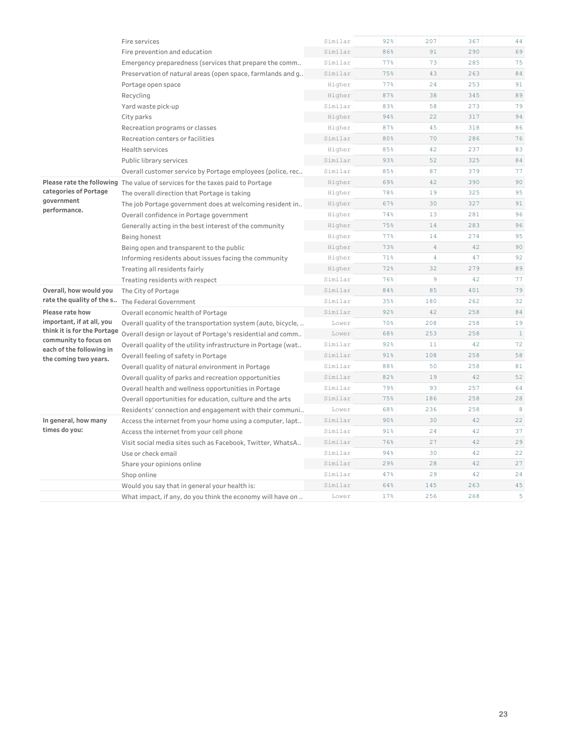| | | | | | | |
|---|---|---|---|---|---|---|
| | Fire services | Similar | 92% | 207 | 367 | 44 |
| | Fire prevention and education | Similar | 86% | 91 | 290 | 69 |
| | Emergency preparedness (services that prepare the comm.. | Similar | 77% | 73 | 285 | 75 |
| | Preservation of natural areas (open space, farmlands and g.. | Similar | 75% | 43 | 263 | 84 |
| | Portage open space | Higher | 77% | 24 | 253 | 91 |
| | Recycling | Higher | 87% | 38 | 345 | 89 |
| | Yard waste pick-up | Similar | 83% | 58 | 273 | 79 |
| | City parks | Higher | 94% | 22 | 317 | 94 |
| | Recreation programs or classes | Higher | 87% | 45 | 318 | 86 |
| | Recreation centers or facilities | Similar | 80% | 70 | 286 | 76 |
| | Health services | Higher | 85% | 42 | 237 | 83 |
| | Public library services | Similar | 93% | 52 | 325 | 84 |
| | Overall customer service by Portage employees (police, rec.. | Similar | 85% | 87 | 379 | 77 |
| **Please rate the following categories of Portage government performance.** | The value of services for the taxes paid to Portage | Higher | 69% | 42 | 390 | 90 |
| | The overall direction that Portage is taking | Higher | 78% | 19 | 325 | 95 |
| | The job Portage government does at welcoming resident in.. | Higher | 67% | 30 | 327 | 91 |
| | Overall confidence in Portage government | Higher | 74% | 13 | 281 | 96 |
| | Generally acting in the best interest of the community | Higher | 75% | 14 | 283 | 96 |
| | Being honest | Higher | 77% | 14 | 274 | 95 |
| | Being open and transparent to the public | Higher | 73% | 4 | 42 | 90 |
| | Informing residents about issues facing the community | Higher | 71% | 4 | 47 | 92 |
| | Treating all residents fairly | Higher | 72% | 32 | 279 | 89 |
| | Treating residents with respect | Similar | 76% | 9 | 42 | 77 |
| **Overall, how would you rate the quality of the s..** | The City of Portage | Similar | 84% | 85 | 401 | 79 |
| | The Federal Government | Similar | 35% | 180 | 262 | 32 |
| **Please rate how important, if at all, you think it is for the Portage community to focus on each of the following in the coming two years.** | Overall economic health of Portage | Similar | 92% | 42 | 258 | 84 |
| | Overall quality of the transportation system (auto, bicycle, .. | Lower | 70% | 208 | 258 | 19 |
| | Overall design or layout of Portage's residential and comm.. | Lower | 68% | 253 | 258 | 1 |
| | Overall quality of the utility infrastructure in Portage (wat.. | Similar | 92% | 11 | 42 | 72 |
| | Overall feeling of safety in Portage | Similar | 91% | 108 | 258 | 58 |
| | Overall quality of natural environment in Portage | Similar | 88% | 50 | 258 | 81 |
| | Overall quality of parks and recreation opportunities | Similar | 82% | 19 | 42 | 52 |
| | Overall health and wellness opportunities in Portage | Similar | 79% | 93 | 257 | 64 |
| | Overall opportunities for education, culture and the arts | Similar | 75% | 186 | 258 | 28 |
| | Residents' connection and engagement with their communi.. | Lower | 68% | 236 | 258 | 8 |
| **In general, how many times do you:** | Access the internet from your home using a computer, lapt.. | Similar | 90% | 30 | 42 | 22 |
| | Access the internet from your cell phone | Similar | 91% | 24 | 42 | 37 |
| | Visit social media sites such as Facebook, Twitter, WhatsA.. | Similar | 76% | 27 | 42 | 29 |
| | Use or check email | Similar | 94% | 30 | 42 | 22 |
| | Share your opinions online | Similar | 29% | 28 | 42 | 27 |
| | Shop online | Similar | 47% | 29 | 42 | 24 |
| | Would you say that in general your health is: | Similar | 64% | 145 | 263 | 45 |
| | What impact, if any, do you think the economy will have on .. | Lower | 17% | 256 | 268 | 5 |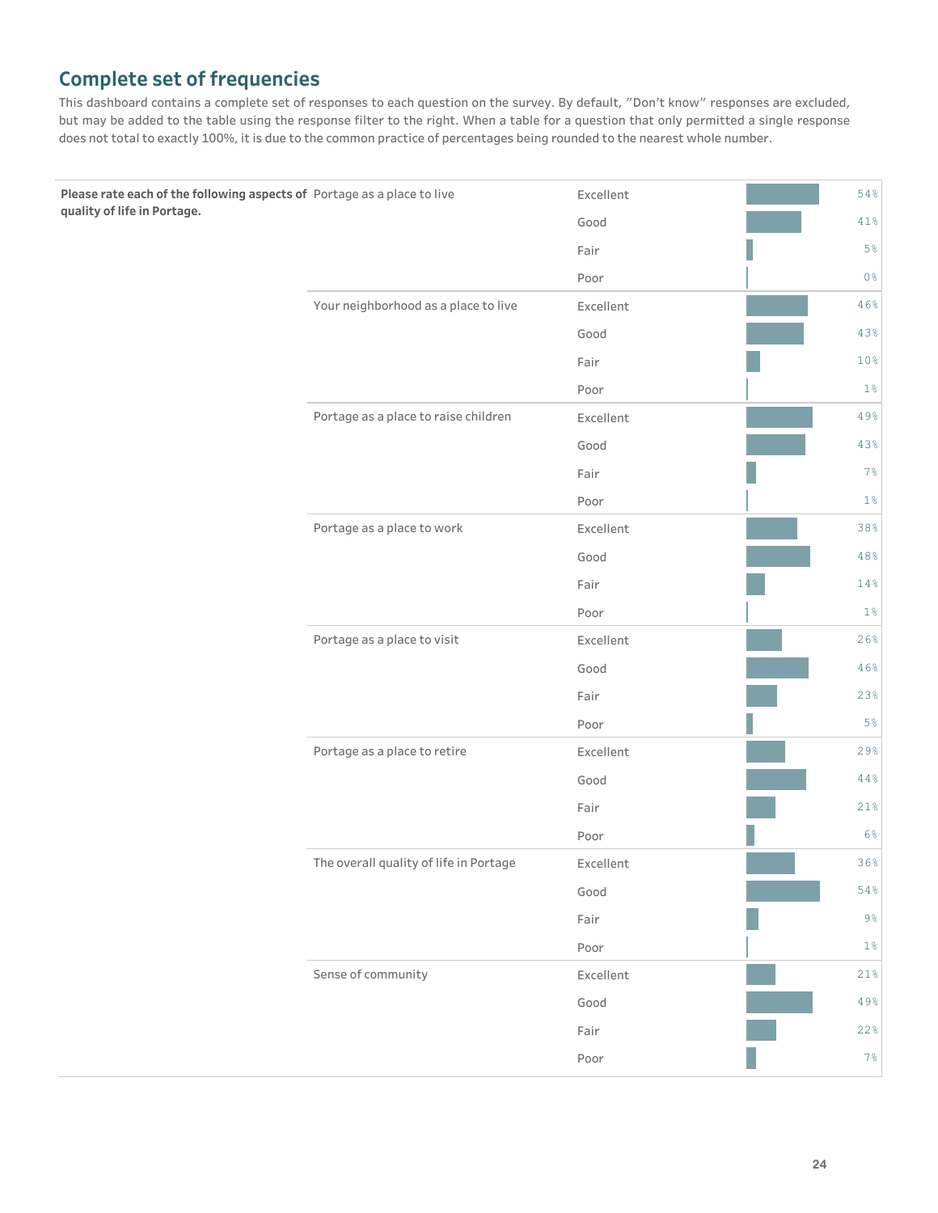## Complete set of frequencies

This dashboard contains a complete set of responses to each question on the survey. By default, "Don't know" responses are excluded, but may be added to the table using the response filter to the right. When a table for a question that only permitted a single response does not total to exactly 100%, it is due to the common practice of percentages being rounded to the nearest whole number.

| Question | Item | Response | Percent |
|---|---|---|---|
| **Please rate each of the following aspects of quality of life in Portage.** | Portage as a place to live | Excellent | 54% |
| | | Good | 41% |
| | | Fair | 5% |
| | | Poor | 0% |
| | Your neighborhood as a place to live | Excellent | 46% |
| | | Good | 43% |
| | | Fair | 10% |
| | | Poor | 1% |
| | Portage as a place to raise children | Excellent | 49% |
| | | Good | 43% |
| | | Fair | 7% |
| | | Poor | 1% |
| | Portage as a place to work | Excellent | 38% |
| | | Good | 48% |
| | | Fair | 14% |
| | | Poor | 1% |
| | Portage as a place to visit | Excellent | 26% |
| | | Good | 46% |
| | | Fair | 23% |
| | | Poor | 5% |
| | Portage as a place to retire | Excellent | 29% |
| | | Good | 44% |
| | | Fair | 21% |
| | | Poor | 6% |
| | The overall quality of life in Portage | Excellent | 36% |
| | | Good | 54% |
| | | Fair | 9% |
| | | Poor | 1% |
| | Sense of community | Excellent | 21% |
| | | Good | 49% |
| | | Fair | 22% |
| | | Poor | 7% |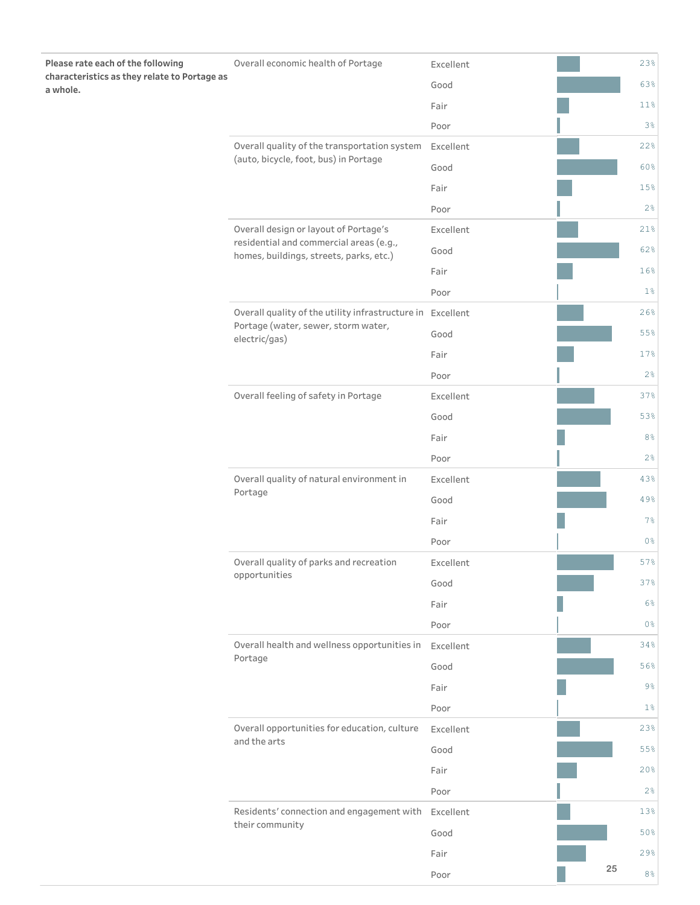**Please rate each of the following characteristics as they relate to Portage as a whole.**

| Characteristic | Rating | Percent |
| --- | --- | --- |
| Overall economic health of Portage | Excellent | 23% |
| | Good | 63% |
| | Fair | 11% |
| | Poor | 3% |
| Overall quality of the transportation system (auto, bicycle, foot, bus) in Portage | Excellent | 22% |
| | Good | 60% |
| | Fair | 15% |
| | Poor | 2% |
| Overall design or layout of Portage's residential and commercial areas (e.g., homes, buildings, streets, parks, etc.) | Excellent | 21% |
| | Good | 62% |
| | Fair | 16% |
| | Poor | 1% |
| Overall quality of the utility infrastructure in Portage (water, sewer, storm water, electric/gas) | Excellent | 26% |
| | Good | 55% |
| | Fair | 17% |
| | Poor | 2% |
| Overall feeling of safety in Portage | Excellent | 37% |
| | Good | 53% |
| | Fair | 8% |
| | Poor | 2% |
| Overall quality of natural environment in Portage | Excellent | 43% |
| | Good | 49% |
| | Fair | 7% |
| | Poor | 0% |
| Overall quality of parks and recreation opportunities | Excellent | 57% |
| | Good | 37% |
| | Fair | 6% |
| | Poor | 0% |
| Overall health and wellness opportunities in Portage | Excellent | 34% |
| | Good | 56% |
| | Fair | 9% |
| | Poor | 1% |
| Overall opportunities for education, culture and the arts | Excellent | 23% |
| | Good | 55% |
| | Fair | 20% |
| | Poor | 2% |
| Residents' connection and engagement with their community | Excellent | 13% |
| | Good | 50% |
| | Fair | 29% |
| | Poor | 8% |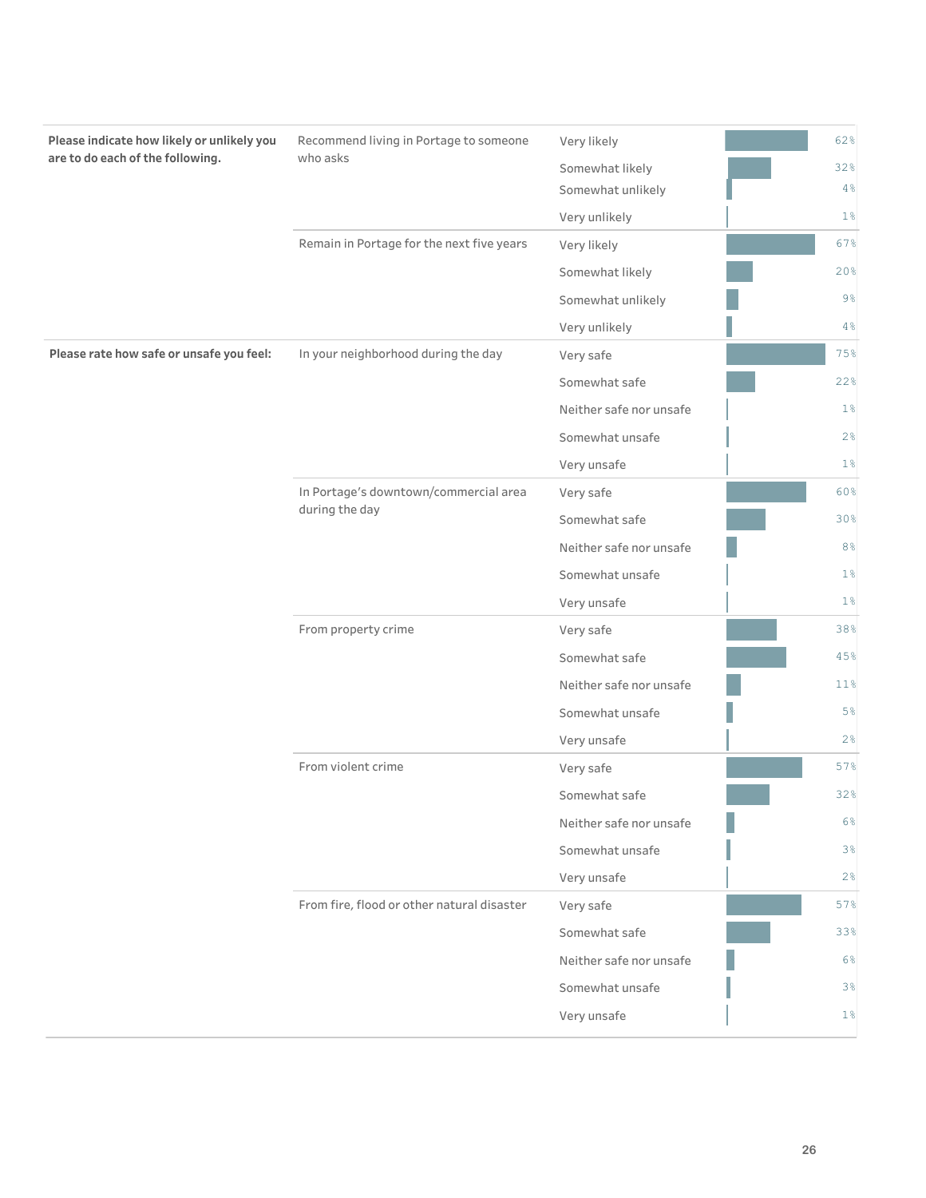| Question | Item | Response | Percent |
|---|---|---|---|
| **Please indicate how likely or unlikely you are to do each of the following.** | Recommend living in Portage to someone who asks | Very likely | 62% |
| | | Somewhat likely | 32% |
| | | Somewhat unlikely | 4% |
| | | Very unlikely | 1% |
| | Remain in Portage for the next five years | Very likely | 67% |
| | | Somewhat likely | 20% |
| | | Somewhat unlikely | 9% |
| | | Very unlikely | 4% |
| **Please rate how safe or unsafe you feel:** | In your neighborhood during the day | Very safe | 75% |
| | | Somewhat safe | 22% |
| | | Neither safe nor unsafe | 1% |
| | | Somewhat unsafe | 2% |
| | | Very unsafe | 1% |
| | In Portage's downtown/commercial area during the day | Very safe | 60% |
| | | Somewhat safe | 30% |
| | | Neither safe nor unsafe | 8% |
| | | Somewhat unsafe | 1% |
| | | Very unsafe | 1% |
| | From property crime | Very safe | 38% |
| | | Somewhat safe | 45% |
| | | Neither safe nor unsafe | 11% |
| | | Somewhat unsafe | 5% |
| | | Very unsafe | 2% |
| | From violent crime | Very safe | 57% |
| | | Somewhat safe | 32% |
| | | Neither safe nor unsafe | 6% |
| | | Somewhat unsafe | 3% |
| | | Very unsafe | 2% |
| | From fire, flood or other natural disaster | Very safe | 57% |
| | | Somewhat safe | 33% |
| | | Neither safe nor unsafe | 6% |
| | | Somewhat unsafe | 3% |
| | | Very unsafe | 1% |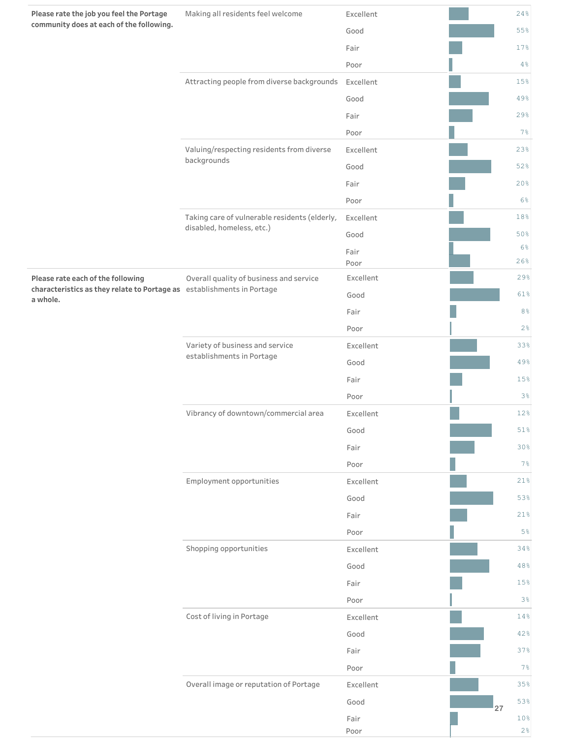| Question | Item | Rating | Percent |
|---|---|---|---|
| Please rate the job you feel the Portage community does at each of the following. | Making all residents feel welcome | Excellent | 24% |
| | | Good | 55% |
| | | Fair | 17% |
| | | Poor | 4% |
| | Attracting people from diverse backgrounds | Excellent | 15% |
| | | Good | 49% |
| | | Fair | 29% |
| | | Poor | 7% |
| | Valuing/respecting residents from diverse backgrounds | Excellent | 23% |
| | | Good | 52% |
| | | Fair | 20% |
| | | Poor | 6% |
| | Taking care of vulnerable residents (elderly, disabled, homeless, etc.) | Excellent | 18% |
| | | Good | 50% |
| | | Fair | 6% |
| | | Poor | 26% |
| Please rate each of the following characteristics as they relate to Portage as a whole. | Overall quality of business and service establishments in Portage | Excellent | 29% |
| | | Good | 61% |
| | | Fair | 8% |
| | | Poor | 2% |
| | Variety of business and service establishments in Portage | Excellent | 33% |
| | | Good | 49% |
| | | Fair | 15% |
| | | Poor | 3% |
| | Vibrancy of downtown/commercial area | Excellent | 12% |
| | | Good | 51% |
| | | Fair | 30% |
| | | Poor | 7% |
| | Employment opportunities | Excellent | 21% |
| | | Good | 53% |
| | | Fair | 21% |
| | | Poor | 5% |
| | Shopping opportunities | Excellent | 34% |
| | | Good | 48% |
| | | Fair | 15% |
| | | Poor | 3% |
| | Cost of living in Portage | Excellent | 14% |
| | | Good | 42% |
| | | Fair | 37% |
| | | Poor | 7% |
| | Overall image or reputation of Portage | Excellent | 35% |
| | | Good | 53% |
| | | Fair | 10% |
| | | Poor | 2% |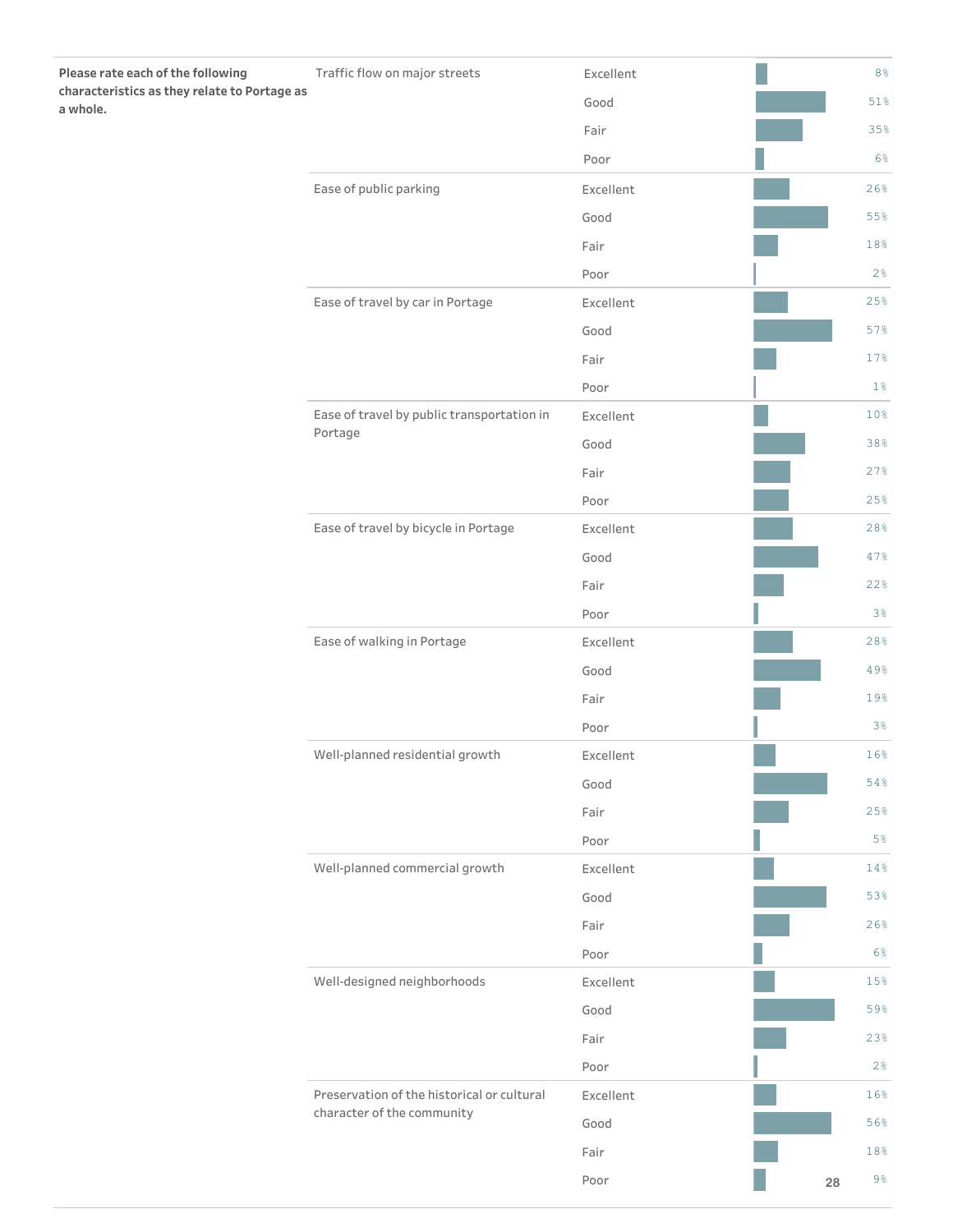| Please rate each of the following characteristics as they relate to Portage as a whole. | | | |
|---|---|---|---|
| | Traffic flow on major streets | Excellent | 8% |
| | | Good | 51% |
| | | Fair | 35% |
| | | Poor | 6% |
| | Ease of public parking | Excellent | 26% |
| | | Good | 55% |
| | | Fair | 18% |
| | | Poor | 2% |
| | Ease of travel by car in Portage | Excellent | 25% |
| | | Good | 57% |
| | | Fair | 17% |
| | | Poor | 1% |
| | Ease of travel by public transportation in Portage | Excellent | 10% |
| | | Good | 38% |
| | | Fair | 27% |
| | | Poor | 25% |
| | Ease of travel by bicycle in Portage | Excellent | 28% |
| | | Good | 47% |
| | | Fair | 22% |
| | | Poor | 3% |
| | Ease of walking in Portage | Excellent | 28% |
| | | Good | 49% |
| | | Fair | 19% |
| | | Poor | 3% |
| | Well-planned residential growth | Excellent | 16% |
| | | Good | 54% |
| | | Fair | 25% |
| | | Poor | 5% |
| | Well-planned commercial growth | Excellent | 14% |
| | | Good | 53% |
| | | Fair | 26% |
| | | Poor | 6% |
| | Well-designed neighborhoods | Excellent | 15% |
| | | Good | 59% |
| | | Fair | 23% |
| | | Poor | 2% |
| | Preservation of the historical or cultural character of the community | Excellent | 16% |
| | | Good | 56% |
| | | Fair | 18% |
| | | Poor | 9% |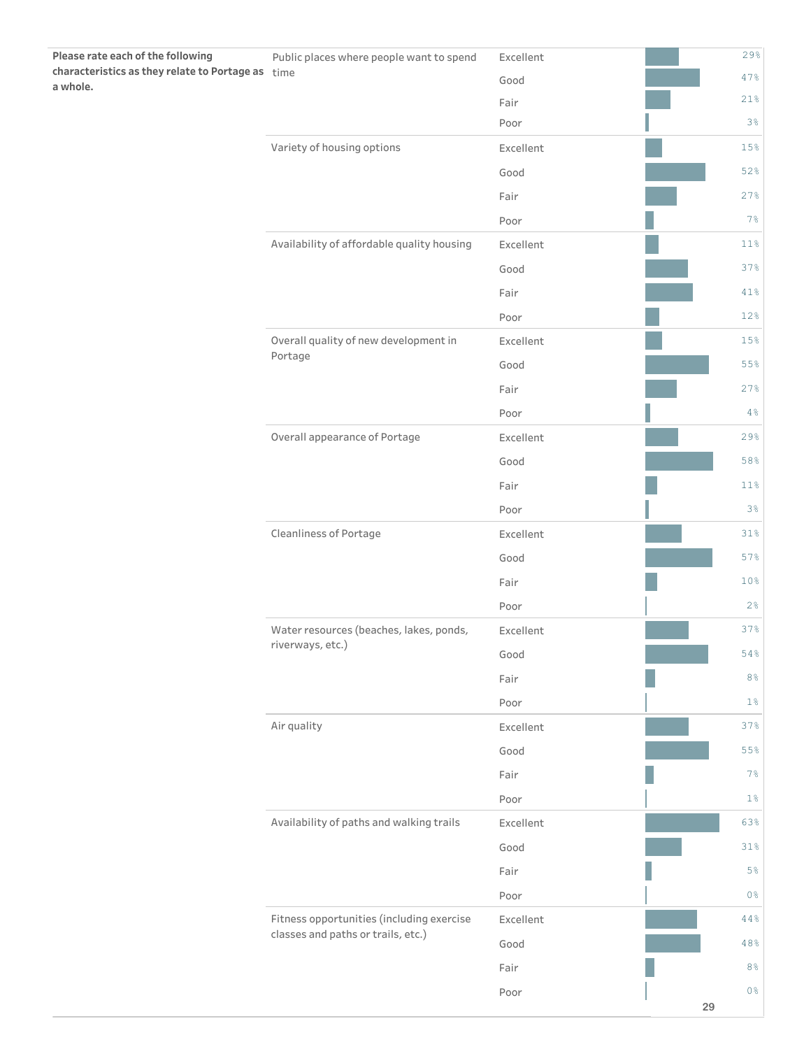| Question | Characteristic | Rating | Percent |
| --- | --- | --- | --- |
| **Please rate each of the following characteristics as they relate to Portage as a whole.** | Public places where people want to spend time | Excellent | 29% |
| | | Good | 47% |
| | | Fair | 21% |
| | | Poor | 3% |
| | Variety of housing options | Excellent | 15% |
| | | Good | 52% |
| | | Fair | 27% |
| | | Poor | 7% |
| | Availability of affordable quality housing | Excellent | 11% |
| | | Good | 37% |
| | | Fair | 41% |
| | | Poor | 12% |
| | Overall quality of new development in Portage | Excellent | 15% |
| | | Good | 55% |
| | | Fair | 27% |
| | | Poor | 4% |
| | Overall appearance of Portage | Excellent | 29% |
| | | Good | 58% |
| | | Fair | 11% |
| | | Poor | 3% |
| | Cleanliness of Portage | Excellent | 31% |
| | | Good | 57% |
| | | Fair | 10% |
| | | Poor | 2% |
| | Water resources (beaches, lakes, ponds, riverways, etc.) | Excellent | 37% |
| | | Good | 54% |
| | | Fair | 8% |
| | | Poor | 1% |
| | Air quality | Excellent | 37% |
| | | Good | 55% |
| | | Fair | 7% |
| | | Poor | 1% |
| | Availability of paths and walking trails | Excellent | 63% |
| | | Good | 31% |
| | | Fair | 5% |
| | | Poor | 0% |
| | Fitness opportunities (including exercise classes and paths or trails, etc.) | Excellent | 44% |
| | | Good | 48% |
| | | Fair | 8% |
| | | Poor | 0% |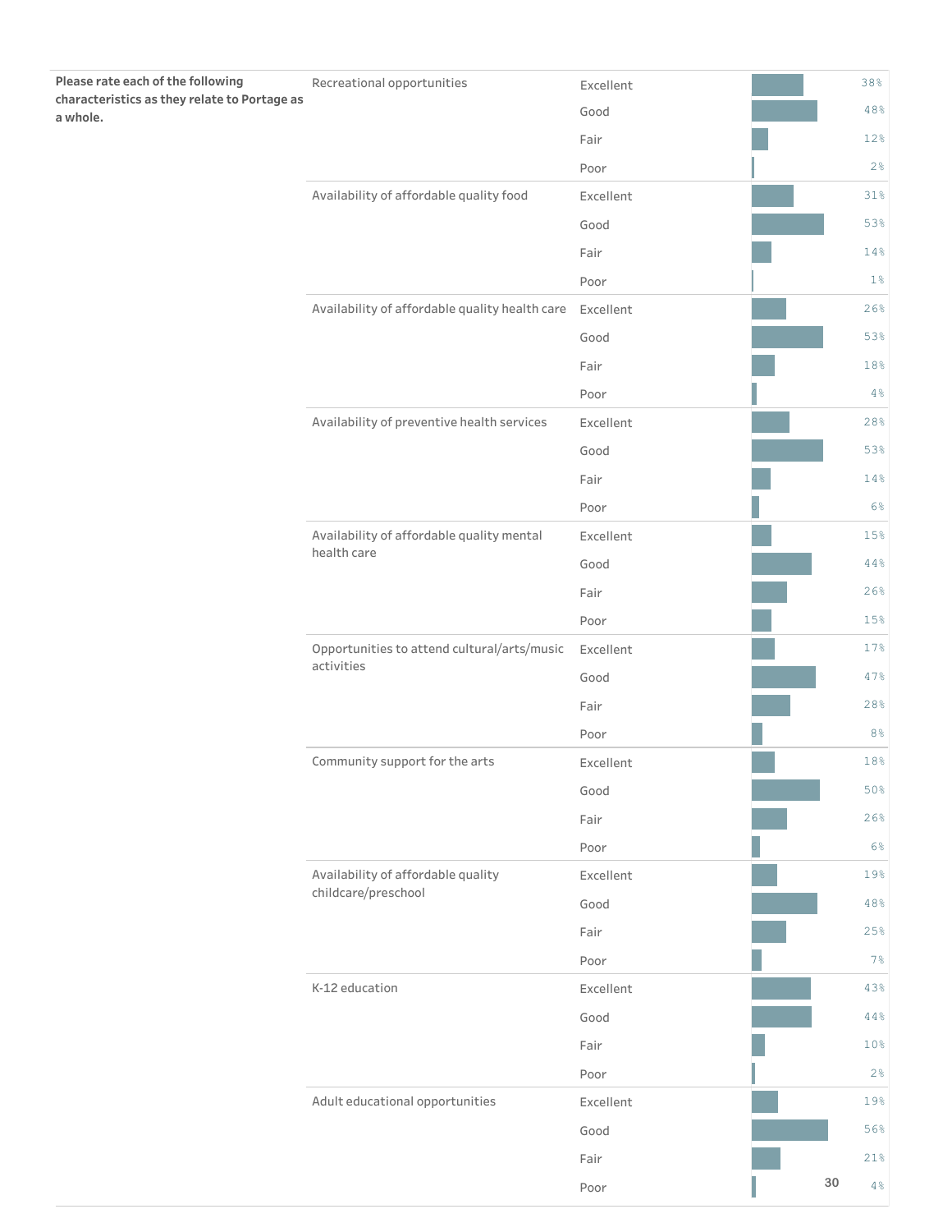**Please rate each of the following characteristics as they relate to Portage as a whole.**

| Characteristic | Rating | Percent |
|---|---|---|
| Recreational opportunities | Excellent | 38% |
| | Good | 48% |
| | Fair | 12% |
| | Poor | 2% |
| Availability of affordable quality food | Excellent | 31% |
| | Good | 53% |
| | Fair | 14% |
| | Poor | 1% |
| Availability of affordable quality health care | Excellent | 26% |
| | Good | 53% |
| | Fair | 18% |
| | Poor | 4% |
| Availability of preventive health services | Excellent | 28% |
| | Good | 53% |
| | Fair | 14% |
| | Poor | 6% |
| Availability of affordable quality mental health care | Excellent | 15% |
| | Good | 44% |
| | Fair | 26% |
| | Poor | 15% |
| Opportunities to attend cultural/arts/music activities | Excellent | 17% |
| | Good | 47% |
| | Fair | 28% |
| | Poor | 8% |
| Community support for the arts | Excellent | 18% |
| | Good | 50% |
| | Fair | 26% |
| | Poor | 6% |
| Availability of affordable quality childcare/preschool | Excellent | 19% |
| | Good | 48% |
| | Fair | 25% |
| | Poor | 7% |
| K-12 education | Excellent | 43% |
| | Good | 44% |
| | Fair | 10% |
| | Poor | 2% |
| Adult educational opportunities | Excellent | 19% |
| | Good | 56% |
| | Fair | 21% |
| | Poor | 4% |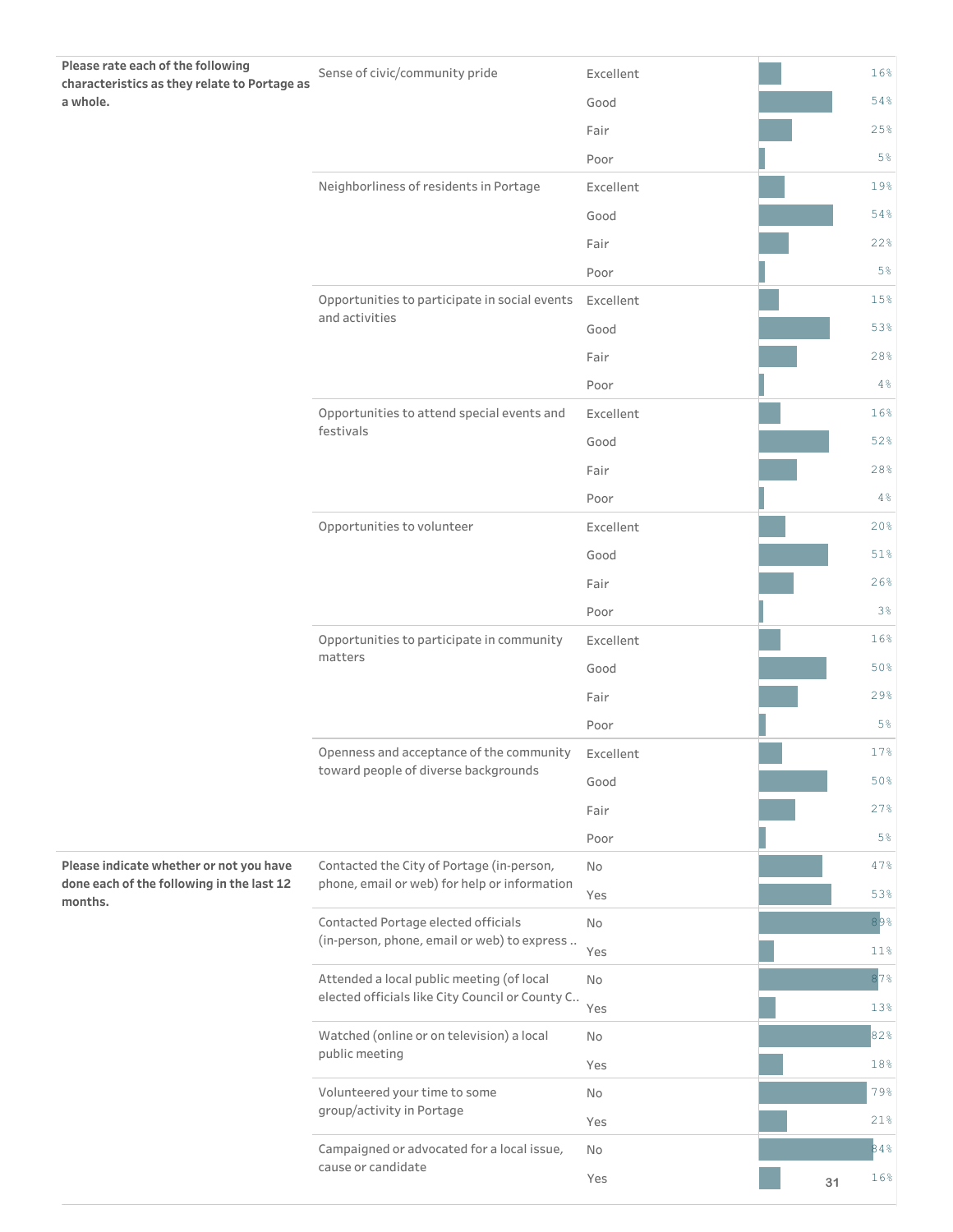| Question | Item | Response | Percent |
|---|---|---|---|
| Please rate each of the following characteristics as they relate to Portage as a whole. | Sense of civic/community pride | Excellent | 16% |
| | | Good | 54% |
| | | Fair | 25% |
| | | Poor | 5% |
| | Neighborliness of residents in Portage | Excellent | 19% |
| | | Good | 54% |
| | | Fair | 22% |
| | | Poor | 5% |
| | Opportunities to participate in social events and activities | Excellent | 15% |
| | | Good | 53% |
| | | Fair | 28% |
| | | Poor | 4% |
| | Opportunities to attend special events and festivals | Excellent | 16% |
| | | Good | 52% |
| | | Fair | 28% |
| | | Poor | 4% |
| | Opportunities to volunteer | Excellent | 20% |
| | | Good | 51% |
| | | Fair | 26% |
| | | Poor | 3% |
| | Opportunities to participate in community matters | Excellent | 16% |
| | | Good | 50% |
| | | Fair | 29% |
| | | Poor | 5% |
| | Openness and acceptance of the community toward people of diverse backgrounds | Excellent | 17% |
| | | Good | 50% |
| | | Fair | 27% |
| | | Poor | 5% |
| Please indicate whether or not you have done each of the following in the last 12 months. | Contacted the City of Portage (in-person, phone, email or web) for help or information | No | 47% |
| | | Yes | 53% |
| | Contacted Portage elected officials (in-person, phone, email or web) to express .. | No | 89% |
| | | Yes | 11% |
| | Attended a local public meeting (of local elected officials like City Council or County C.. | No | 87% |
| | | Yes | 13% |
| | Watched (online or on television) a local public meeting | No | 82% |
| | | Yes | 18% |
| | Volunteered your time to some group/activity in Portage | No | 79% |
| | | Yes | 21% |
| | Campaigned or advocated for a local issue, cause or candidate | No | 84% |
| | | Yes | 16% |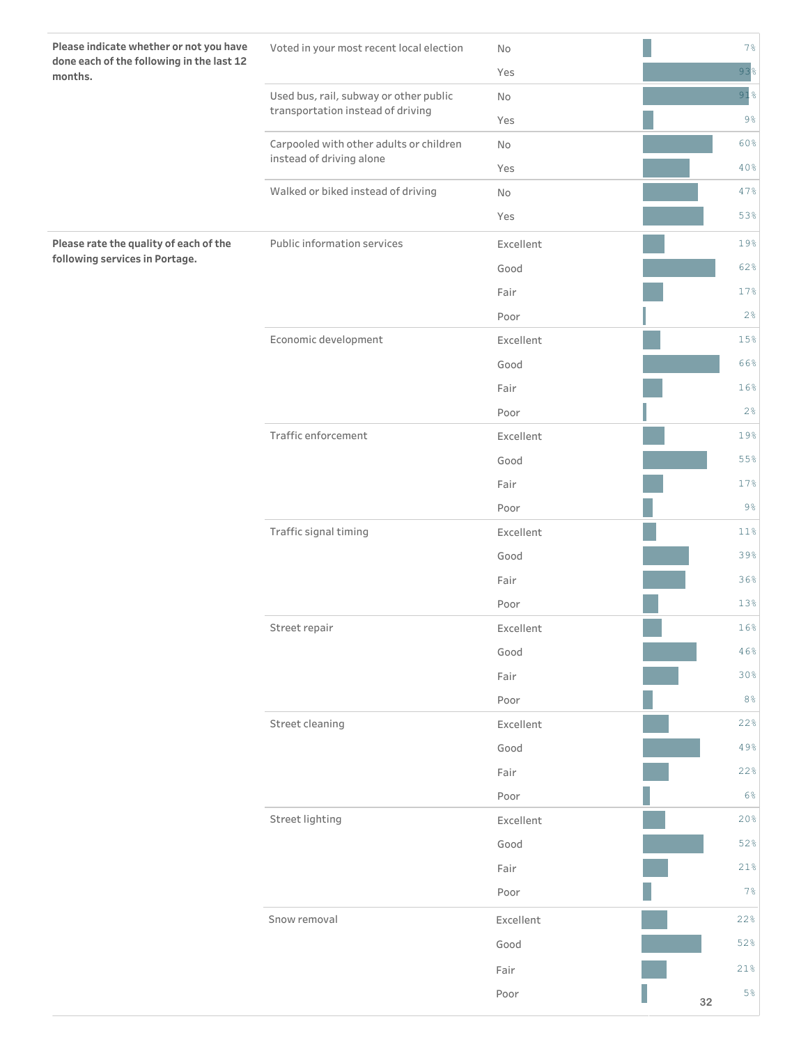| Question | Item | Response | Percent |
|---|---|---|---|
| **Please indicate whether or not you have done each of the following in the last 12 months.** | Voted in your most recent local election | No | 7% |
| | | Yes | 93% |
| | Used bus, rail, subway or other public transportation instead of driving | No | 91% |
| | | Yes | 9% |
| | Carpooled with other adults or children instead of driving alone | No | 60% |
| | | Yes | 40% |
| | Walked or biked instead of driving | No | 47% |
| | | Yes | 53% |
| **Please rate the quality of each of the following services in Portage.** | Public information services | Excellent | 19% |
| | | Good | 62% |
| | | Fair | 17% |
| | | Poor | 2% |
| | Economic development | Excellent | 15% |
| | | Good | 66% |
| | | Fair | 16% |
| | | Poor | 2% |
| | Traffic enforcement | Excellent | 19% |
| | | Good | 55% |
| | | Fair | 17% |
| | | Poor | 9% |
| | Traffic signal timing | Excellent | 11% |
| | | Good | 39% |
| | | Fair | 36% |
| | | Poor | 13% |
| | Street repair | Excellent | 16% |
| | | Good | 46% |
| | | Fair | 30% |
| | | Poor | 8% |
| | Street cleaning | Excellent | 22% |
| | | Good | 49% |
| | | Fair | 22% |
| | | Poor | 6% |
| | Street lighting | Excellent | 20% |
| | | Good | 52% |
| | | Fair | 21% |
| | | Poor | 7% |
| | Snow removal | Excellent | 22% |
| | | Good | 52% |
| | | Fair | 21% |
| | | Poor | 5% |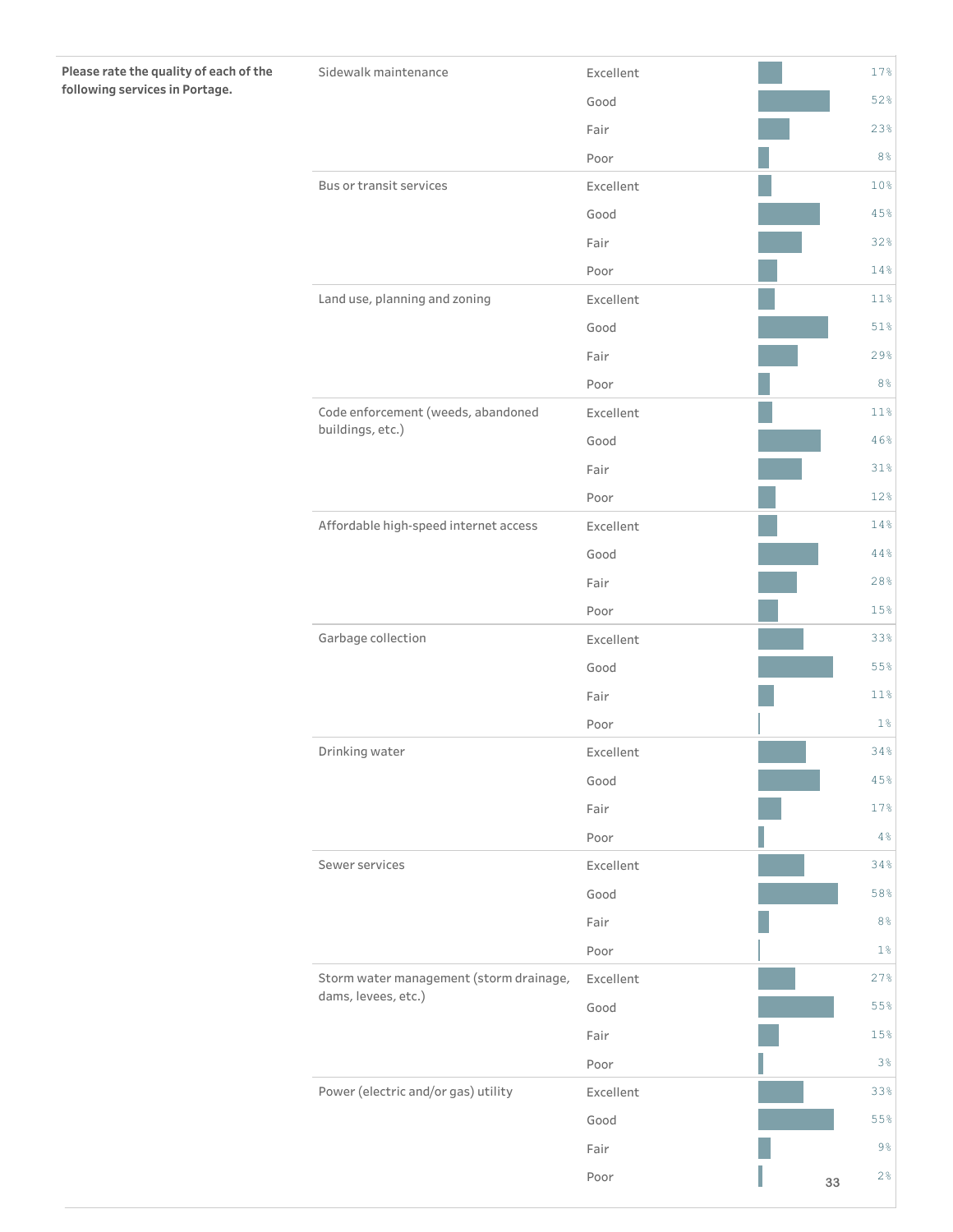**Please rate the quality of each of the following services in Portage.**

| Service | Rating | Percent |
|---|---|---|
| Sidewalk maintenance | Excellent | 17% |
| | Good | 52% |
| | Fair | 23% |
| | Poor | 8% |
| Bus or transit services | Excellent | 10% |
| | Good | 45% |
| | Fair | 32% |
| | Poor | 14% |
| Land use, planning and zoning | Excellent | 11% |
| | Good | 51% |
| | Fair | 29% |
| | Poor | 8% |
| Code enforcement (weeds, abandoned buildings, etc.) | Excellent | 11% |
| | Good | 46% |
| | Fair | 31% |
| | Poor | 12% |
| Affordable high-speed internet access | Excellent | 14% |
| | Good | 44% |
| | Fair | 28% |
| | Poor | 15% |
| Garbage collection | Excellent | 33% |
| | Good | 55% |
| | Fair | 11% |
| | Poor | 1% |
| Drinking water | Excellent | 34% |
| | Good | 45% |
| | Fair | 17% |
| | Poor | 4% |
| Sewer services | Excellent | 34% |
| | Good | 58% |
| | Fair | 8% |
| | Poor | 1% |
| Storm water management (storm drainage, dams, levees, etc.) | Excellent | 27% |
| | Good | 55% |
| | Fair | 15% |
| | Poor | 3% |
| Power (electric and/or gas) utility | Excellent | 33% |
| | Good | 55% |
| | Fair | 9% |
| | Poor | 2% |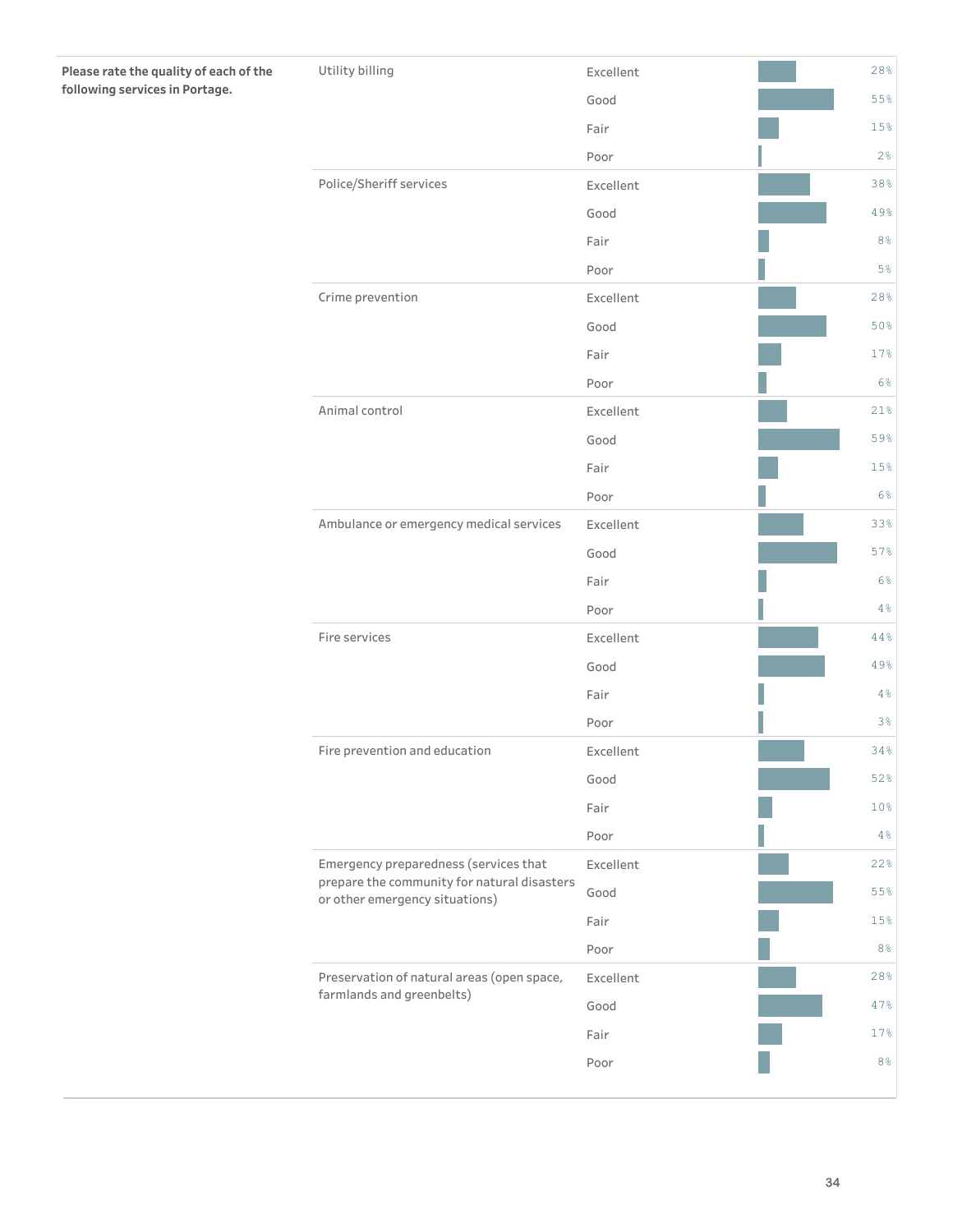| Question | Service | Rating | Percent |
|---|---|---|---|
| **Please rate the quality of each of the following services in Portage.** | Utility billing | Excellent | 28% |
| | | Good | 55% |
| | | Fair | 15% |
| | | Poor | 2% |
| | Police/Sheriff services | Excellent | 38% |
| | | Good | 49% |
| | | Fair | 8% |
| | | Poor | 5% |
| | Crime prevention | Excellent | 28% |
| | | Good | 50% |
| | | Fair | 17% |
| | | Poor | 6% |
| | Animal control | Excellent | 21% |
| | | Good | 59% |
| | | Fair | 15% |
| | | Poor | 6% |
| | Ambulance or emergency medical services | Excellent | 33% |
| | | Good | 57% |
| | | Fair | 6% |
| | | Poor | 4% |
| | Fire services | Excellent | 44% |
| | | Good | 49% |
| | | Fair | 4% |
| | | Poor | 3% |
| | Fire prevention and education | Excellent | 34% |
| | | Good | 52% |
| | | Fair | 10% |
| | | Poor | 4% |
| | Emergency preparedness (services that prepare the community for natural disasters or other emergency situations) | Excellent | 22% |
| | | Good | 55% |
| | | Fair | 15% |
| | | Poor | 8% |
| | Preservation of natural areas (open space, farmlands and greenbelts) | Excellent | 28% |
| | | Good | 47% |
| | | Fair | 17% |
| | | Poor | 8% |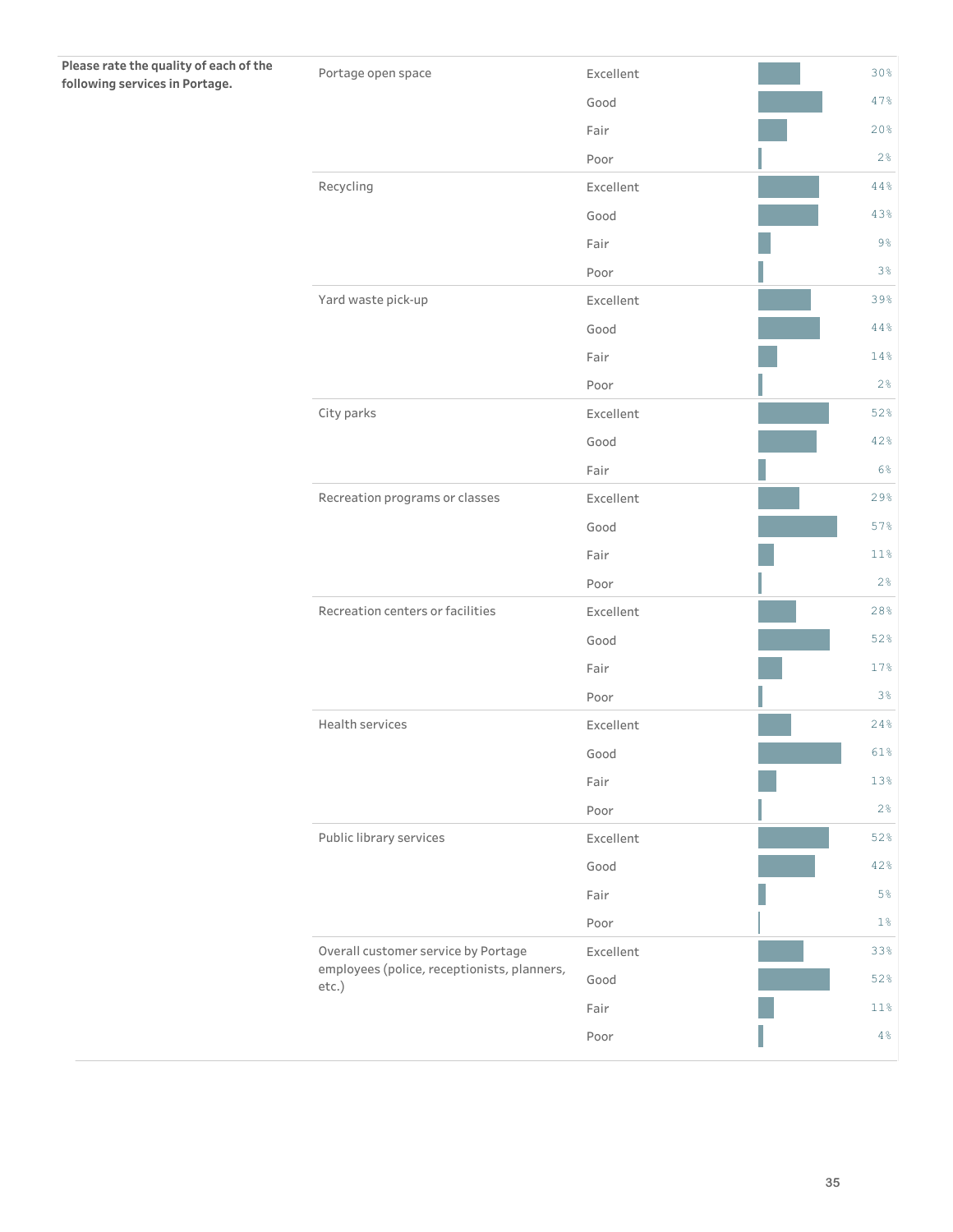**Please rate the quality of each of the following services in Portage.**

| Service | Rating | Percent |
|---|---|---|
| Portage open space | Excellent | 30% |
| | Good | 47% |
| | Fair | 20% |
| | Poor | 2% |
| Recycling | Excellent | 44% |
| | Good | 43% |
| | Fair | 9% |
| | Poor | 3% |
| Yard waste pick-up | Excellent | 39% |
| | Good | 44% |
| | Fair | 14% |
| | Poor | 2% |
| City parks | Excellent | 52% |
| | Good | 42% |
| | Fair | 6% |
| Recreation programs or classes | Excellent | 29% |
| | Good | 57% |
| | Fair | 11% |
| | Poor | 2% |
| Recreation centers or facilities | Excellent | 28% |
| | Good | 52% |
| | Fair | 17% |
| | Poor | 3% |
| Health services | Excellent | 24% |
| | Good | 61% |
| | Fair | 13% |
| | Poor | 2% |
| Public library services | Excellent | 52% |
| | Good | 42% |
| | Fair | 5% |
| | Poor | 1% |
| Overall customer service by Portage employees (police, receptionists, planners, etc.) | Excellent | 33% |
| | Good | 52% |
| | Fair | 11% |
| | Poor | 4% |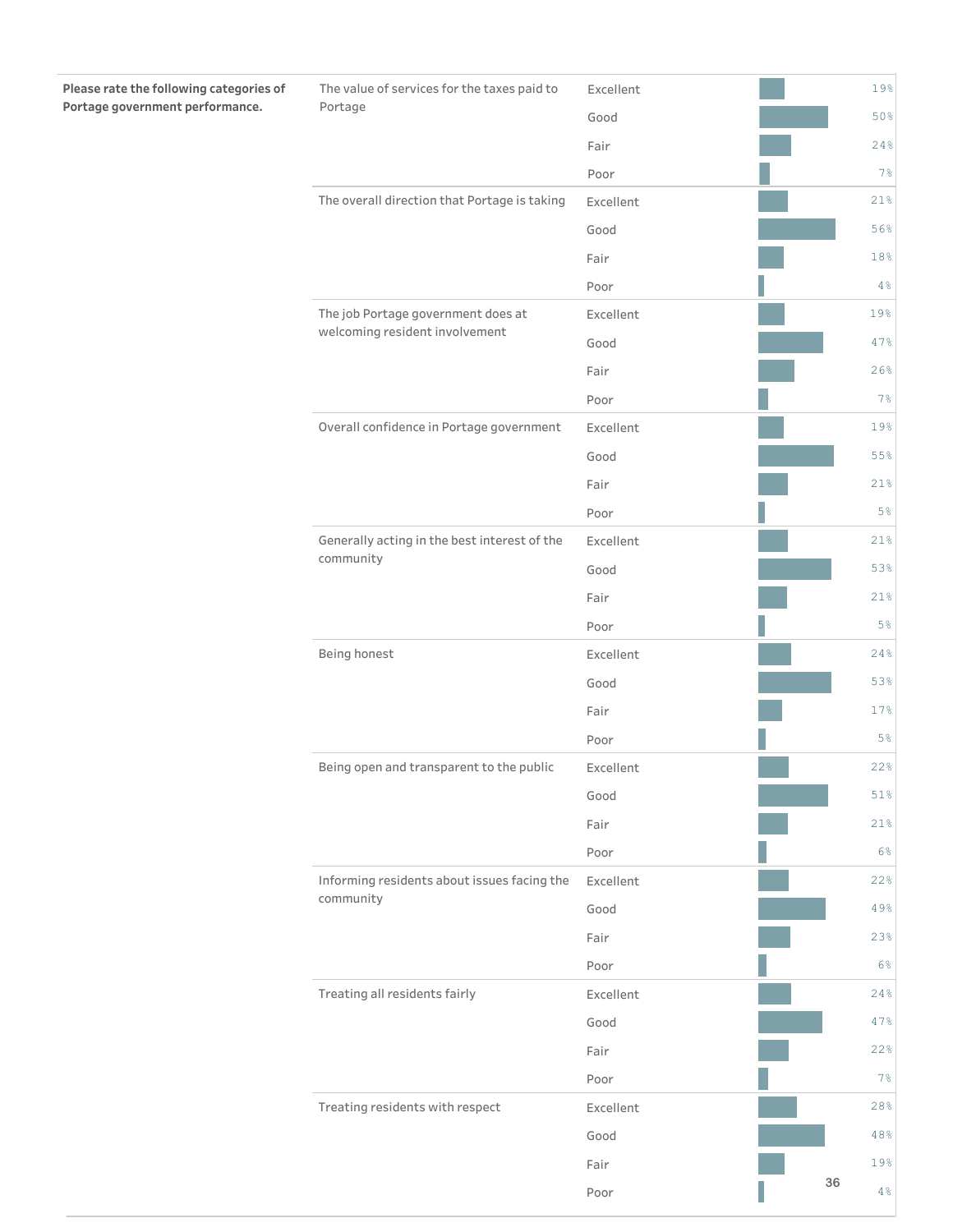| Please rate the following categories of Portage government performance. | | | |
|---|---|---|---|
| | The value of services for the taxes paid to Portage | Excellent | 19% |
| | | Good | 50% |
| | | Fair | 24% |
| | | Poor | 7% |
| | The overall direction that Portage is taking | Excellent | 21% |
| | | Good | 56% |
| | | Fair | 18% |
| | | Poor | 4% |
| | The job Portage government does at welcoming resident involvement | Excellent | 19% |
| | | Good | 47% |
| | | Fair | 26% |
| | | Poor | 7% |
| | Overall confidence in Portage government | Excellent | 19% |
| | | Good | 55% |
| | | Fair | 21% |
| | | Poor | 5% |
| | Generally acting in the best interest of the community | Excellent | 21% |
| | | Good | 53% |
| | | Fair | 21% |
| | | Poor | 5% |
| | Being honest | Excellent | 24% |
| | | Good | 53% |
| | | Fair | 17% |
| | | Poor | 5% |
| | Being open and transparent to the public | Excellent | 22% |
| | | Good | 51% |
| | | Fair | 21% |
| | | Poor | 6% |
| | Informing residents about issues facing the community | Excellent | 22% |
| | | Good | 49% |
| | | Fair | 23% |
| | | Poor | 6% |
| | Treating all residents fairly | Excellent | 24% |
| | | Good | 47% |
| | | Fair | 22% |
| | | Poor | 7% |
| | Treating residents with respect | Excellent | 28% |
| | | Good | 48% |
| | | Fair | 19% |
| | | Poor | 4% |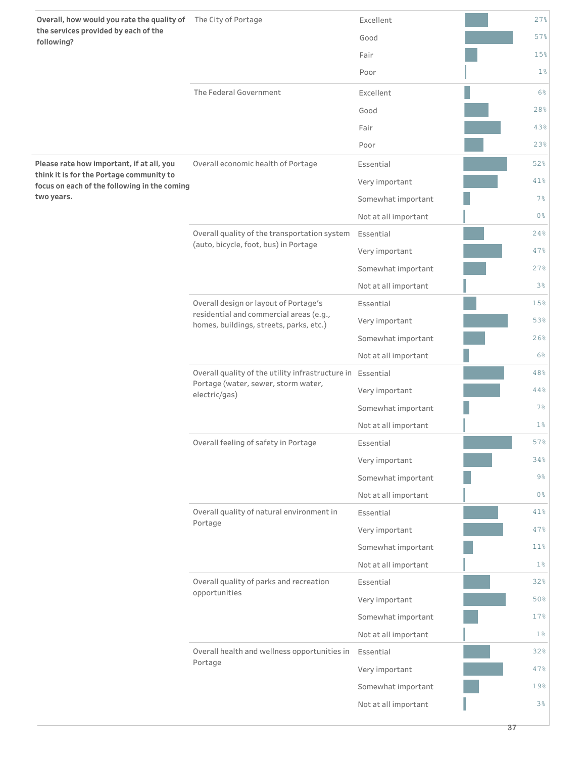| Question | Item | Response | Percent |
| --- | --- | --- | --- |
| **Overall, how would you rate the quality of the services provided by each of the following?** | The City of Portage | Excellent | 27% |
| | | Good | 57% |
| | | Fair | 15% |
| | | Poor | 1% |
| | The Federal Government | Excellent | 6% |
| | | Good | 28% |
| | | Fair | 43% |
| | | Poor | 23% |
| **Please rate how important, if at all, you think it is for the Portage community to focus on each of the following in the coming two years.** | Overall economic health of Portage | Essential | 52% |
| | | Very important | 41% |
| | | Somewhat important | 7% |
| | | Not at all important | 0% |
| | Overall quality of the transportation system (auto, bicycle, foot, bus) in Portage | Essential | 24% |
| | | Very important | 47% |
| | | Somewhat important | 27% |
| | | Not at all important | 3% |
| | Overall design or layout of Portage's residential and commercial areas (e.g., homes, buildings, streets, parks, etc.) | Essential | 15% |
| | | Very important | 53% |
| | | Somewhat important | 26% |
| | | Not at all important | 6% |
| | Overall quality of the utility infrastructure in Portage (water, sewer, storm water, electric/gas) | Essential | 48% |
| | | Very important | 44% |
| | | Somewhat important | 7% |
| | | Not at all important | 1% |
| | Overall feeling of safety in Portage | Essential | 57% |
| | | Very important | 34% |
| | | Somewhat important | 9% |
| | | Not at all important | 0% |
| | Overall quality of natural environment in Portage | Essential | 41% |
| | | Very important | 47% |
| | | Somewhat important | 11% |
| | | Not at all important | 1% |
| | Overall quality of parks and recreation opportunities | Essential | 32% |
| | | Very important | 50% |
| | | Somewhat important | 17% |
| | | Not at all important | 1% |
| | Overall health and wellness opportunities in Portage | Essential | 32% |
| | | Very important | 47% |
| | | Somewhat important | 19% |
| | | Not at all important | 3% |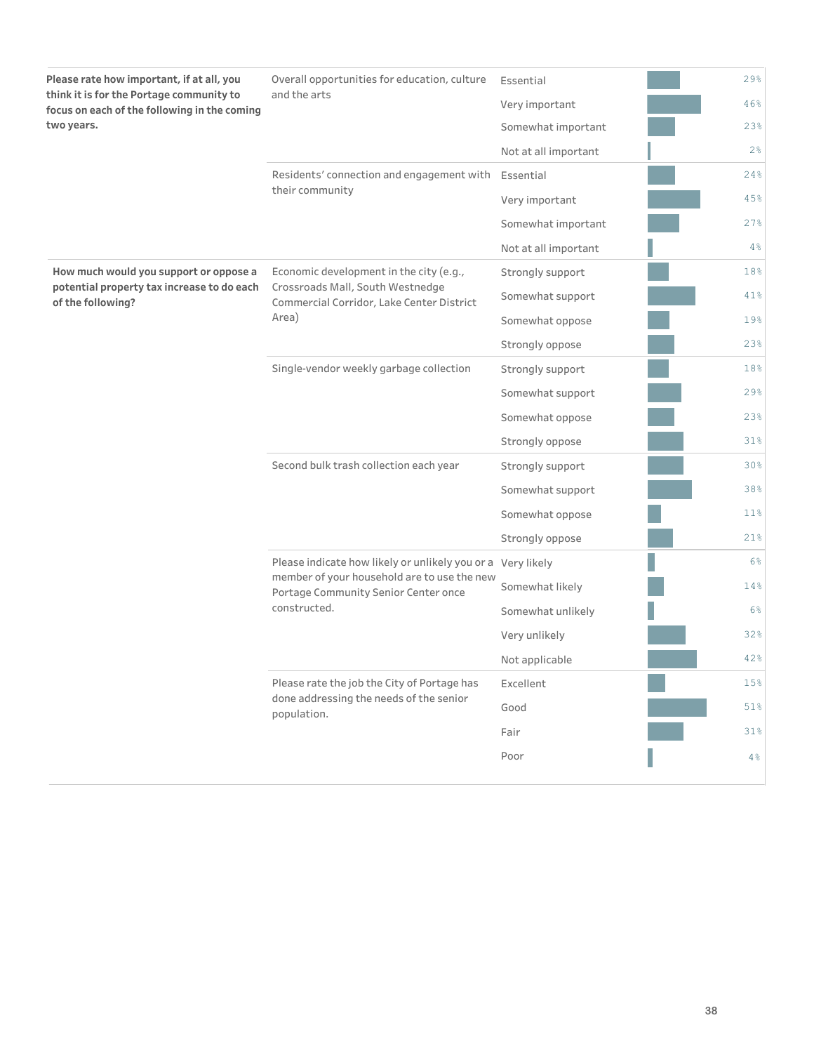| Question | Item | Response | Percent |
|---|---|---|---|
| Please rate how important, if at all, you think it is for the Portage community to focus on each of the following in the coming two years. | Overall opportunities for education, culture and the arts | Essential | 29% |
| | | Very important | 46% |
| | | Somewhat important | 23% |
| | | Not at all important | 2% |
| | Residents' connection and engagement with their community | Essential | 24% |
| | | Very important | 45% |
| | | Somewhat important | 27% |
| | | Not at all important | 4% |
| How much would you support or oppose a potential property tax increase to do each of the following? | Economic development in the city (e.g., Crossroads Mall, South Westnedge Commercial Corridor, Lake Center District Area) | Strongly support | 18% |
| | | Somewhat support | 41% |
| | | Somewhat oppose | 19% |
| | | Strongly oppose | 23% |
| | Single-vendor weekly garbage collection | Strongly support | 18% |
| | | Somewhat support | 29% |
| | | Somewhat oppose | 23% |
| | | Strongly oppose | 31% |
| | Second bulk trash collection each year | Strongly support | 30% |
| | | Somewhat support | 38% |
| | | Somewhat oppose | 11% |
| | | Strongly oppose | 21% |
| | Please indicate how likely or unlikely you or a member of your household are to use the new Portage Community Senior Center once constructed. | Very likely | 6% |
| | | Somewhat likely | 14% |
| | | Somewhat unlikely | 6% |
| | | Very unlikely | 32% |
| | | Not applicable | 42% |
| | Please rate the job the City of Portage has done addressing the needs of the senior population. | Excellent | 15% |
| | | Good | 51% |
| | | Fair | 31% |
| | | Poor | 4% |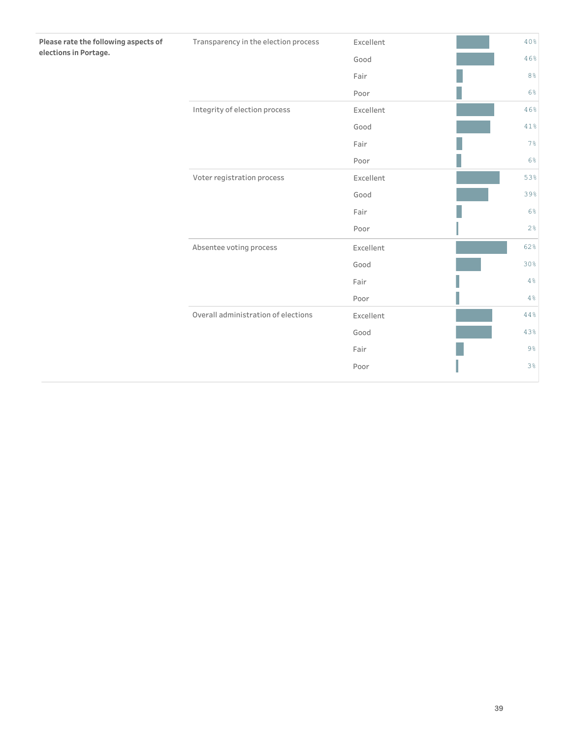| Question | Aspect | Rating | Percent |
| --- | --- | --- | --- |
| **Please rate the following aspects of elections in Portage.** | Transparency in the election process | Excellent | 40% |
| | | Good | 46% |
| | | Fair | 8% |
| | | Poor | 6% |
| | Integrity of election process | Excellent | 46% |
| | | Good | 41% |
| | | Fair | 7% |
| | | Poor | 6% |
| | Voter registration process | Excellent | 53% |
| | | Good | 39% |
| | | Fair | 6% |
| | | Poor | 2% |
| | Absentee voting process | Excellent | 62% |
| | | Good | 30% |
| | | Fair | 4% |
| | | Poor | 4% |
| | Overall administration of elections | Excellent | 44% |
| | | Good | 43% |
| | | Fair | 9% |
| | | Poor | 3% |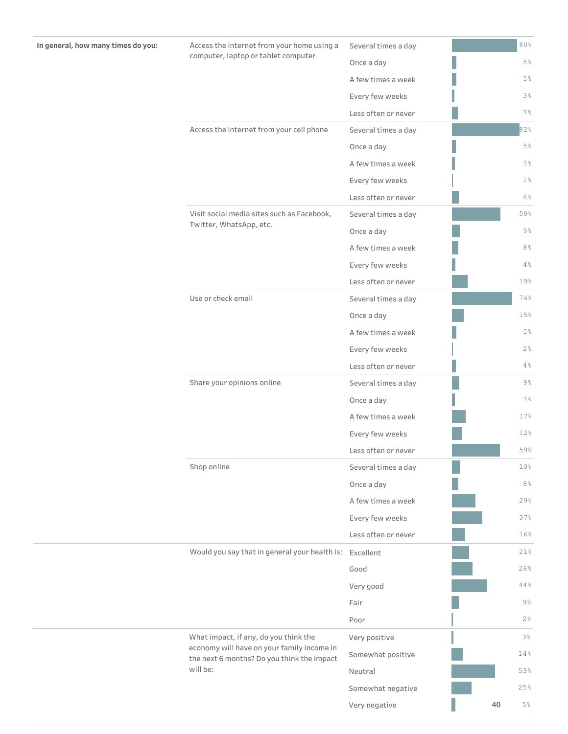| | | | |
|---|---|---|---|
| **In general, how many times do you:** | Access the internet from your home using a computer, laptop or tablet computer | Several times a day | 80% |
| | | Once a day | 5% |
| | | A few times a week | 5% |
| | | Every few weeks | 3% |
| | | Less often or never | 7% |
| | Access the internet from your cell phone | Several times a day | 82% |
| | | Once a day | 5% |
| | | A few times a week | 3% |
| | | Every few weeks | 1% |
| | | Less often or never | 8% |
| | Visit social media sites such as Facebook, Twitter, WhatsApp, etc. | Several times a day | 59% |
| | | Once a day | 9% |
| | | A few times a week | 8% |
| | | Every few weeks | 4% |
| | | Less often or never | 19% |
| | Use or check email | Several times a day | 74% |
| | | Once a day | 15% |
| | | A few times a week | 5% |
| | | Every few weeks | 2% |
| | | Less often or never | 4% |
| | Share your opinions online | Several times a day | 9% |
| | | Once a day | 3% |
| | | A few times a week | 17% |
| | | Every few weeks | 12% |
| | | Less often or never | 59% |
| | Shop online | Several times a day | 10% |
| | | Once a day | 8% |
| | | A few times a week | 29% |
| | | Every few weeks | 37% |
| | | Less often or never | 16% |
| | Would you say that in general your health is: | Excellent | 21% |
| | | Good | 26% |
| | | Very good | 44% |
| | | Fair | 9% |
| | | Poor | 2% |
| | What impact, if any, do you think the economy will have on your family income in the next 6 months? Do you think the impact will be: | Very positive | 3% |
| | | Somewhat positive | 14% |
| | | Neutral | 53% |
| | | Somewhat negative | 25% |
| | | Very negative | 5% |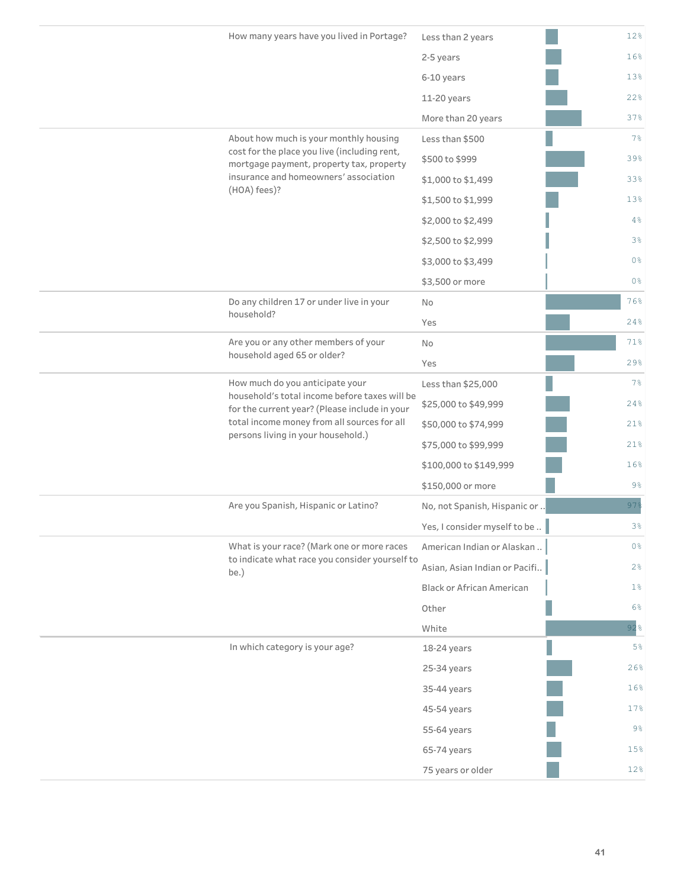| Question | Response | Percent |
|---|---|---|
| How many years have you lived in Portage? | Less than 2 years | 12% |
| | 2-5 years | 16% |
| | 6-10 years | 13% |
| | 11-20 years | 22% |
| | More than 20 years | 37% |
| About how much is your monthly housing cost for the place you live (including rent, mortgage payment, property tax, property insurance and homeowners' association (HOA) fees)? | Less than $500 | 7% |
| | $500 to $999 | 39% |
| | $1,000 to $1,499 | 33% |
| | $1,500 to $1,999 | 13% |
| | $2,000 to $2,499 | 4% |
| | $2,500 to $2,999 | 3% |
| | $3,000 to $3,499 | 0% |
| | $3,500 or more | 0% |
| Do any children 17 or under live in your household? | No | 76% |
| | Yes | 24% |
| Are you or any other members of your household aged 65 or older? | No | 71% |
| | Yes | 29% |
| How much do you anticipate your household's total income before taxes will be for the current year? (Please include in your total income money from all sources for all persons living in your household.) | Less than $25,000 | 7% |
| | $25,000 to $49,999 | 24% |
| | $50,000 to $74,999 | 21% |
| | $75,000 to $99,999 | 21% |
| | $100,000 to $149,999 | 16% |
| | $150,000 or more | 9% |
| Are you Spanish, Hispanic or Latino? | No, not Spanish, Hispanic or .. | 97% |
| | Yes, I consider myself to be .. | 3% |
| What is your race? (Mark one or more races to indicate what race you consider yourself to be.) | American Indian or Alaskan .. | 0% |
| | Asian, Asian Indian or Pacifi.. | 2% |
| | Black or African American | 1% |
| | Other | 6% |
| | White | 92% |
| In which category is your age? | 18-24 years | 5% |
| | 25-34 years | 26% |
| | 35-44 years | 16% |
| | 45-54 years | 17% |
| | 55-64 years | 9% |
| | 65-74 years | 15% |
| | 75 years or older | 12% |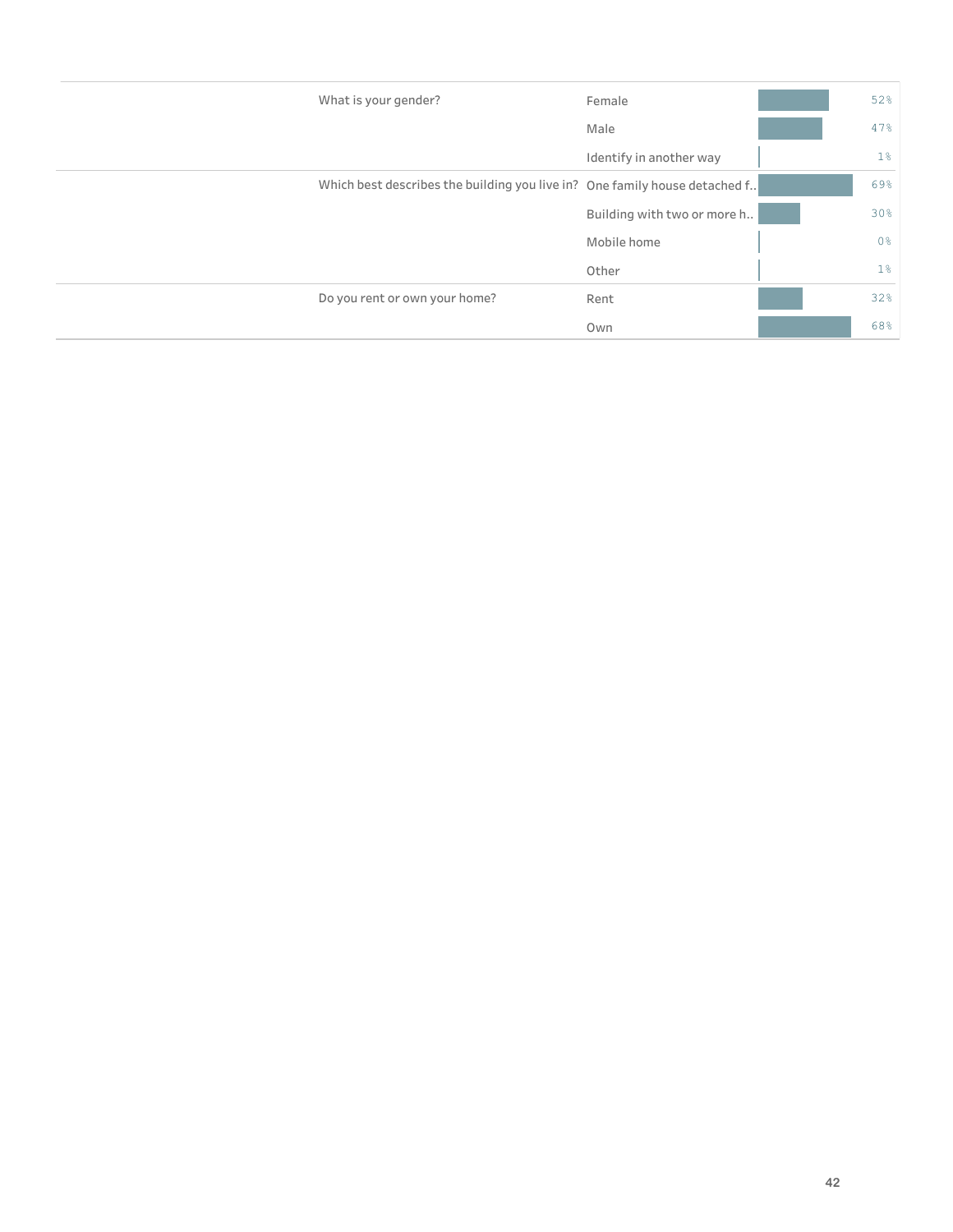| Question | Response | Percent |
| --- | --- | --- |
| What is your gender? | Female | 52% |
| | Male | 47% |
| | Identify in another way | 1% |
| Which best describes the building you live in? | One family house detached f.. | 69% |
| | Building with two or more h.. | 30% |
| | Mobile home | 0% |
| | Other | 1% |
| Do you rent or own your home? | Rent | 32% |
| | Own | 68% |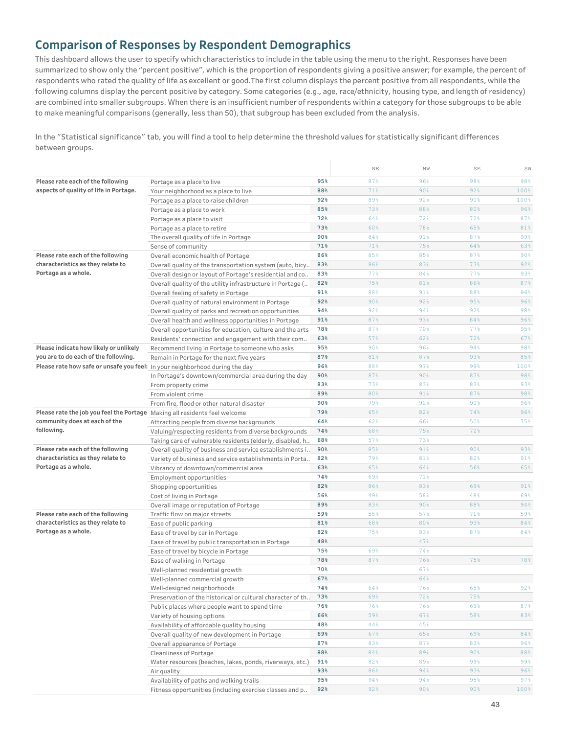## Comparison of Responses by Respondent Demographics

This dashboard allows the user to specify which characteristics to include in the table using the menu to the right. Responses have been summarized to show only the "percent positive", which is the proportion of respondents giving a positive answer; for example, the percent of respondents who rated the quality of life as excellent or good.The first column displays the percent positive from all respondents, while the following columns display the percent positive by category. Some categories (e.g., age, race/ethnicity, housing type, and length of residency) are combined into smaller subgroups. When there is an insufficient number of respondents within a category for those subgroups to be able to make meaningful comparisons (generally, less than 50), that subgroup has been excluded from the analysis.

In the "Statistical significance" tab, you will find a tool to help determine the threshold values for statistically significant differences between groups.

| | | | NE | NW | SE | SW |
|---|---|---|---|---|---|---|
| **Please rate each of the following aspects of quality of life in Portage.** | Portage as a place to live | **95%** | 87% | 96% | 98% | 98% |
| | Your neighborhood as a place to live | **88%** | 71% | 90% | 92% | 100% |
| | Portage as a place to raise children | **92%** | 89% | 92% | 90% | 100% |
| | Portage as a place to work | **85%** | 73% | 88% | 80% | 96% |
| | Portage as a place to visit | **72%** | 64% | 72% | 72% | 87% |
| | Portage as a place to retire | **73%** | 60% | 78% | 65% | 81% |
| | The overall quality of life in Portage | **90%** | 84% | 91% | 87% | 99% |
| | Sense of community | **71%** | 71% | 75% | 64% | 63% |
| **Please rate each of the following characteristics as they relate to Portage as a whole.** | Overall economic health of Portage | **86%** | 85% | 85% | 87% | 90% |
| | Overall quality of the transportation system (auto, bicy.. | **83%** | 86% | 83% | 73% | 92% |
| | Overall design or layout of Portage's residential and co.. | **83%** | 77% | 84% | 77% | 93% |
| | Overall quality of the utility infrastructure in Portage (.. | **82%** | 75% | 81% | 86% | 87% |
| | Overall feeling of safety in Portage | **91%** | 88% | 91% | 88% | 96% |
| | Overall quality of natural environment in Portage | **92%** | 90% | 92% | 95% | 96% |
| | Overall quality of parks and recreation opportunities | **94%** | 92% | 94% | 92% | 98% |
| | Overall health and wellness opportunities in Portage | **91%** | 87% | 93% | 84% | 96% |
| | Overall opportunities for education, culture and the arts | **78%** | 87% | 70% | 77% | 95% |
| | Residents' connection and engagement with their com.. | **63%** | 57% | 62% | 72% | 67% |
| **Please indicate how likely or unlikely you are to do each of the following.** | Recommend living in Portage to someone who asks | **95%** | 90% | 96% | 94% | 98% |
| | Remain in Portage for the next five years | **87%** | 81% | 87% | 93% | 85% |
| **Please rate how safe or unsafe you feel:** | In your neighborhood during the day | **96%** | 88% | 97% | 99% | 100% |
| | In Portage's downtown/commercial area during the day | **90%** | 87% | 90% | 87% | 98% |
| | From property crime | **83%** | 73% | 83% | 83% | 93% |
| | From violent crime | **89%** | 80% | 91% | 87% | 98% |
| | From fire, flood or other natural disaster | **90%** | 79% | 92% | 90% | 96% |
| **Please rate the job you feel the Portage community does at each of the following.** | Making all residents feel welcome | **79%** | 65% | 82% | 74% | 96% |
| | Attracting people from diverse backgrounds | **64%** | 62% | 66% | 50% | 75% |
| | Valuing/respecting residents from diverse backgrounds | **74%** | 68% | 75% | 72% | |
| | Taking care of vulnerable residents (elderly, disabled, h.. | **68%** | 57% | 73% | | |
| **Please rate each of the following characteristics as they relate to Portage as a whole.** | Overall quality of business and service establishments i.. | **90%** | 85% | 91% | 90% | 93% |
| | Variety of business and service establishments in Porta.. | **82%** | 79% | 81% | 82% | 91% |
| | Vibrancy of downtown/commercial area | **63%** | 65% | 64% | 56% | 65% |
| | Employment opportunities | **74%** | 69% | 71% | | |
| | Shopping opportunities | **82%** | 86% | 83% | 69% | 91% |
| | Cost of living in Portage | **56%** | 49% | 58% | 48% | 69% |
| | Overall image or reputation of Portage | **89%** | 83% | 90% | 88% | 94% |
| **Please rate each of the following characteristics as they relate to Portage as a whole.** | Traffic flow on major streets | **59%** | 55% | 57% | 71% | 59% |
| | Ease of public parking | **81%** | 68% | 80% | 93% | 84% |
| | Ease of travel by car in Portage | **82%** | 75% | 83% | 87% | 84% |
| | Ease of travel by public transportation in Portage | **48%** | | 47% | | |
| | Ease of travel by bicycle in Portage | **75%** | 69% | 74% | | |
| | Ease of walking in Portage | **78%** | 87% | 76% | 75% | 78% |
| | Well-planned residential growth | **70%** | | 67% | | |
| | Well-planned commercial growth | **67%** | | 64% | | |
| | Well-designed neighborhoods | **74%** | 64% | 76% | 65% | 92% |
| | Preservation of the historical or cultural character of th.. | **73%** | 69% | 72% | 75% | |
| | Public places where people want to spend time | **76%** | 76% | 76% | 69% | 87% |
| | Variety of housing options | **66%** | 59% | 67% | 58% | 83% |
| | Availability of affordable quality housing | **48%** | 44% | 45% | | |
| | Overall quality of new development in Portage | **69%** | 67% | 65% | 69% | 84% |
| | Overall appearance of Portage | **87%** | 83% | 87% | 83% | 96% |
| | Cleanliness of Portage | **88%** | 84% | 89% | 90% | 88% |
| | Water resources (beaches, lakes, ponds, riverways, etc.) | **91%** | 82% | 89% | 99% | 99% |
| | Air quality | **93%** | 86% | 94% | 93% | 96% |
| | Availability of paths and walking trails | **95%** | 94% | 94% | 95% | 97% |
| | Fitness opportunities (including exercise classes and p.. | **92%** | 92% | 90% | 90% | 100% |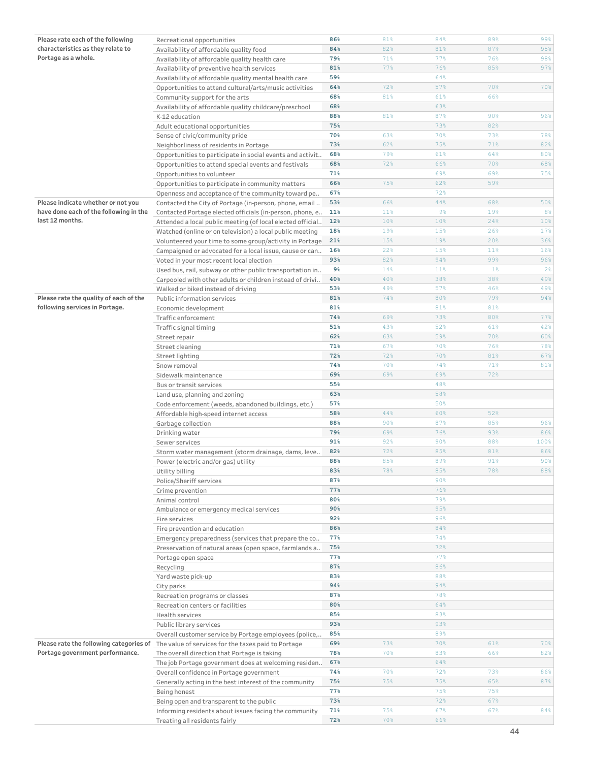| | | | | | | |
|---|---|---|---|---|---|---|
| Please rate each of the following characteristics as they relate to Portage as a whole. | Recreational opportunities | 86% | 81% | 84% | 89% | 99% |
| | Availability of affordable quality food | 84% | 82% | 81% | 87% | 95% |
| | Availability of affordable quality health care | 79% | 71% | 77% | 76% | 98% |
| | Availability of preventive health services | 81% | 77% | 76% | 85% | 97% |
| | Availability of affordable quality mental health care | 59% | | 64% | | |
| | Opportunities to attend cultural/arts/music activities | 64% | 72% | 57% | 70% | 70% |
| | Community support for the arts | 68% | 81% | 61% | 66% | |
| | Availability of affordable quality childcare/preschool | 68% | | 63% | | |
| | K-12 education | 88% | 81% | 87% | 90% | 96% |
| | Adult educational opportunities | 75% | | 73% | 82% | |
| | Sense of civic/community pride | 70% | 63% | 70% | 73% | 78% |
| | Neighborliness of residents in Portage | 73% | 62% | 75% | 71% | 82% |
| | Opportunities to participate in social events and activit.. | 68% | 79% | 61% | 64% | 80% |
| | Opportunities to attend special events and festivals | 68% | 72% | 66% | 70% | 68% |
| | Opportunities to volunteer | 71% | | 69% | 69% | 75% |
| | Opportunities to participate in community matters | 66% | 75% | 62% | 59% | |
| | Openness and acceptance of the community toward pe.. | 67% | | 72% | | |
| Please indicate whether or not you have done each of the following in the last 12 months. | Contacted the City of Portage (in-person, phone, email .. | 53% | 66% | 44% | 68% | 50% |
| | Contacted Portage elected officials (in-person, phone, e.. | 11% | 11% | 9% | 19% | 8% |
| | Attended a local public meeting (of local elected official.. | 12% | 10% | 10% | 24% | 10% |
| | Watched (online or on television) a local public meeting | 18% | 19% | 15% | 26% | 17% |
| | Volunteered your time to some group/activity in Portage | 21% | 15% | 19% | 20% | 36% |
| | Campaigned or advocated for a local issue, cause or can.. | 16% | 22% | 15% | 11% | 16% |
| | Voted in your most recent local election | 93% | 82% | 94% | 99% | 96% |
| | Used bus, rail, subway or other public transportation in.. | 9% | 14% | 11% | 1% | 2% |
| | Carpooled with other adults or children instead of drivi.. | 40% | 40% | 38% | 38% | 49% |
| | Walked or biked instead of driving | 53% | 49% | 57% | 46% | 49% |
| Please rate the quality of each of the following services in Portage. | Public information services | 81% | 74% | 80% | 79% | 94% |
| | Economic development | 81% | | 81% | 81% | |
| | Traffic enforcement | 74% | 69% | 73% | 80% | 77% |
| | Traffic signal timing | 51% | 43% | 52% | 61% | 42% |
| | Street repair | 62% | 63% | 59% | 70% | 60% |
| | Street cleaning | 71% | 67% | 70% | 76% | 78% |
| | Street lighting | 72% | 72% | 70% | 81% | 67% |
| | Snow removal | 74% | 70% | 74% | 71% | 81% |
| | Sidewalk maintenance | 69% | 69% | 69% | 72% | |
| | Bus or transit services | 55% | | 48% | | |
| | Land use, planning and zoning | 63% | | 58% | | |
| | Code enforcement (weeds, abandoned buildings, etc.) | 57% | | 50% | | |
| | Affordable high-speed internet access | 58% | 44% | 60% | 52% | |
| | Garbage collection | 88% | 90% | 87% | 85% | 96% |
| | Drinking water | 79% | 69% | 76% | 93% | 86% |
| | Sewer services | 91% | 92% | 90% | 88% | 100% |
| | Storm water management (storm drainage, dams, leve.. | 82% | 72% | 85% | 81% | 86% |
| | Power (electric and/or gas) utility | 88% | 85% | 89% | 91% | 90% |
| | Utility billing | 83% | 78% | 85% | 78% | 88% |
| | Police/Sheriff services | 87% | | 90% | | |
| | Crime prevention | 77% | | 76% | | |
| | Animal control | 80% | | 79% | | |
| | Ambulance or emergency medical services | 90% | | 95% | | |
| | Fire services | 92% | | 96% | | |
| | Fire prevention and education | 86% | | 84% | | |
| | Emergency preparedness (services that prepare the co.. | 77% | | 74% | | |
| | Preservation of natural areas (open space, farmlands a.. | 75% | | 72% | | |
| | Portage open space | 77% | | 77% | | |
| | Recycling | 87% | | 86% | | |
| | Yard waste pick-up | 83% | | 88% | | |
| | City parks | 94% | | 94% | | |
| | Recreation programs or classes | 87% | | 78% | | |
| | Recreation centers or facilities | 80% | | 64% | | |
| | Health services | 85% | | 83% | | |
| | Public library services | 93% | | 93% | | |
| | Overall customer service by Portage employees (police,.. | 85% | | 89% | | |
| Please rate the following categories of Portage government performance. | The value of services for the taxes paid to Portage | 69% | 73% | 70% | 61% | 70% |
| | The overall direction that Portage is taking | 78% | 70% | 83% | 66% | 82% |
| | The job Portage government does at welcoming residen.. | 67% | | 64% | | |
| | Overall confidence in Portage government | 74% | 70% | 72% | 73% | 86% |
| | Generally acting in the best interest of the community | 75% | 75% | 75% | 65% | 87% |
| | Being honest | 77% | | 75% | 75% | |
| | Being open and transparent to the public | 73% | | 72% | 67% | |
| | Informing residents about issues facing the community | 71% | 75% | 67% | 67% | 84% |
| | Treating all residents fairly | 72% | 70% | 66% | | |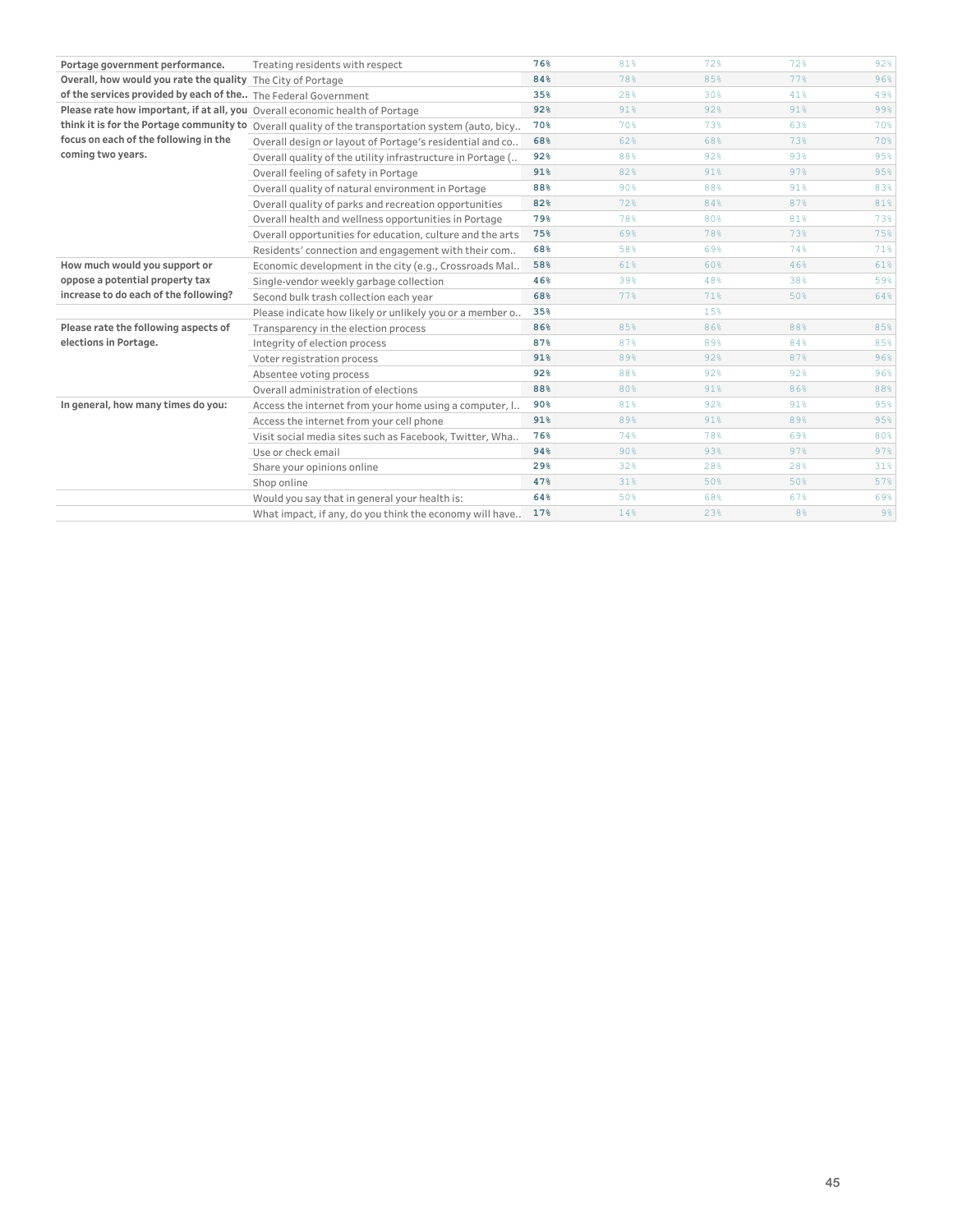| | | | | | | |
|---|---|---|---|---|---|---|
| Portage government performance. | Treating residents with respect | 76% | 81% | 72% | 72% | 92% |
| Overall, how would you rate the quality of the services provided by each of the.. | The City of Portage | 84% | 78% | 85% | 77% | 96% |
| | The Federal Government | 35% | 28% | 30% | 41% | 49% |
| Please rate how important, if at all, you think it is for the Portage community to focus on each of the following in the coming two years. | Overall economic health of Portage | 92% | 91% | 92% | 91% | 99% |
| | Overall quality of the transportation system (auto, bicy.. | 70% | 70% | 73% | 63% | 70% |
| | Overall design or layout of Portage's residential and co.. | 68% | 62% | 68% | 73% | 70% |
| | Overall quality of the utility infrastructure in Portage (.. | 92% | 88% | 92% | 93% | 95% |
| | Overall feeling of safety in Portage | 91% | 82% | 91% | 97% | 95% |
| | Overall quality of natural environment in Portage | 88% | 90% | 88% | 91% | 83% |
| | Overall quality of parks and recreation opportunities | 82% | 72% | 84% | 87% | 81% |
| | Overall health and wellness opportunities in Portage | 79% | 78% | 80% | 81% | 73% |
| | Overall opportunities for education, culture and the arts | 75% | 69% | 78% | 73% | 75% |
| | Residents' connection and engagement with their com.. | 68% | 58% | 69% | 74% | 71% |
| How much would you support or oppose a potential property tax increase to do each of the following? | Economic development in the city (e.g., Crossroads Mal.. | 58% | 61% | 60% | 46% | 61% |
| | Single-vendor weekly garbage collection | 46% | 39% | 48% | 38% | 59% |
| | Second bulk trash collection each year | 68% | 77% | 71% | 50% | 64% |
| | Please indicate how likely or unlikely you or a member o.. | 35% | | 15% | | |
| Please rate the following aspects of elections in Portage. | Transparency in the election process | 86% | 85% | 86% | 88% | 85% |
| | Integrity of election process | 87% | 87% | 89% | 84% | 85% |
| | Voter registration process | 91% | 89% | 92% | 87% | 96% |
| | Absentee voting process | 92% | 88% | 92% | 92% | 96% |
| | Overall administration of elections | 88% | 80% | 91% | 86% | 88% |
| In general, how many times do you: | Access the internet from your home using a computer, l.. | 90% | 81% | 92% | 91% | 95% |
| | Access the internet from your cell phone | 91% | 89% | 91% | 89% | 95% |
| | Visit social media sites such as Facebook, Twitter, Wha.. | 76% | 74% | 78% | 69% | 80% |
| | Use or check email | 94% | 90% | 93% | 97% | 97% |
| | Share your opinions online | 29% | 32% | 28% | 28% | 31% |
| | Shop online | 47% | 31% | 50% | 50% | 57% |
| | Would you say that in general your health is: | 64% | 50% | 68% | 67% | 69% |
| | What impact, if any, do you think the economy will have.. | 17% | 14% | 23% | 8% | 9% |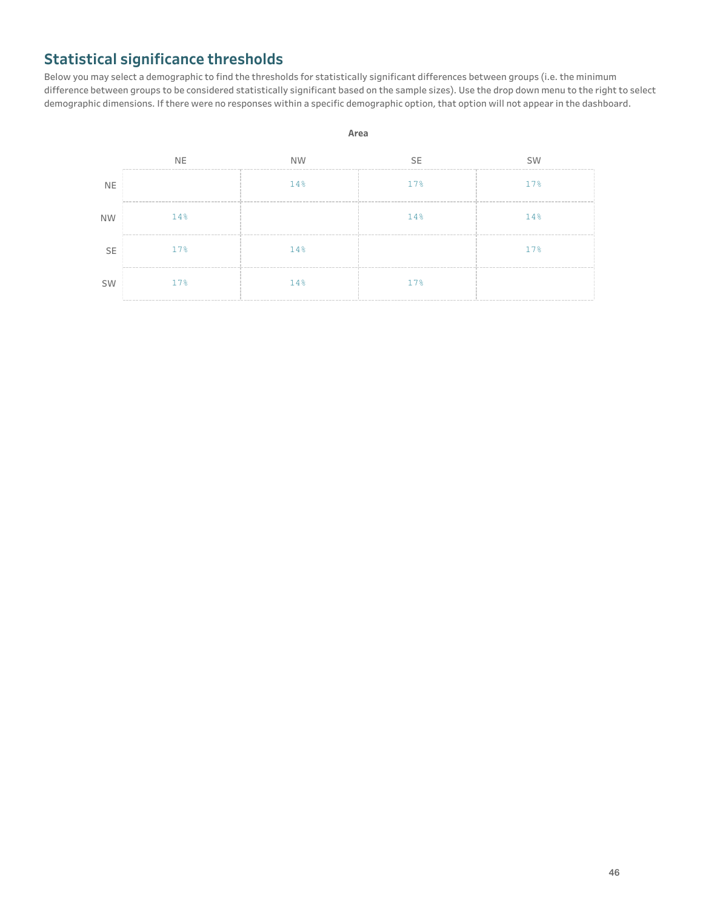## Statistical significance thresholds

Below you may select a demographic to find the thresholds for statistically significant differences between groups (i.e. the minimum difference between groups to be considered statistically significant based on the sample sizes). Use the drop down menu to the right to select demographic dimensions. If there were no responses within a specific demographic option, that option will not appear in the dashboard.

**Area**

| | NE | NW | SE | SW |
|---|---|---|---|---|
| NE | | 14% | 17% | 17% |
| NW | 14% | | 14% | 14% |
| SE | 17% | 14% | | 17% |
| SW | 17% | 14% | 17% | |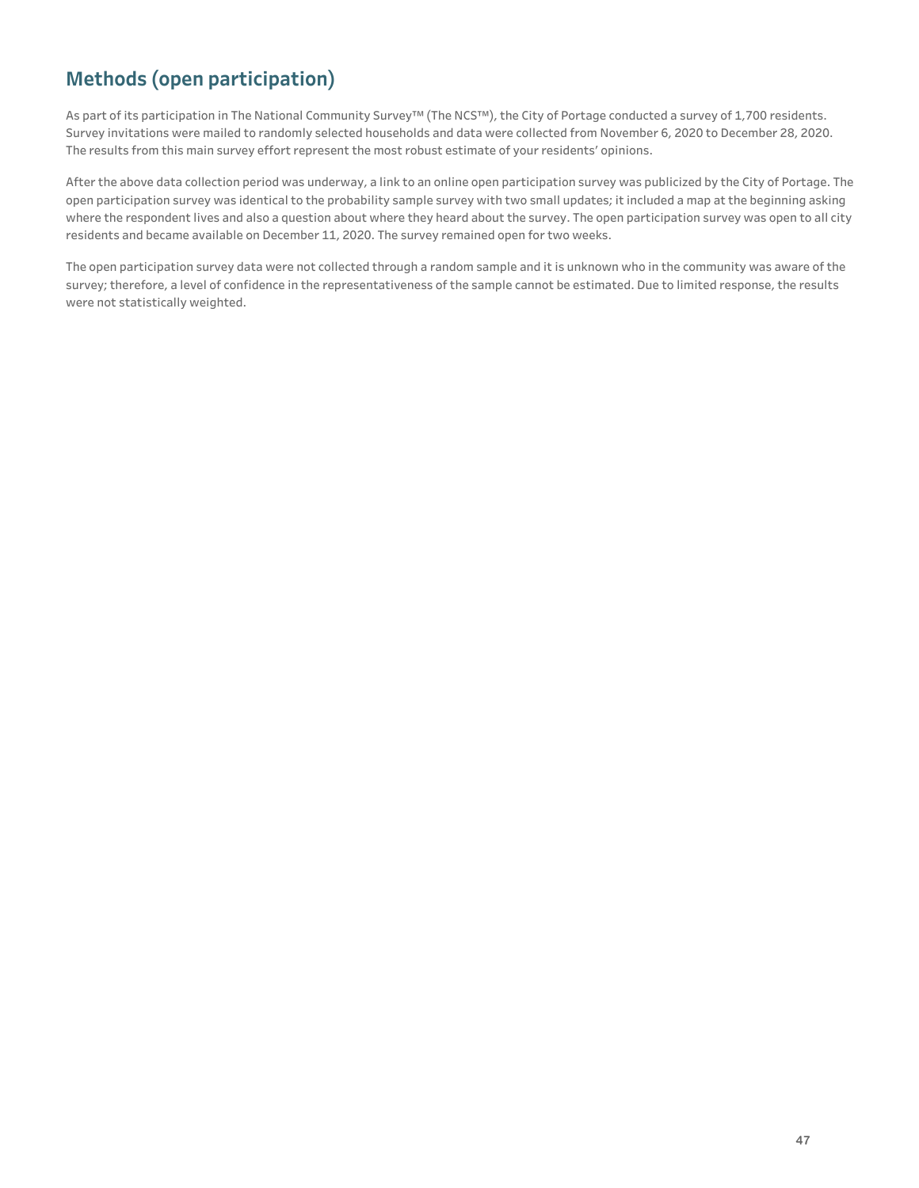## Methods (open participation)

As part of its participation in The National Community Survey™ (The NCS™), the City of Portage conducted a survey of 1,700 residents. Survey invitations were mailed to randomly selected households and data were collected from November 6, 2020 to December 28, 2020. The results from this main survey effort represent the most robust estimate of your residents' opinions.

After the above data collection period was underway, a link to an online open participation survey was publicized by the City of Portage. The open participation survey was identical to the probability sample survey with two small updates; it included a map at the beginning asking where the respondent lives and also a question about where they heard about the survey. The open participation survey was open to all city residents and became available on December 11, 2020. The survey remained open for two weeks.

The open participation survey data were not collected through a random sample and it is unknown who in the community was aware of the survey; therefore, a level of confidence in the representativeness of the sample cannot be estimated. Due to limited response, the results were not statistically weighted.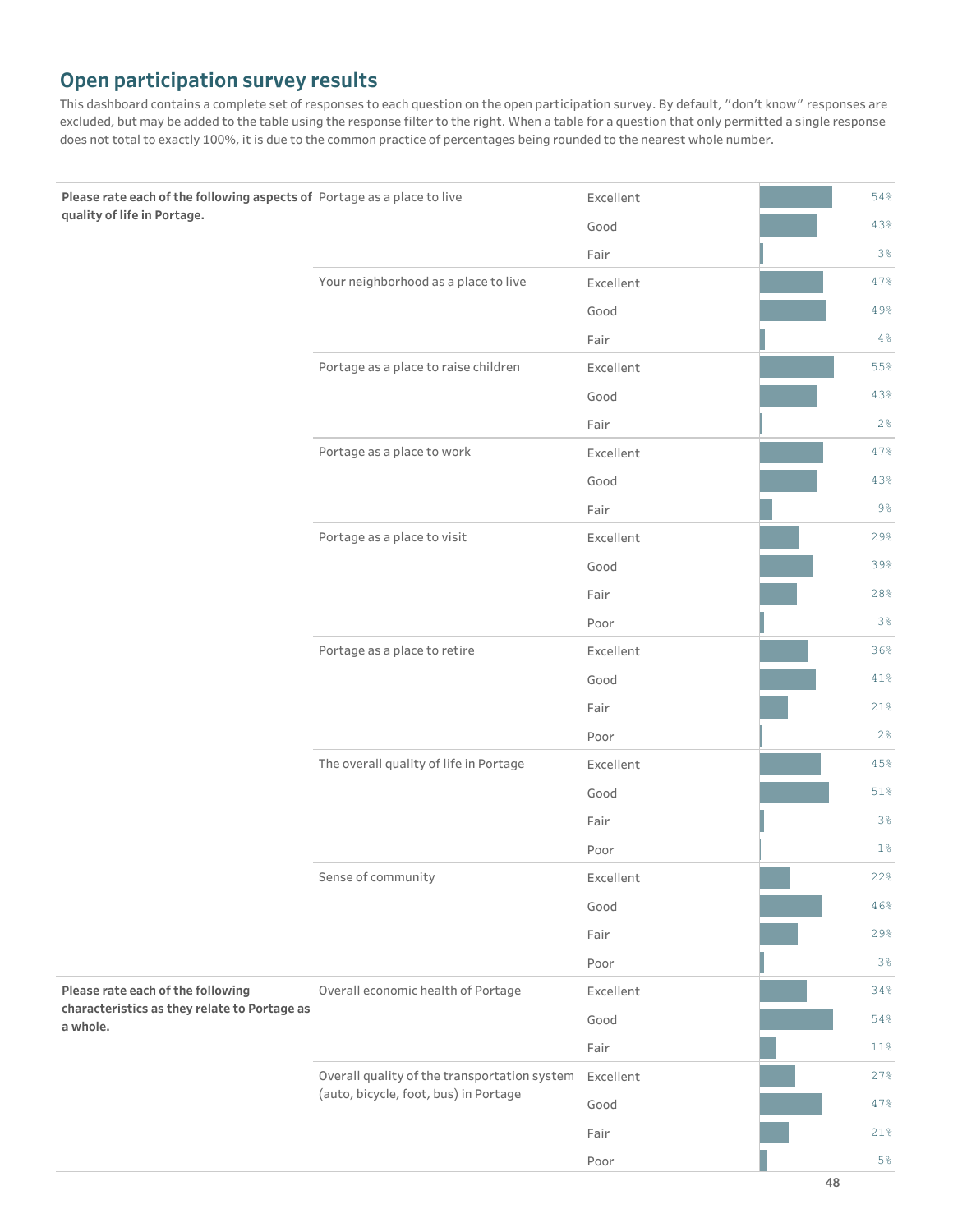## Open participation survey results

This dashboard contains a complete set of responses to each question on the open participation survey. By default, "don't know" responses are excluded, but may be added to the table using the response filter to the right. When a table for a question that only permitted a single response does not total to exactly 100%, it is due to the common practice of percentages being rounded to the nearest whole number.

| Question | Item | Response | Percent |
|---|---|---|---|
| **Please rate each of the following aspects of quality of life in Portage.** | Portage as a place to live | Excellent | 54% |
| | | Good | 43% |
| | | Fair | 3% |
| | Your neighborhood as a place to live | Excellent | 47% |
| | | Good | 49% |
| | | Fair | 4% |
| | Portage as a place to raise children | Excellent | 55% |
| | | Good | 43% |
| | | Fair | 2% |
| | Portage as a place to work | Excellent | 47% |
| | | Good | 43% |
| | | Fair | 9% |
| | Portage as a place to visit | Excellent | 29% |
| | | Good | 39% |
| | | Fair | 28% |
| | | Poor | 3% |
| | Portage as a place to retire | Excellent | 36% |
| | | Good | 41% |
| | | Fair | 21% |
| | | Poor | 2% |
| | The overall quality of life in Portage | Excellent | 45% |
| | | Good | 51% |
| | | Fair | 3% |
| | | Poor | 1% |
| | Sense of community | Excellent | 22% |
| | | Good | 46% |
| | | Fair | 29% |
| | | Poor | 3% |
| **Please rate each of the following characteristics as they relate to Portage as a whole.** | Overall economic health of Portage | Excellent | 34% |
| | | Good | 54% |
| | | Fair | 11% |
| | Overall quality of the transportation system (auto, bicycle, foot, bus) in Portage | Excellent | 27% |
| | | Good | 47% |
| | | Fair | 21% |
| | | Poor | 5% |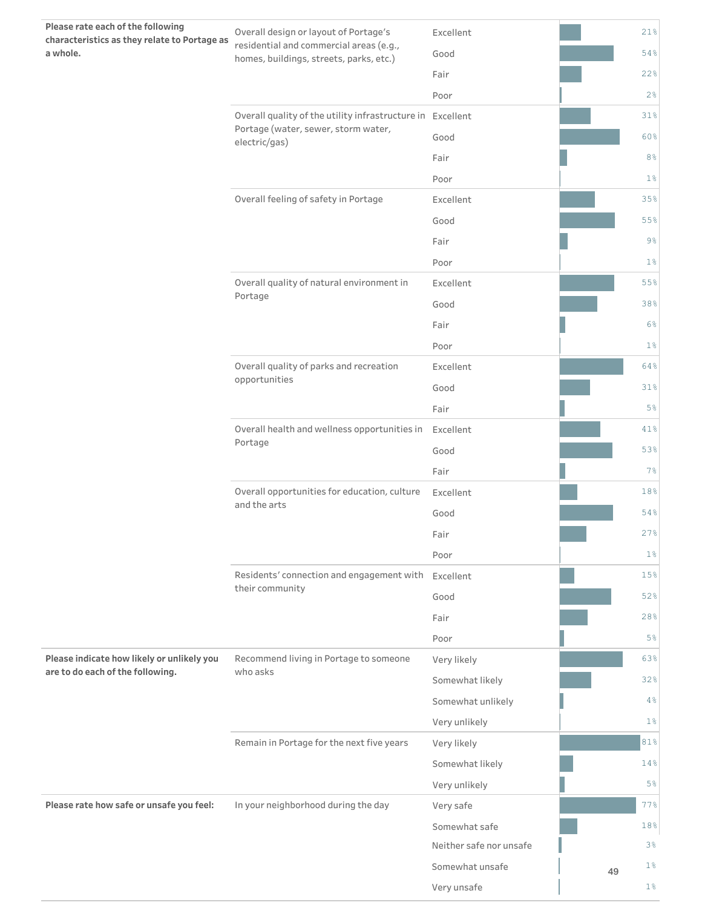| Question | Item | Response | Percent |
|---|---|---|---|
| **Please rate each of the following characteristics as they relate to Portage as a whole.** | Overall design or layout of Portage's residential and commercial areas (e.g., homes, buildings, streets, parks, etc.) | Excellent | 21% |
| | | Good | 54% |
| | | Fair | 22% |
| | | Poor | 2% |
| | Overall quality of the utility infrastructure in Portage (water, sewer, storm water, electric/gas) | Excellent | 31% |
| | | Good | 60% |
| | | Fair | 8% |
| | | Poor | 1% |
| | Overall feeling of safety in Portage | Excellent | 35% |
| | | Good | 55% |
| | | Fair | 9% |
| | | Poor | 1% |
| | Overall quality of natural environment in Portage | Excellent | 55% |
| | | Good | 38% |
| | | Fair | 6% |
| | | Poor | 1% |
| | Overall quality of parks and recreation opportunities | Excellent | 64% |
| | | Good | 31% |
| | | Fair | 5% |
| | Overall health and wellness opportunities in Portage | Excellent | 41% |
| | | Good | 53% |
| | | Fair | 7% |
| | Overall opportunities for education, culture and the arts | Excellent | 18% |
| | | Good | 54% |
| | | Fair | 27% |
| | | Poor | 1% |
| | Residents' connection and engagement with their community | Excellent | 15% |
| | | Good | 52% |
| | | Fair | 28% |
| | | Poor | 5% |
| **Please indicate how likely or unlikely you are to do each of the following.** | Recommend living in Portage to someone who asks | Very likely | 63% |
| | | Somewhat likely | 32% |
| | | Somewhat unlikely | 4% |
| | | Very unlikely | 1% |
| | Remain in Portage for the next five years | Very likely | 81% |
| | | Somewhat likely | 14% |
| | | Very unlikely | 5% |
| **Please rate how safe or unsafe you feel:** | In your neighborhood during the day | Very safe | 77% |
| | | Somewhat safe | 18% |
| | | Neither safe nor unsafe | 3% |
| | | Somewhat unsafe | 1% |
| | | Very unsafe | 1% |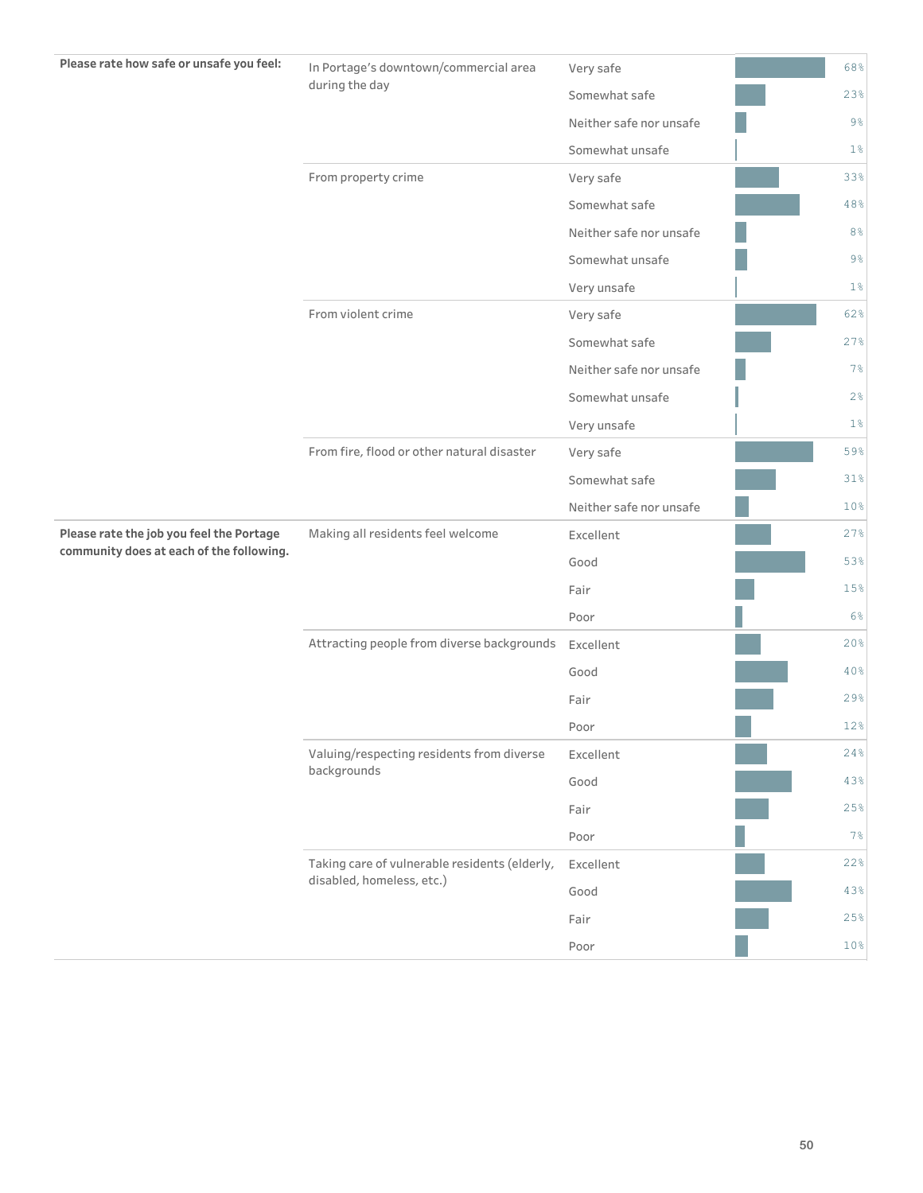| Question | Item | Response | Percent |
|---|---|---|---|
| **Please rate how safe or unsafe you feel:** | In Portage's downtown/commercial area during the day | Very safe | 68% |
| | | Somewhat safe | 23% |
| | | Neither safe nor unsafe | 9% |
| | | Somewhat unsafe | 1% |
| | From property crime | Very safe | 33% |
| | | Somewhat safe | 48% |
| | | Neither safe nor unsafe | 8% |
| | | Somewhat unsafe | 9% |
| | | Very unsafe | 1% |
| | From violent crime | Very safe | 62% |
| | | Somewhat safe | 27% |
| | | Neither safe nor unsafe | 7% |
| | | Somewhat unsafe | 2% |
| | | Very unsafe | 1% |
| | From fire, flood or other natural disaster | Very safe | 59% |
| | | Somewhat safe | 31% |
| | | Neither safe nor unsafe | 10% |
| **Please rate the job you feel the Portage community does at each of the following.** | Making all residents feel welcome | Excellent | 27% |
| | | Good | 53% |
| | | Fair | 15% |
| | | Poor | 6% |
| | Attracting people from diverse backgrounds | Excellent | 20% |
| | | Good | 40% |
| | | Fair | 29% |
| | | Poor | 12% |
| | Valuing/respecting residents from diverse backgrounds | Excellent | 24% |
| | | Good | 43% |
| | | Fair | 25% |
| | | Poor | 7% |
| | Taking care of vulnerable residents (elderly, disabled, homeless, etc.) | Excellent | 22% |
| | | Good | 43% |
| | | Fair | 25% |
| | | Poor | 10% |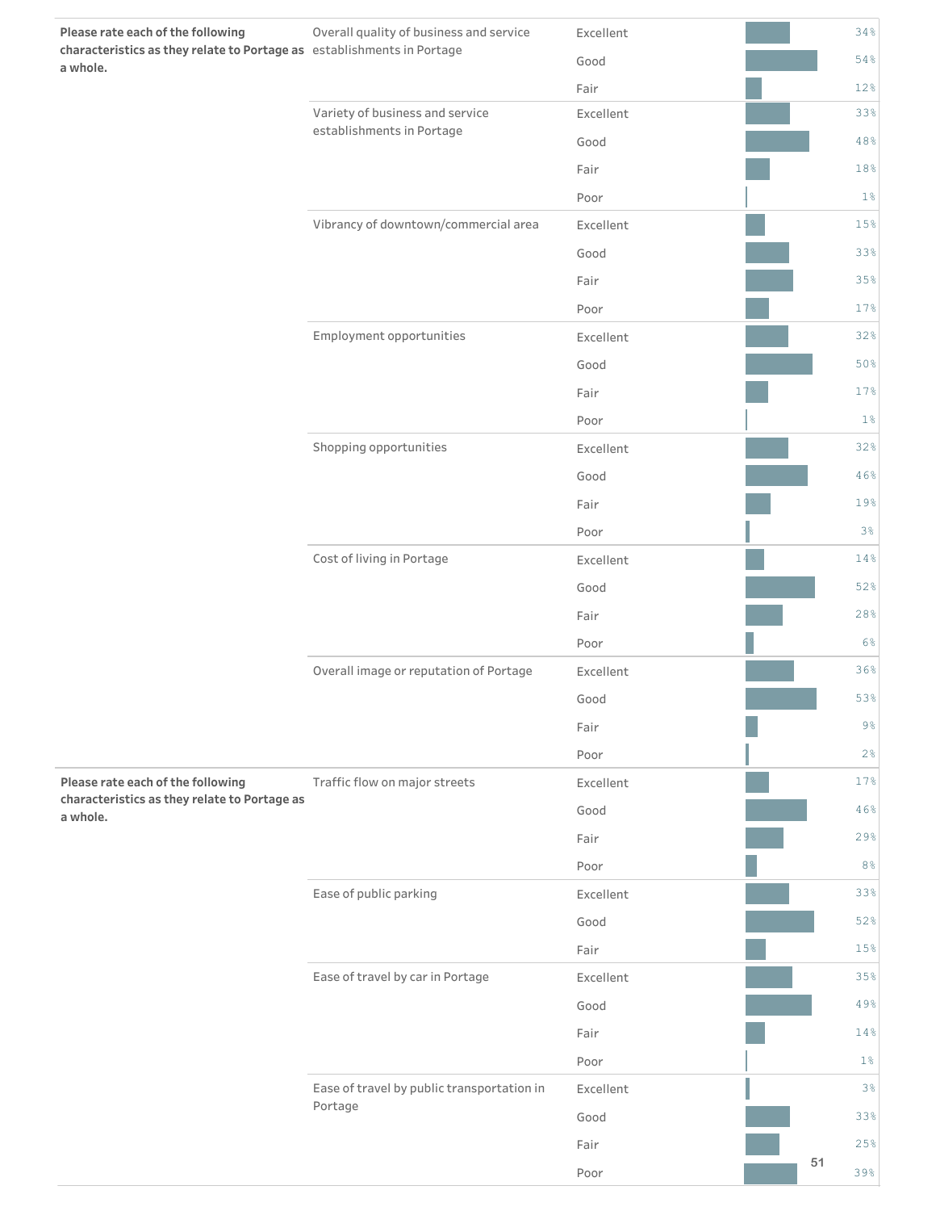| Question | Characteristic | Rating | Percent |
|---|---|---|---|
| **Please rate each of the following characteristics as they relate to Portage as a whole.** | Overall quality of business and service establishments in Portage | Excellent | 34% |
| | | Good | 54% |
| | | Fair | 12% |
| | Variety of business and service establishments in Portage | Excellent | 33% |
| | | Good | 48% |
| | | Fair | 18% |
| | | Poor | 1% |
| | Vibrancy of downtown/commercial area | Excellent | 15% |
| | | Good | 33% |
| | | Fair | 35% |
| | | Poor | 17% |
| | Employment opportunities | Excellent | 32% |
| | | Good | 50% |
| | | Fair | 17% |
| | | Poor | 1% |
| | Shopping opportunities | Excellent | 32% |
| | | Good | 46% |
| | | Fair | 19% |
| | | Poor | 3% |
| | Cost of living in Portage | Excellent | 14% |
| | | Good | 52% |
| | | Fair | 28% |
| | | Poor | 6% |
| | Overall image or reputation of Portage | Excellent | 36% |
| | | Good | 53% |
| | | Fair | 9% |
| | | Poor | 2% |
| **Please rate each of the following characteristics as they relate to Portage as a whole.** | Traffic flow on major streets | Excellent | 17% |
| | | Good | 46% |
| | | Fair | 29% |
| | | Poor | 8% |
| | Ease of public parking | Excellent | 33% |
| | | Good | 52% |
| | | Fair | 15% |
| | Ease of travel by car in Portage | Excellent | 35% |
| | | Good | 49% |
| | | Fair | 14% |
| | | Poor | 1% |
| | Ease of travel by public transportation in Portage | Excellent | 3% |
| | | Good | 33% |
| | | Fair | 25% |
| | | Poor | 39% |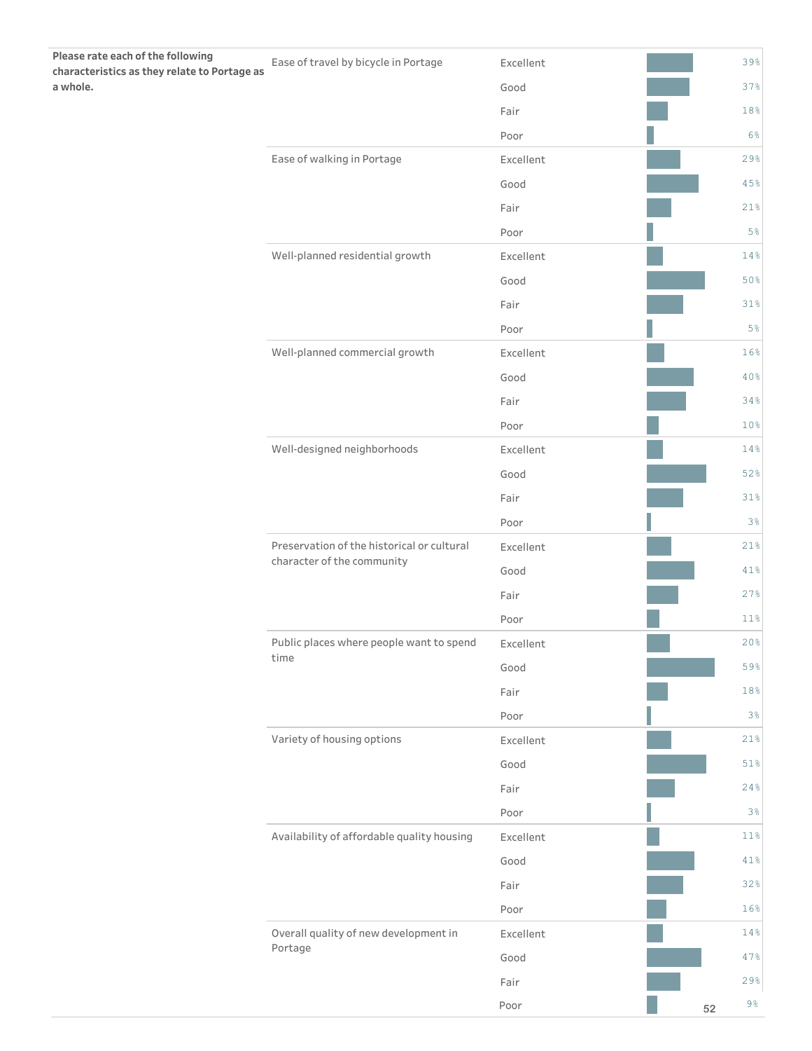| Please rate each of the following characteristics as they relate to Portage as a whole. | | | |
|---|---|---|---|
| Ease of travel by bicycle in Portage | Excellent | 39% |
| | Good | 37% |
| | Fair | 18% |
| | Poor | 6% |
| Ease of walking in Portage | Excellent | 29% |
| | Good | 45% |
| | Fair | 21% |
| | Poor | 5% |
| Well-planned residential growth | Excellent | 14% |
| | Good | 50% |
| | Fair | 31% |
| | Poor | 5% |
| Well-planned commercial growth | Excellent | 16% |
| | Good | 40% |
| | Fair | 34% |
| | Poor | 10% |
| Well-designed neighborhoods | Excellent | 14% |
| | Good | 52% |
| | Fair | 31% |
| | Poor | 3% |
| Preservation of the historical or cultural character of the community | Excellent | 21% |
| | Good | 41% |
| | Fair | 27% |
| | Poor | 11% |
| Public places where people want to spend time | Excellent | 20% |
| | Good | 59% |
| | Fair | 18% |
| | Poor | 3% |
| Variety of housing options | Excellent | 21% |
| | Good | 51% |
| | Fair | 24% |
| | Poor | 3% |
| Availability of affordable quality housing | Excellent | 11% |
| | Good | 41% |
| | Fair | 32% |
| | Poor | 16% |
| Overall quality of new development in Portage | Excellent | 14% |
| | Good | 47% |
| | Fair | 29% |
| | Poor | 9% |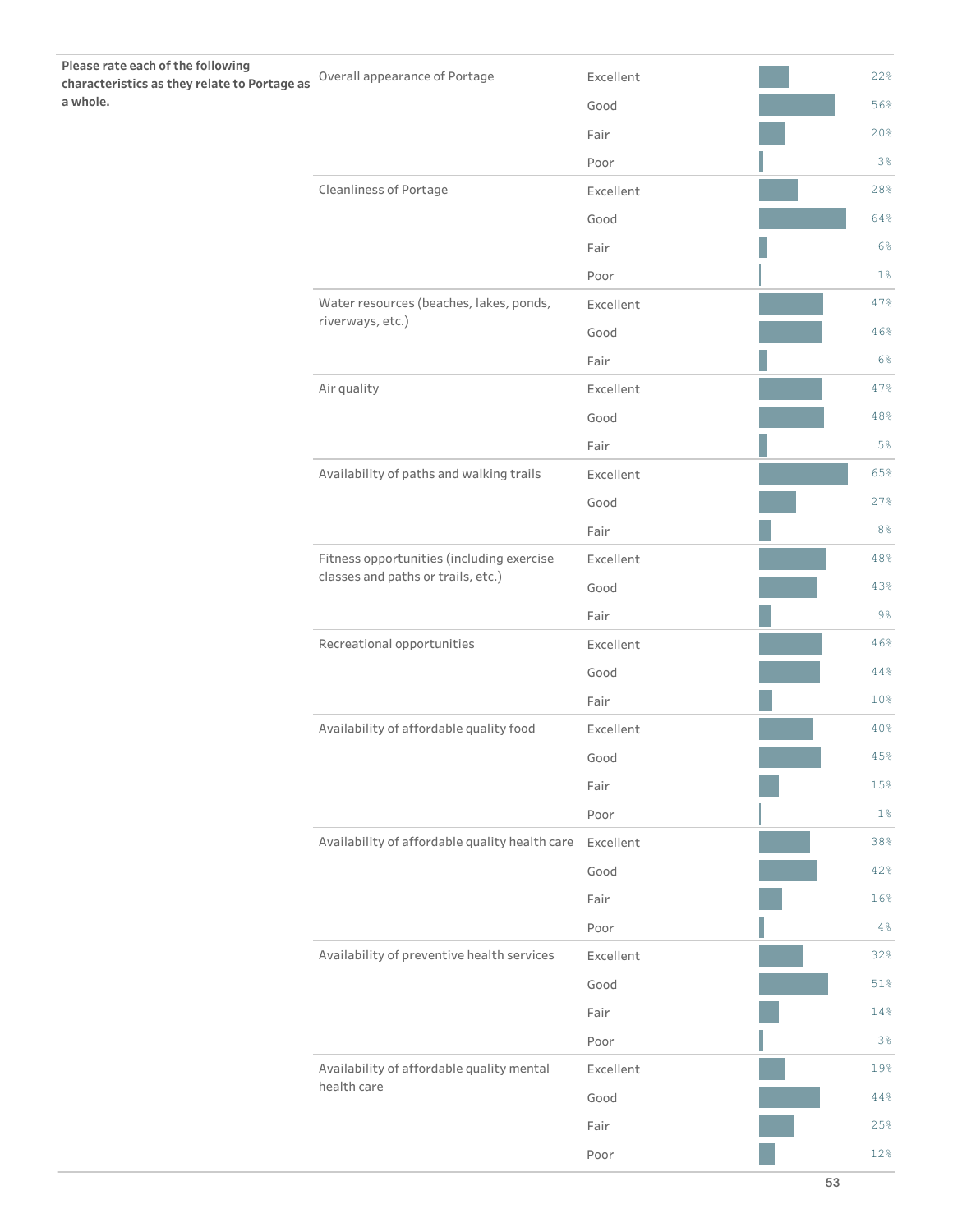| Question | Characteristic | Rating | Percent |
|---|---|---|---|
| **Please rate each of the following characteristics as they relate to Portage as a whole.** | Overall appearance of Portage | Excellent | 22% |
| | | Good | 56% |
| | | Fair | 20% |
| | | Poor | 3% |
| | Cleanliness of Portage | Excellent | 28% |
| | | Good | 64% |
| | | Fair | 6% |
| | | Poor | 1% |
| | Water resources (beaches, lakes, ponds, riverways, etc.) | Excellent | 47% |
| | | Good | 46% |
| | | Fair | 6% |
| | Air quality | Excellent | 47% |
| | | Good | 48% |
| | | Fair | 5% |
| | Availability of paths and walking trails | Excellent | 65% |
| | | Good | 27% |
| | | Fair | 8% |
| | Fitness opportunities (including exercise classes and paths or trails, etc.) | Excellent | 48% |
| | | Good | 43% |
| | | Fair | 9% |
| | Recreational opportunities | Excellent | 46% |
| | | Good | 44% |
| | | Fair | 10% |
| | Availability of affordable quality food | Excellent | 40% |
| | | Good | 45% |
| | | Fair | 15% |
| | | Poor | 1% |
| | Availability of affordable quality health care | Excellent | 38% |
| | | Good | 42% |
| | | Fair | 16% |
| | | Poor | 4% |
| | Availability of preventive health services | Excellent | 32% |
| | | Good | 51% |
| | | Fair | 14% |
| | | Poor | 3% |
| | Availability of affordable quality mental health care | Excellent | 19% |
| | | Good | 44% |
| | | Fair | 25% |
| | | Poor | 12% |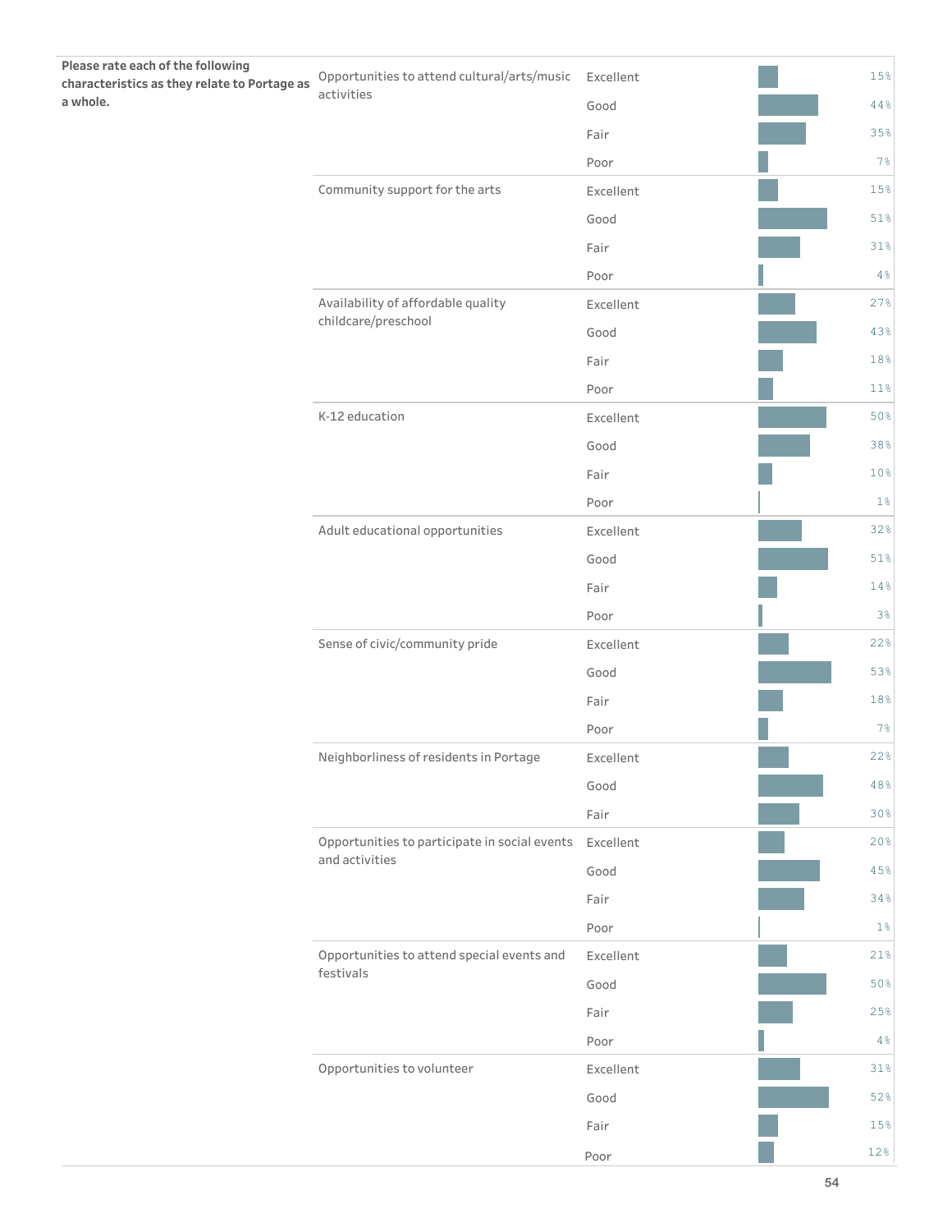| Please rate each of the following characteristics as they relate to Portage as a whole. | Characteristic | Rating | Percent |
|---|---|---|---|
| | Opportunities to attend cultural/arts/music activities | Excellent | 15% |
| | | Good | 44% |
| | | Fair | 35% |
| | | Poor | 7% |
| | Community support for the arts | Excellent | 15% |
| | | Good | 51% |
| | | Fair | 31% |
| | | Poor | 4% |
| | Availability of affordable quality childcare/preschool | Excellent | 27% |
| | | Good | 43% |
| | | Fair | 18% |
| | | Poor | 11% |
| | K-12 education | Excellent | 50% |
| | | Good | 38% |
| | | Fair | 10% |
| | | Poor | 1% |
| | Adult educational opportunities | Excellent | 32% |
| | | Good | 51% |
| | | Fair | 14% |
| | | Poor | 3% |
| | Sense of civic/community pride | Excellent | 22% |
| | | Good | 53% |
| | | Fair | 18% |
| | | Poor | 7% |
| | Neighborliness of residents in Portage | Excellent | 22% |
| | | Good | 48% |
| | | Fair | 30% |
| | Opportunities to participate in social events and activities | Excellent | 20% |
| | | Good | 45% |
| | | Fair | 34% |
| | | Poor | 1% |
| | Opportunities to attend special events and festivals | Excellent | 21% |
| | | Good | 50% |
| | | Fair | 25% |
| | | Poor | 4% |
| | Opportunities to volunteer | Excellent | 31% |
| | | Good | 52% |
| | | Fair | 15% |
| | | Poor | 12% |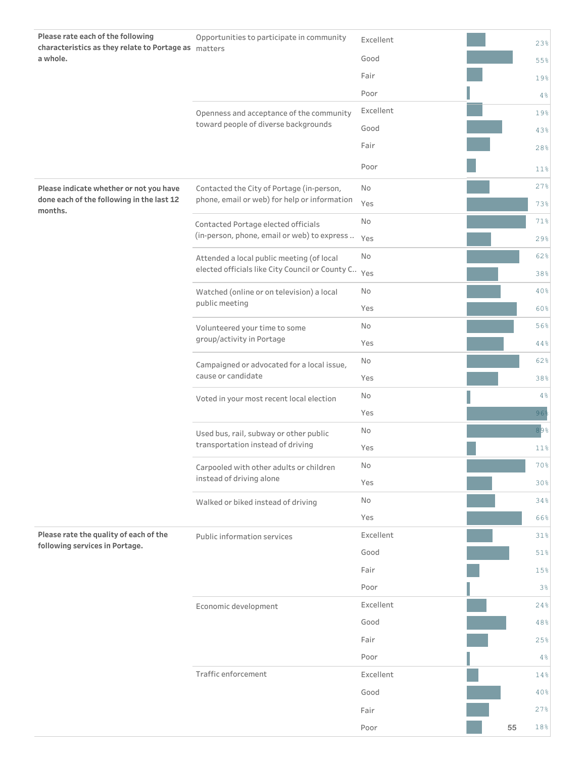| Question | Item | Response | Percent |
|---|---|---|---|
| **Please rate each of the following characteristics as they relate to Portage as a whole.** | Opportunities to participate in community matters | Excellent | 23% |
| | | Good | 55% |
| | | Fair | 19% |
| | | Poor | 4% |
| | Openness and acceptance of the community toward people of diverse backgrounds | Excellent | 19% |
| | | Good | 43% |
| | | Fair | 28% |
| | | Poor | 11% |
| **Please indicate whether or not you have done each of the following in the last 12 months.** | Contacted the City of Portage (in-person, phone, email or web) for help or information | No | 27% |
| | | Yes | 73% |
| | Contacted Portage elected officials (in-person, phone, email or web) to express .. | No | 71% |
| | | Yes | 29% |
| | Attended a local public meeting (of local elected officials like City Council or County C.. | No | 62% |
| | | Yes | 38% |
| | Watched (online or on television) a local public meeting | No | 40% |
| | | Yes | 60% |
| | Volunteered your time to some group/activity in Portage | No | 56% |
| | | Yes | 44% |
| | Campaigned or advocated for a local issue, cause or candidate | No | 62% |
| | | Yes | 38% |
| | Voted in your most recent local election | No | 4% |
| | | Yes | 96% |
| | Used bus, rail, subway or other public transportation instead of driving | No | 89% |
| | | Yes | 11% |
| | Carpooled with other adults or children instead of driving alone | No | 70% |
| | | Yes | 30% |
| | Walked or biked instead of driving | No | 34% |
| | | Yes | 66% |
| **Please rate the quality of each of the following services in Portage.** | Public information services | Excellent | 31% |
| | | Good | 51% |
| | | Fair | 15% |
| | | Poor | 3% |
| | Economic development | Excellent | 24% |
| | | Good | 48% |
| | | Fair | 25% |
| | | Poor | 4% |
| | Traffic enforcement | Excellent | 14% |
| | | Good | 40% |
| | | Fair | 27% |
| | | Poor | 18% |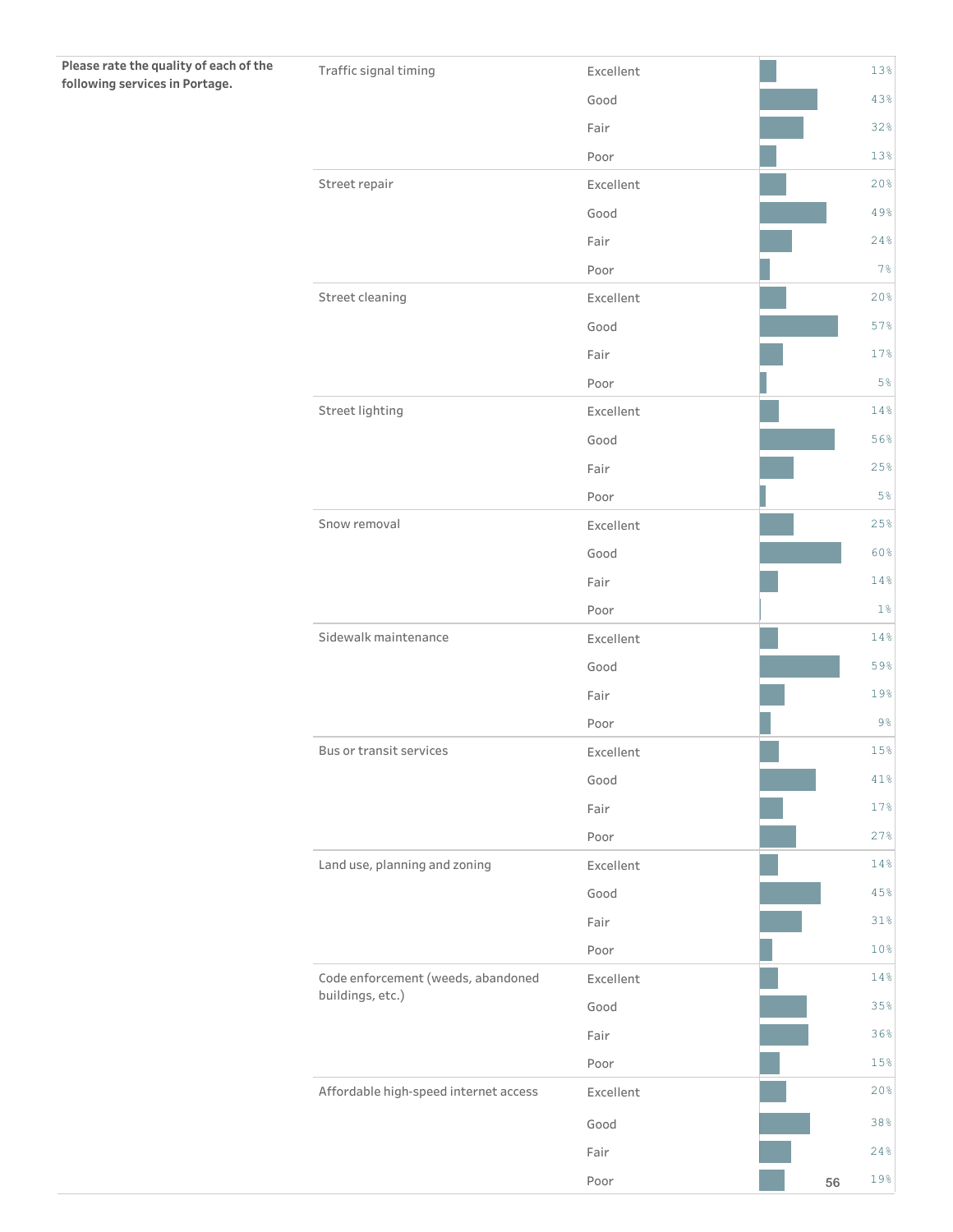| Question | Service | Rating | Percent |
|---|---|---|---|
| **Please rate the quality of each of the following services in Portage.** | Traffic signal timing | Excellent | 13% |
| | | Good | 43% |
| | | Fair | 32% |
| | | Poor | 13% |
| | Street repair | Excellent | 20% |
| | | Good | 49% |
| | | Fair | 24% |
| | | Poor | 7% |
| | Street cleaning | Excellent | 20% |
| | | Good | 57% |
| | | Fair | 17% |
| | | Poor | 5% |
| | Street lighting | Excellent | 14% |
| | | Good | 56% |
| | | Fair | 25% |
| | | Poor | 5% |
| | Snow removal | Excellent | 25% |
| | | Good | 60% |
| | | Fair | 14% |
| | | Poor | 1% |
| | Sidewalk maintenance | Excellent | 14% |
| | | Good | 59% |
| | | Fair | 19% |
| | | Poor | 9% |
| | Bus or transit services | Excellent | 15% |
| | | Good | 41% |
| | | Fair | 17% |
| | | Poor | 27% |
| | Land use, planning and zoning | Excellent | 14% |
| | | Good | 45% |
| | | Fair | 31% |
| | | Poor | 10% |
| | Code enforcement (weeds, abandoned buildings, etc.) | Excellent | 14% |
| | | Good | 35% |
| | | Fair | 36% |
| | | Poor | 15% |
| | Affordable high-speed internet access | Excellent | 20% |
| | | Good | 38% |
| | | Fair | 24% |
| | | Poor | 19% |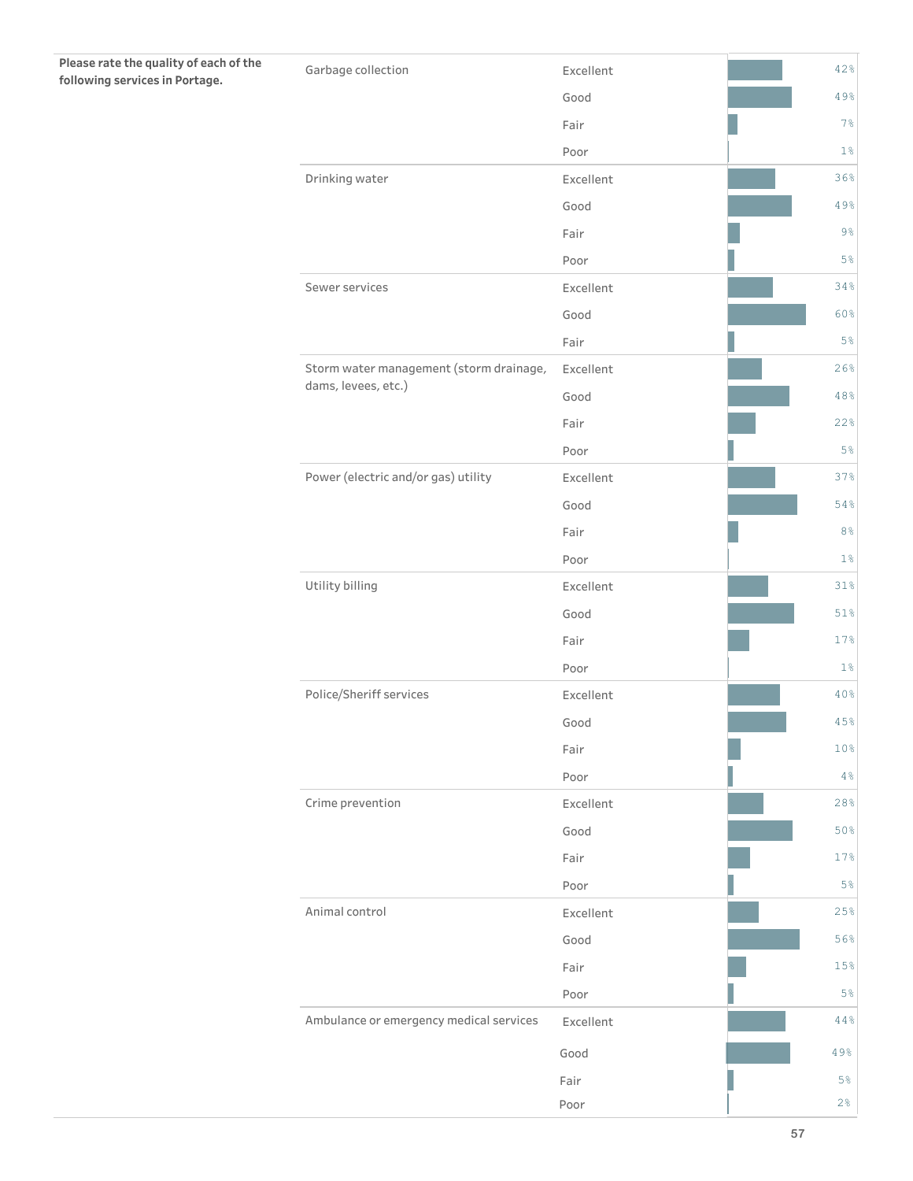| Please rate the quality of each of the following services in Portage. | | | |
|---|---|---|---|
| | Garbage collection | Excellent | 42% |
| | | Good | 49% |
| | | Fair | 7% |
| | | Poor | 1% |
| | Drinking water | Excellent | 36% |
| | | Good | 49% |
| | | Fair | 9% |
| | | Poor | 5% |
| | Sewer services | Excellent | 34% |
| | | Good | 60% |
| | | Fair | 5% |
| | Storm water management (storm drainage, dams, levees, etc.) | Excellent | 26% |
| | | Good | 48% |
| | | Fair | 22% |
| | | Poor | 5% |
| | Power (electric and/or gas) utility | Excellent | 37% |
| | | Good | 54% |
| | | Fair | 8% |
| | | Poor | 1% |
| | Utility billing | Excellent | 31% |
| | | Good | 51% |
| | | Fair | 17% |
| | | Poor | 1% |
| | Police/Sheriff services | Excellent | 40% |
| | | Good | 45% |
| | | Fair | 10% |
| | | Poor | 4% |
| | Crime prevention | Excellent | 28% |
| | | Good | 50% |
| | | Fair | 17% |
| | | Poor | 5% |
| | Animal control | Excellent | 25% |
| | | Good | 56% |
| | | Fair | 15% |
| | | Poor | 5% |
| | Ambulance or emergency medical services | Excellent | 44% |
| | | Good | 49% |
| | | Fair | 5% |
| | | Poor | 2% |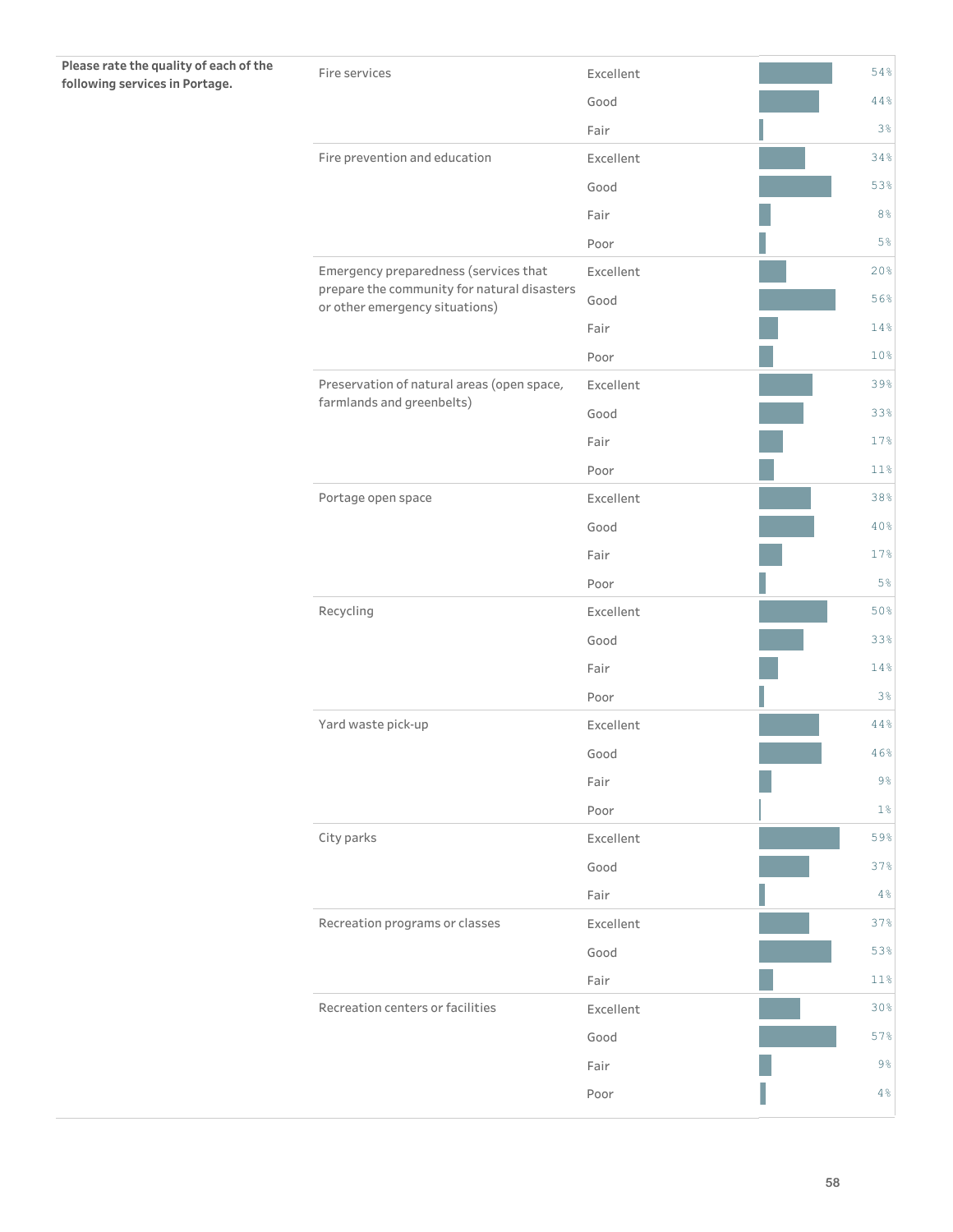| Question | Service | Rating | Percent |
| --- | --- | --- | --- |
| **Please rate the quality of each of the following services in Portage.** | Fire services | Excellent | 54% |
| | | Good | 44% |
| | | Fair | 3% |
| | Fire prevention and education | Excellent | 34% |
| | | Good | 53% |
| | | Fair | 8% |
| | | Poor | 5% |
| | Emergency preparedness (services that prepare the community for natural disasters or other emergency situations) | Excellent | 20% |
| | | Good | 56% |
| | | Fair | 14% |
| | | Poor | 10% |
| | Preservation of natural areas (open space, farmlands and greenbelts) | Excellent | 39% |
| | | Good | 33% |
| | | Fair | 17% |
| | | Poor | 11% |
| | Portage open space | Excellent | 38% |
| | | Good | 40% |
| | | Fair | 17% |
| | | Poor | 5% |
| | Recycling | Excellent | 50% |
| | | Good | 33% |
| | | Fair | 14% |
| | | Poor | 3% |
| | Yard waste pick-up | Excellent | 44% |
| | | Good | 46% |
| | | Fair | 9% |
| | | Poor | 1% |
| | City parks | Excellent | 59% |
| | | Good | 37% |
| | | Fair | 4% |
| | Recreation programs or classes | Excellent | 37% |
| | | Good | 53% |
| | | Fair | 11% |
| | Recreation centers or facilities | Excellent | 30% |
| | | Good | 57% |
| | | Fair | 9% |
| | | Poor | 4% |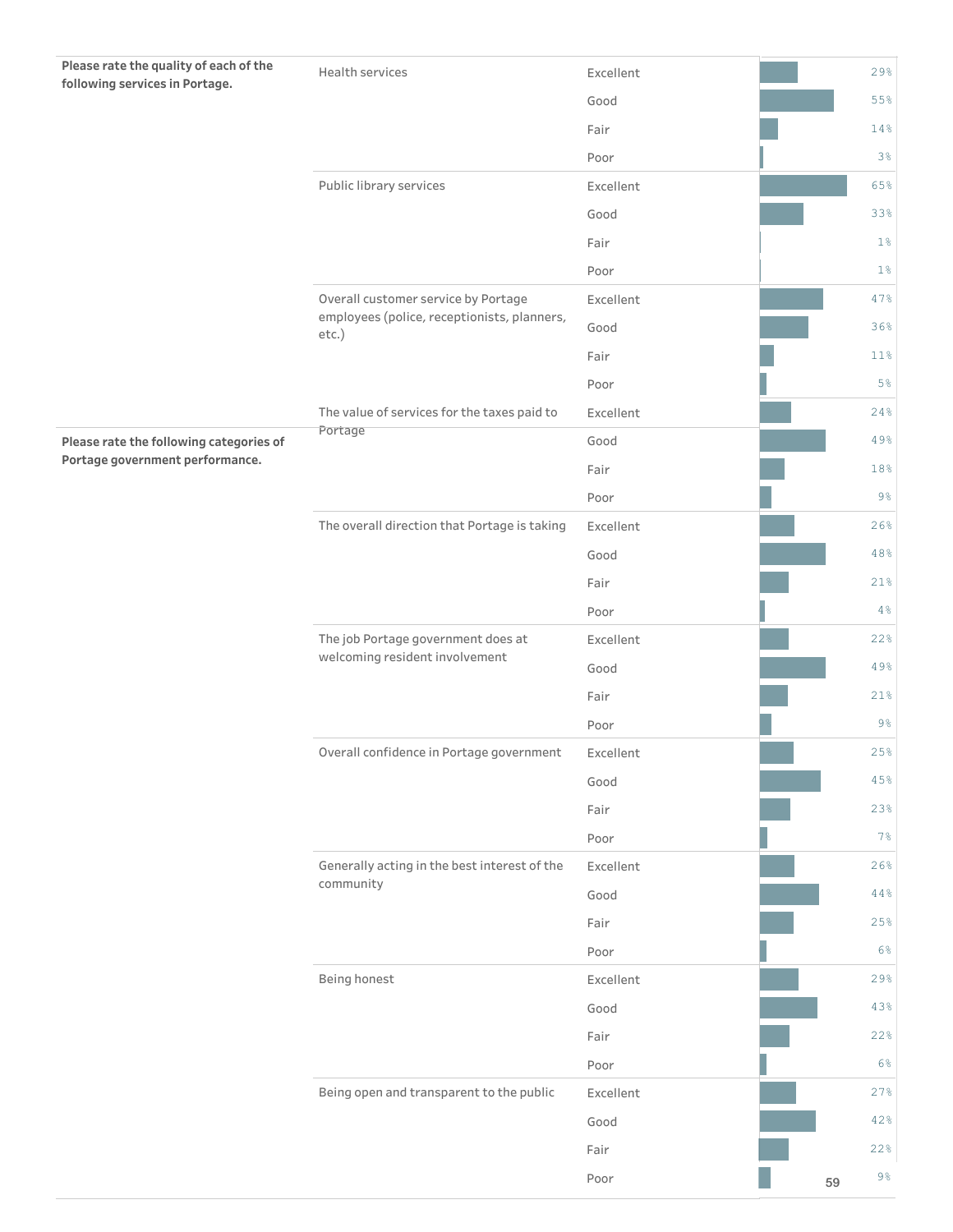| Question | Item | Rating | Percent |
|---|---|---|---|
| **Please rate the quality of each of the following services in Portage.** | Health services | Excellent | 29% |
| | | Good | 55% |
| | | Fair | 14% |
| | | Poor | 3% |
| | Public library services | Excellent | 65% |
| | | Good | 33% |
| | | Fair | 1% |
| | | Poor | 1% |
| | Overall customer service by Portage employees (police, receptionists, planners, etc.) | Excellent | 47% |
| | | Good | 36% |
| | | Fair | 11% |
| | | Poor | 5% |
| **Please rate the following categories of Portage government performance.** | The value of services for the taxes paid to Portage | Excellent | 24% |
| | | Good | 49% |
| | | Fair | 18% |
| | | Poor | 9% |
| | The overall direction that Portage is taking | Excellent | 26% |
| | | Good | 48% |
| | | Fair | 21% |
| | | Poor | 4% |
| | The job Portage government does at welcoming resident involvement | Excellent | 22% |
| | | Good | 49% |
| | | Fair | 21% |
| | | Poor | 9% |
| | Overall confidence in Portage government | Excellent | 25% |
| | | Good | 45% |
| | | Fair | 23% |
| | | Poor | 7% |
| | Generally acting in the best interest of the community | Excellent | 26% |
| | | Good | 44% |
| | | Fair | 25% |
| | | Poor | 6% |
| | Being honest | Excellent | 29% |
| | | Good | 43% |
| | | Fair | 22% |
| | | Poor | 6% |
| | Being open and transparent to the public | Excellent | 27% |
| | | Good | 42% |
| | | Fair | 22% |
| | | Poor | 9% |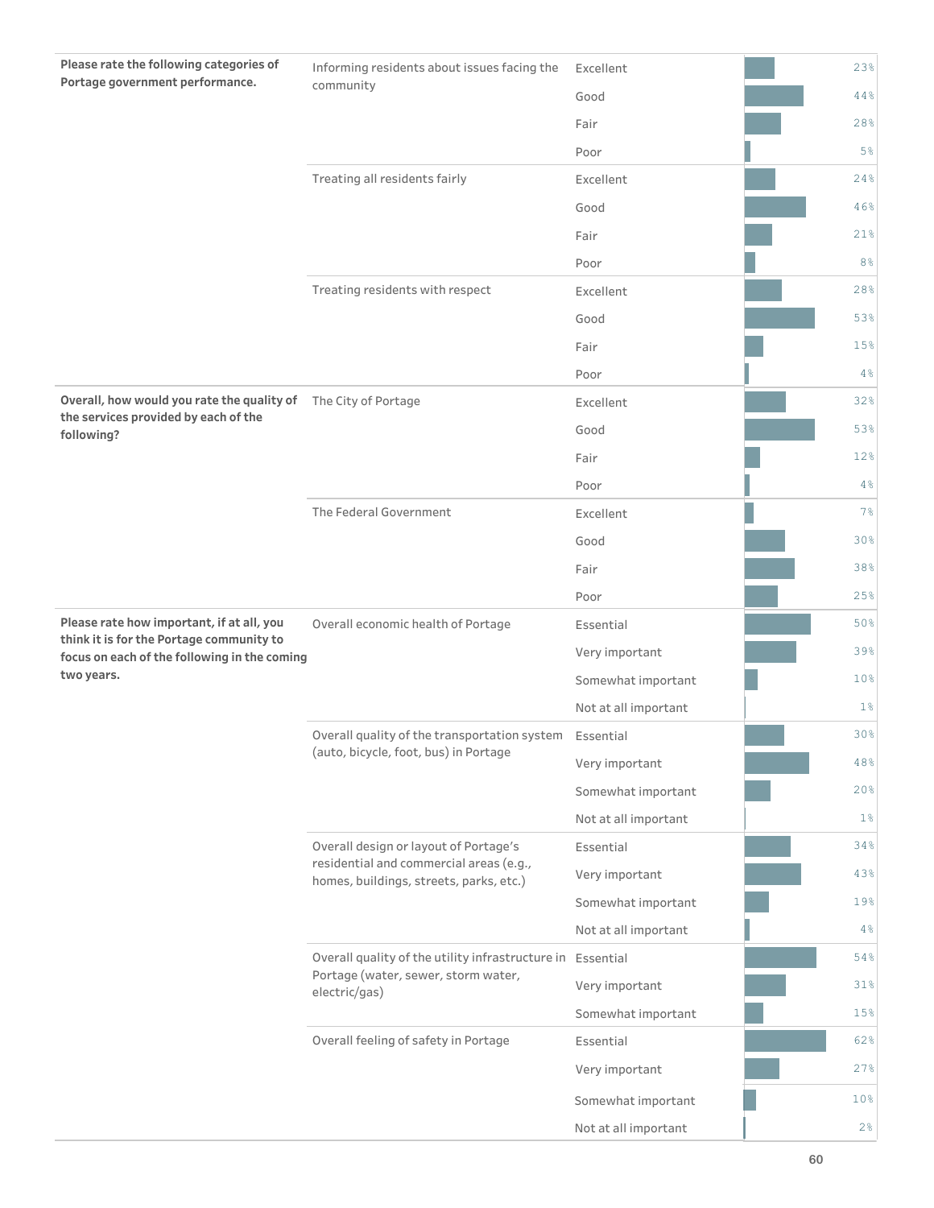| Question | Item | Response | Percent |
|---|---|---|---|
| Please rate the following categories of Portage government performance. | Informing residents about issues facing the community | Excellent | 23% |
| | | Good | 44% |
| | | Fair | 28% |
| | | Poor | 5% |
| | Treating all residents fairly | Excellent | 24% |
| | | Good | 46% |
| | | Fair | 21% |
| | | Poor | 8% |
| | Treating residents with respect | Excellent | 28% |
| | | Good | 53% |
| | | Fair | 15% |
| | | Poor | 4% |
| Overall, how would you rate the quality of the services provided by each of the following? | The City of Portage | Excellent | 32% |
| | | Good | 53% |
| | | Fair | 12% |
| | | Poor | 4% |
| | The Federal Government | Excellent | 7% |
| | | Good | 30% |
| | | Fair | 38% |
| | | Poor | 25% |
| Please rate how important, if at all, you think it is for the Portage community to focus on each of the following in the coming two years. | Overall economic health of Portage | Essential | 50% |
| | | Very important | 39% |
| | | Somewhat important | 10% |
| | | Not at all important | 1% |
| | Overall quality of the transportation system (auto, bicycle, foot, bus) in Portage | Essential | 30% |
| | | Very important | 48% |
| | | Somewhat important | 20% |
| | | Not at all important | 1% |
| | Overall design or layout of Portage's residential and commercial areas (e.g., homes, buildings, streets, parks, etc.) | Essential | 34% |
| | | Very important | 43% |
| | | Somewhat important | 19% |
| | | Not at all important | 4% |
| | Overall quality of the utility infrastructure in Portage (water, sewer, storm water, electric/gas) | Essential | 54% |
| | | Very important | 31% |
| | | Somewhat important | 15% |
| | Overall feeling of safety in Portage | Essential | 62% |
| | | Very important | 27% |
| | | Somewhat important | 10% |
| | | Not at all important | 2% |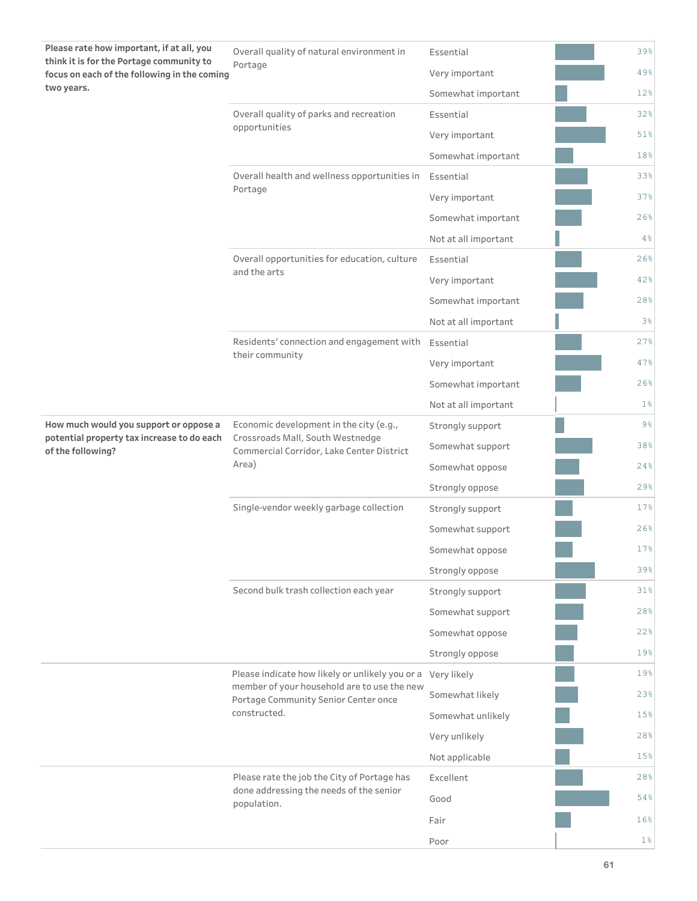| Question | Item | Response | Percent |
|---|---|---|---|
| **Please rate how important, if at all, you think it is for the Portage community to focus on each of the following in the coming two years.** | Overall quality of natural environment in Portage | Essential | 39% |
| | | Very important | 49% |
| | | Somewhat important | 12% |
| | Overall quality of parks and recreation opportunities | Essential | 32% |
| | | Very important | 51% |
| | | Somewhat important | 18% |
| | Overall health and wellness opportunities in Portage | Essential | 33% |
| | | Very important | 37% |
| | | Somewhat important | 26% |
| | | Not at all important | 4% |
| | Overall opportunities for education, culture and the arts | Essential | 26% |
| | | Very important | 42% |
| | | Somewhat important | 28% |
| | | Not at all important | 3% |
| | Residents' connection and engagement with their community | Essential | 27% |
| | | Very important | 47% |
| | | Somewhat important | 26% |
| | | Not at all important | 1% |
| **How much would you support or oppose a potential property tax increase to do each of the following?** | Economic development in the city (e.g., Crossroads Mall, South Westnedge Commercial Corridor, Lake Center District Area) | Strongly support | 9% |
| | | Somewhat support | 38% |
| | | Somewhat oppose | 24% |
| | | Strongly oppose | 29% |
| | Single-vendor weekly garbage collection | Strongly support | 17% |
| | | Somewhat support | 26% |
| | | Somewhat oppose | 17% |
| | | Strongly oppose | 39% |
| | Second bulk trash collection each year | Strongly support | 31% |
| | | Somewhat support | 28% |
| | | Somewhat oppose | 22% |
| | | Strongly oppose | 19% |
| | Please indicate how likely or unlikely you or a member of your household are to use the new Portage Community Senior Center once constructed. | Very likely | 19% |
| | | Somewhat likely | 23% |
| | | Somewhat unlikely | 15% |
| | | Very unlikely | 28% |
| | | Not applicable | 15% |
| | Please rate the job the City of Portage has done addressing the needs of the senior population. | Excellent | 28% |
| | | Good | 54% |
| | | Fair | 16% |
| | | Poor | 1% |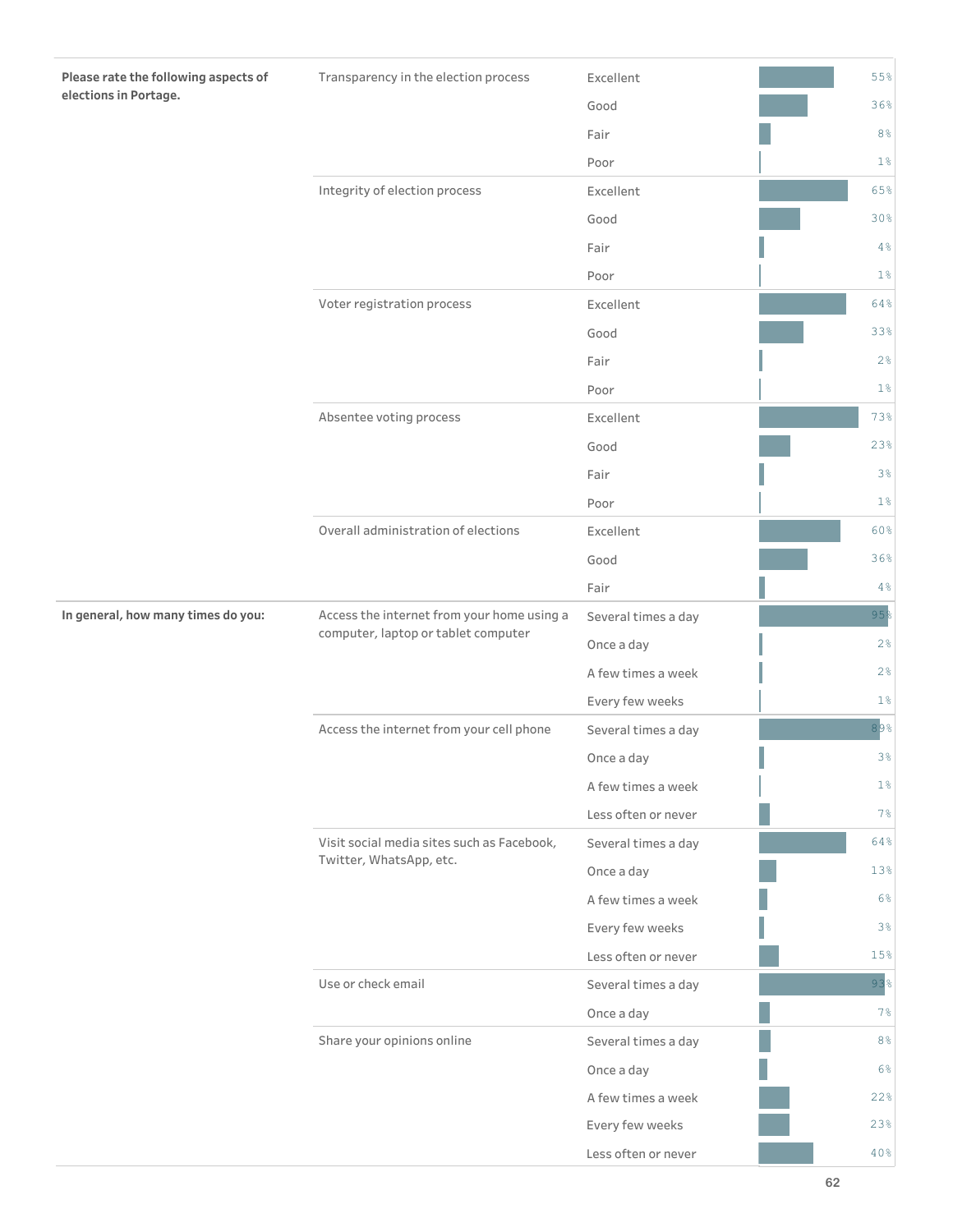| Question | Item | Response | Percent |
|---|---|---|---|
| **Please rate the following aspects of elections in Portage.** | Transparency in the election process | Excellent | 55% |
| | | Good | 36% |
| | | Fair | 8% |
| | | Poor | 1% |
| | Integrity of election process | Excellent | 65% |
| | | Good | 30% |
| | | Fair | 4% |
| | | Poor | 1% |
| | Voter registration process | Excellent | 64% |
| | | Good | 33% |
| | | Fair | 2% |
| | | Poor | 1% |
| | Absentee voting process | Excellent | 73% |
| | | Good | 23% |
| | | Fair | 3% |
| | | Poor | 1% |
| | Overall administration of elections | Excellent | 60% |
| | | Good | 36% |
| | | Fair | 4% |
| **In general, how many times do you:** | Access the internet from your home using a computer, laptop or tablet computer | Several times a day | 95% |
| | | Once a day | 2% |
| | | A few times a week | 2% |
| | | Every few weeks | 1% |
| | Access the internet from your cell phone | Several times a day | 89% |
| | | Once a day | 3% |
| | | A few times a week | 1% |
| | | Less often or never | 7% |
| | Visit social media sites such as Facebook, Twitter, WhatsApp, etc. | Several times a day | 64% |
| | | Once a day | 13% |
| | | A few times a week | 6% |
| | | Every few weeks | 3% |
| | | Less often or never | 15% |
| | Use or check email | Several times a day | 93% |
| | | Once a day | 7% |
| | Share your opinions online | Several times a day | 8% |
| | | Once a day | 6% |
| | | A few times a week | 22% |
| | | Every few weeks | 23% |
| | | Less often or never | 40% |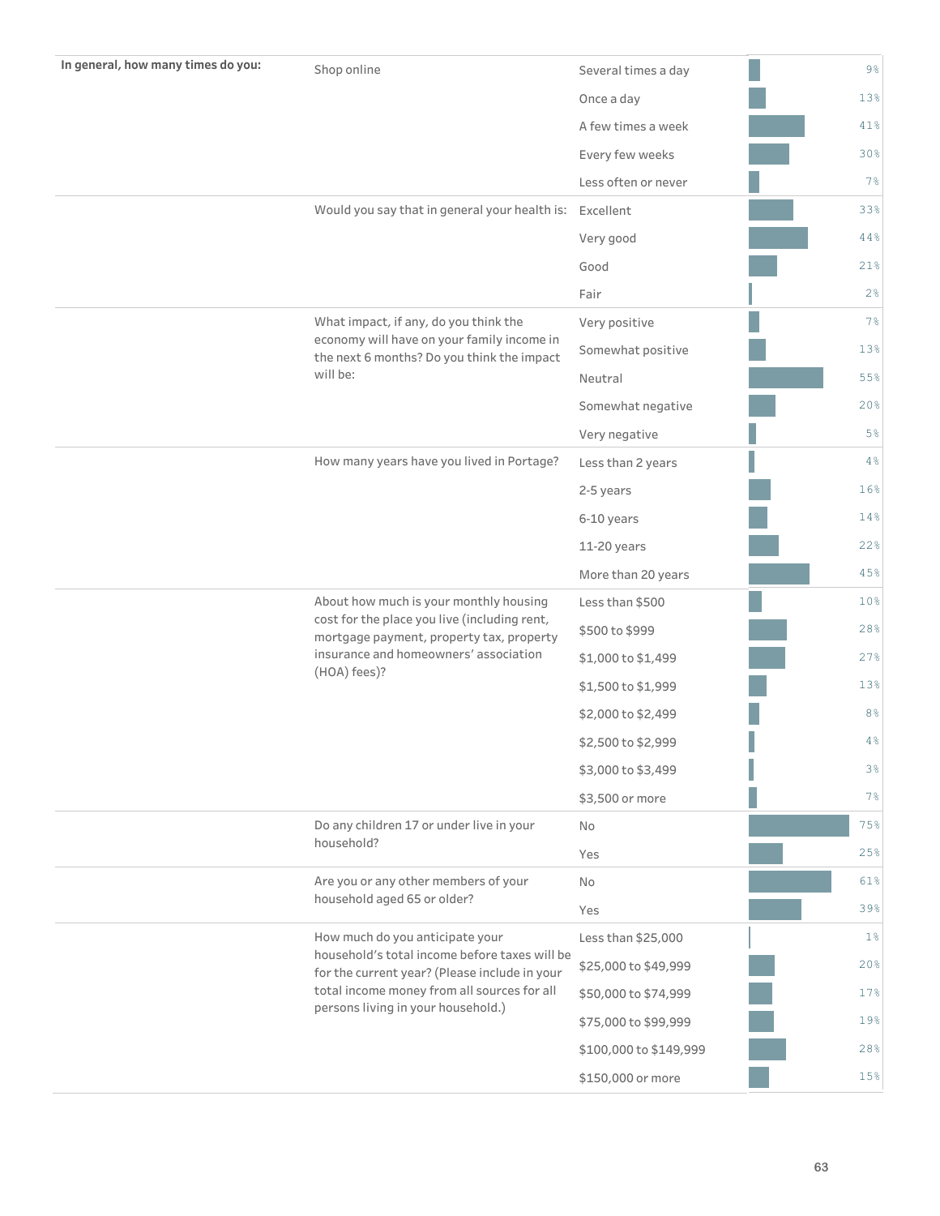| In general, how many times do you: | | | |
|---|---|---|---|
| | Shop online | Several times a day | 9% |
| | | Once a day | 13% |
| | | A few times a week | 41% |
| | | Every few weeks | 30% |
| | | Less often or never | 7% |
| | Would you say that in general your health is: | Excellent | 33% |
| | | Very good | 44% |
| | | Good | 21% |
| | | Fair | 2% |
| | What impact, if any, do you think the economy will have on your family income in the next 6 months? Do you think the impact will be: | Very positive | 7% |
| | | Somewhat positive | 13% |
| | | Neutral | 55% |
| | | Somewhat negative | 20% |
| | | Very negative | 5% |
| | How many years have you lived in Portage? | Less than 2 years | 4% |
| | | 2-5 years | 16% |
| | | 6-10 years | 14% |
| | | 11-20 years | 22% |
| | | More than 20 years | 45% |
| | About how much is your monthly housing cost for the place you live (including rent, mortgage payment, property tax, property insurance and homeowners' association (HOA) fees)? | Less than $500 | 10% |
| | | $500 to $999 | 28% |
| | | $1,000 to $1,499 | 27% |
| | | $1,500 to $1,999 | 13% |
| | | $2,000 to $2,499 | 8% |
| | | $2,500 to $2,999 | 4% |
| | | $3,000 to $3,499 | 3% |
| | | $3,500 or more | 7% |
| | Do any children 17 or under live in your household? | No | 75% |
| | | Yes | 25% |
| | Are you or any other members of your household aged 65 or older? | No | 61% |
| | | Yes | 39% |
| | How much do you anticipate your household's total income before taxes will be for the current year? (Please include in your total income money from all sources for all persons living in your household.) | Less than $25,000 | 1% |
| | | $25,000 to $49,999 | 20% |
| | | $50,000 to $74,999 | 17% |
| | | $75,000 to $99,999 | 19% |
| | | $100,000 to $149,999 | 28% |
| | | $150,000 or more | 15% |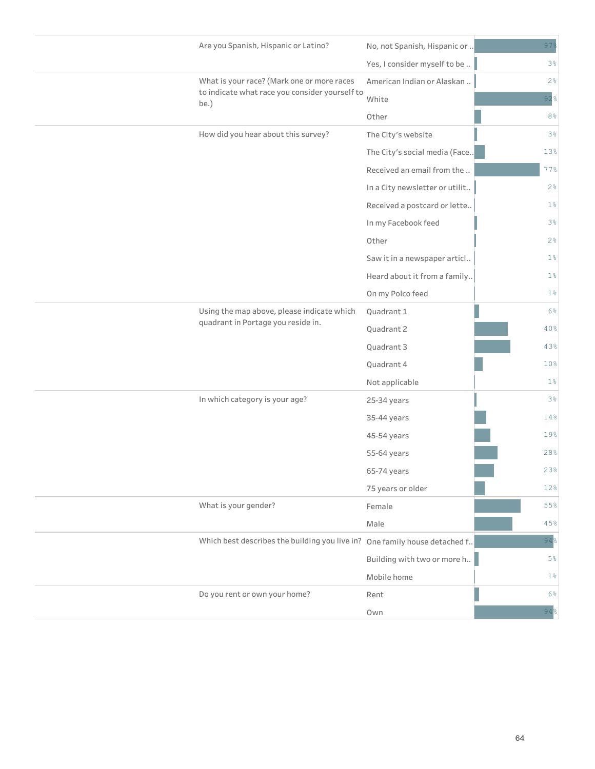Are you Spanish, Hispanic or Latino?

No, not Spanish, Hispanic or ..
97%

Yes, I consider myself to be ..
3%

What is your race? (Mark one or more races to indicate what race you consider yourself to be.)

American Indian or Alaskan ..
2%

White
92%

Other
8%

How did you hear about this survey?

The City's website
3%

The City's social media (Face..
13%

Received an email from the ..
77%

In a City newsletter or utilit..
2%

Received a postcard or lette..
1%

In my Facebook feed
3%

Other
2%

Saw it in a newspaper articl..
1%

Heard about it from a family..
1%

On my Polco feed
1%

Using the map above, please indicate which quadrant in Portage you reside in.

Quadrant 1
6%

Quadrant 2
40%

Quadrant 3
43%

Quadrant 4
10%

Not applicable
1%

In which category is your age?

25-34 years
3%

35-44 years
14%

45-54 years
19%

55-64 years
28%

65-74 years
23%

75 years or older
12%

What is your gender?

Female
55%

Male
45%

Which best describes the building you live in?

One family house detached f..
94%

Building with two or more h..
5%

Mobile home
1%

Do you rent or own your home?

Rent
6%

Own
94%